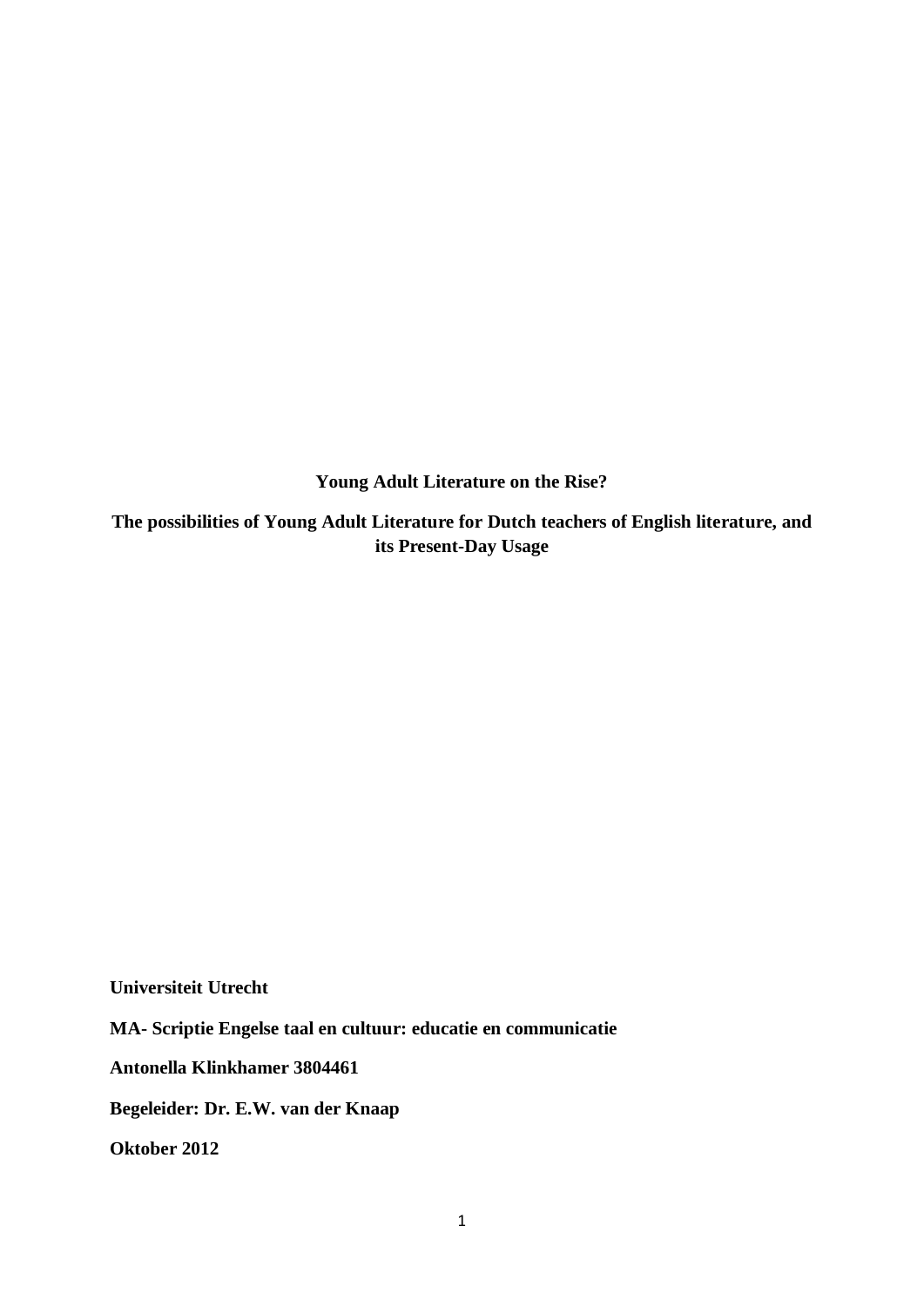**Young Adult Literature on the Rise?**

**The possibilities of Young Adult Literature for Dutch teachers of English literature, and its Present-Day Usage**

**Universiteit Utrecht**

**MA- Scriptie Engelse taal en cultuur: educatie en communicatie**

**Antonella Klinkhamer 3804461**

**Begeleider: Dr. E.W. van der Knaap**

**Oktober 2012**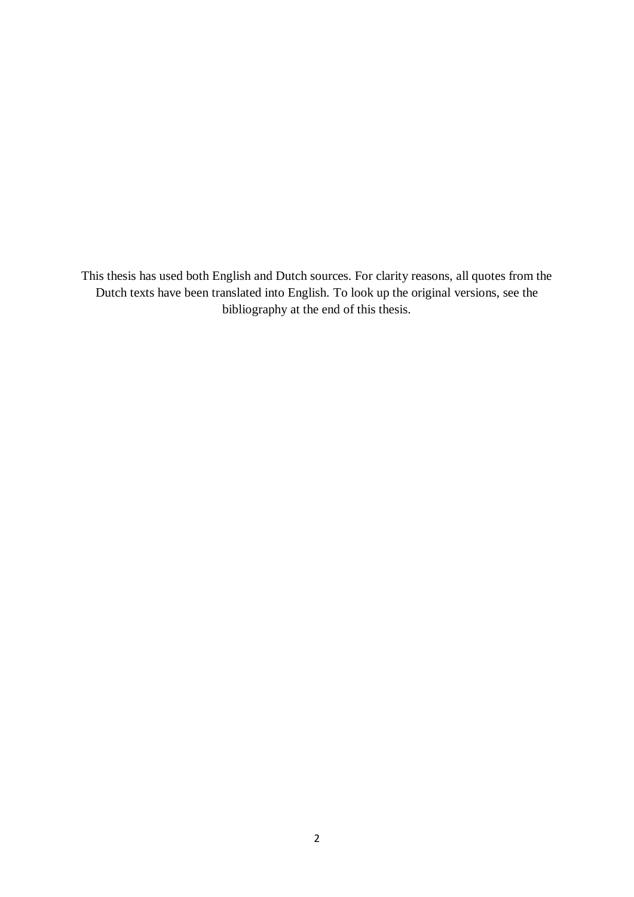This thesis has used both English and Dutch sources. For clarity reasons, all quotes from the Dutch texts have been translated into English. To look up the original versions, see the bibliography at the end of this thesis.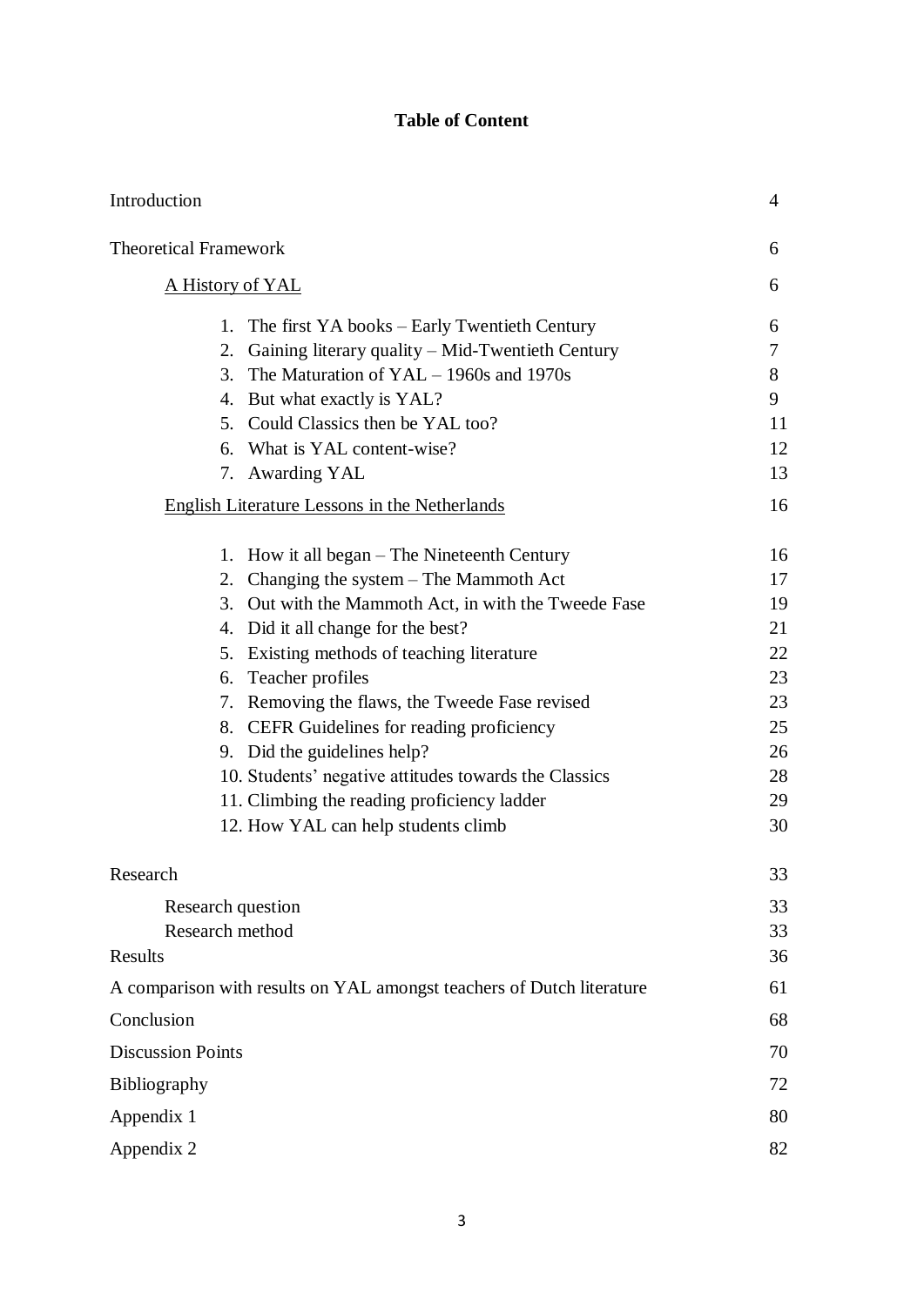# Table of Content

| | |
|---|---|
| Introduction | 4 |
| Theoretical Framework | 6 |
| A History of YAL | 6 |
| 1. The first YA books – Early Twentieth Century | 6 |
| 2. Gaining literary quality – Mid-Twentieth Century | 7 |
| 3. The Maturation of YAL – 1960s and 1970s | 8 |
| 4. But what exactly is YAL? | 9 |
| 5. Could Classics then be YAL too? | 11 |
| 6. What is YAL content-wise? | 12 |
| 7. Awarding YAL | 13 |
| English Literature Lessons in the Netherlands | 16 |
| 1. How it all began – The Nineteenth Century | 16 |
| 2. Changing the system – The Mammoth Act | 17 |
| 3. Out with the Mammoth Act, in with the Tweede Fase | 19 |
| 4. Did it all change for the best? | 21 |
| 5. Existing methods of teaching literature | 22 |
| 6. Teacher profiles | 23 |
| 7. Removing the flaws, the Tweede Fase revised | 23 |
| 8. CEFR Guidelines for reading proficiency | 25 |
| 9. Did the guidelines help? | 26 |
| 10. Students' negative attitudes towards the Classics | 28 |
| 11. Climbing the reading proficiency ladder | 29 |
| 12. How YAL can help students climb | 30 |
| Research | 33 |
| Research question | 33 |
| Research method | 33 |
| Results | 36 |
| A comparison with results on YAL amongst teachers of Dutch literature | 61 |
| Conclusion | 68 |
| Discussion Points | 70 |
| Bibliography | 72 |
| Appendix 1 | 80 |
| Appendix 2 | 82 |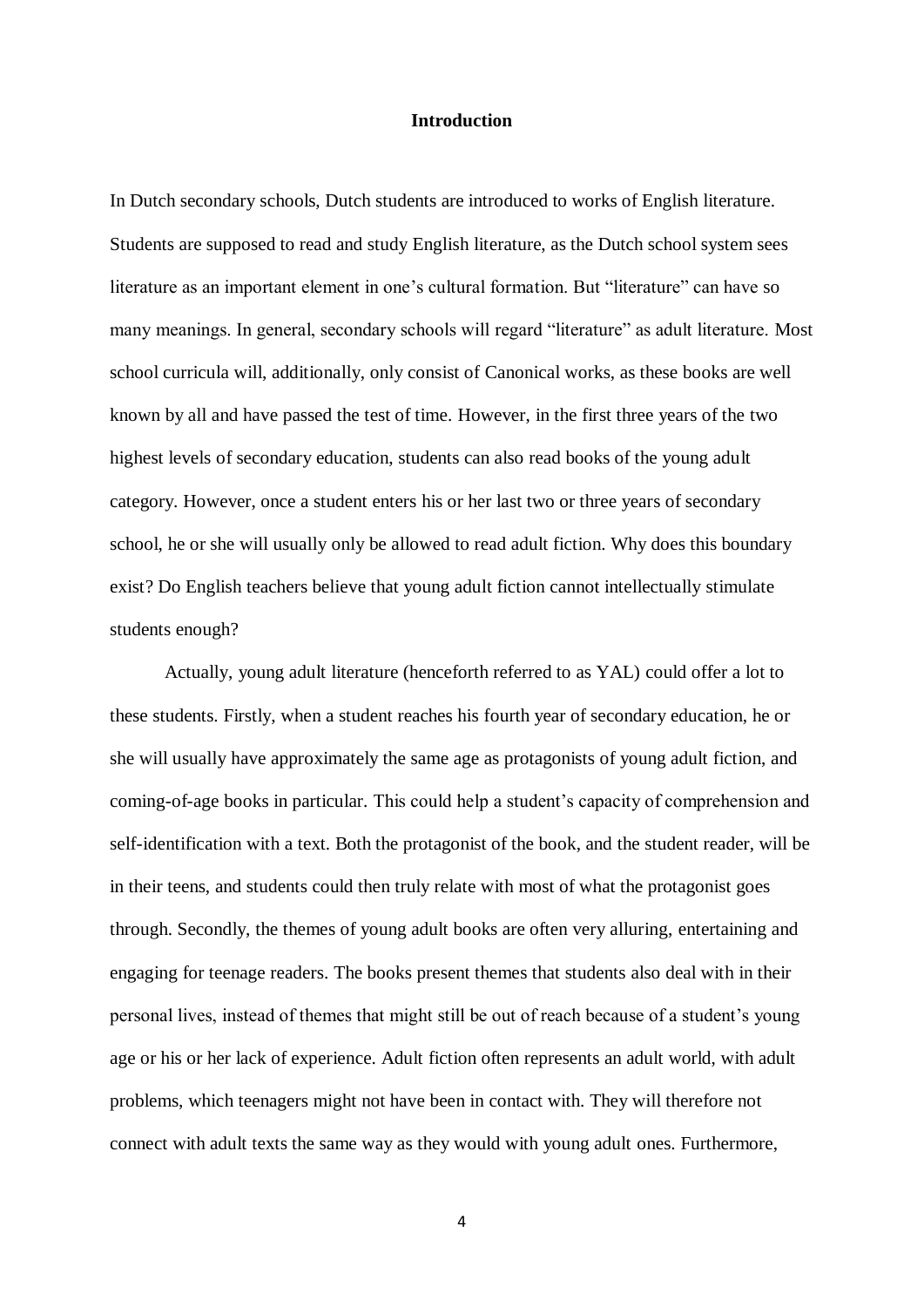# Introduction

In Dutch secondary schools, Dutch students are introduced to works of English literature. Students are supposed to read and study English literature, as the Dutch school system sees literature as an important element in one's cultural formation. But "literature" can have so many meanings. In general, secondary schools will regard "literature" as adult literature. Most school curricula will, additionally, only consist of Canonical works, as these books are well known by all and have passed the test of time. However, in the first three years of the two highest levels of secondary education, students can also read books of the young adult category. However, once a student enters his or her last two or three years of secondary school, he or she will usually only be allowed to read adult fiction. Why does this boundary exist? Do English teachers believe that young adult fiction cannot intellectually stimulate students enough?

Actually, young adult literature (henceforth referred to as YAL) could offer a lot to these students. Firstly, when a student reaches his fourth year of secondary education, he or she will usually have approximately the same age as protagonists of young adult fiction, and coming-of-age books in particular. This could help a student's capacity of comprehension and self-identification with a text. Both the protagonist of the book, and the student reader, will be in their teens, and students could then truly relate with most of what the protagonist goes through. Secondly, the themes of young adult books are often very alluring, entertaining and engaging for teenage readers. The books present themes that students also deal with in their personal lives, instead of themes that might still be out of reach because of a student's young age or his or her lack of experience. Adult fiction often represents an adult world, with adult problems, which teenagers might not have been in contact with. They will therefore not connect with adult texts the same way as they would with young adult ones. Furthermore,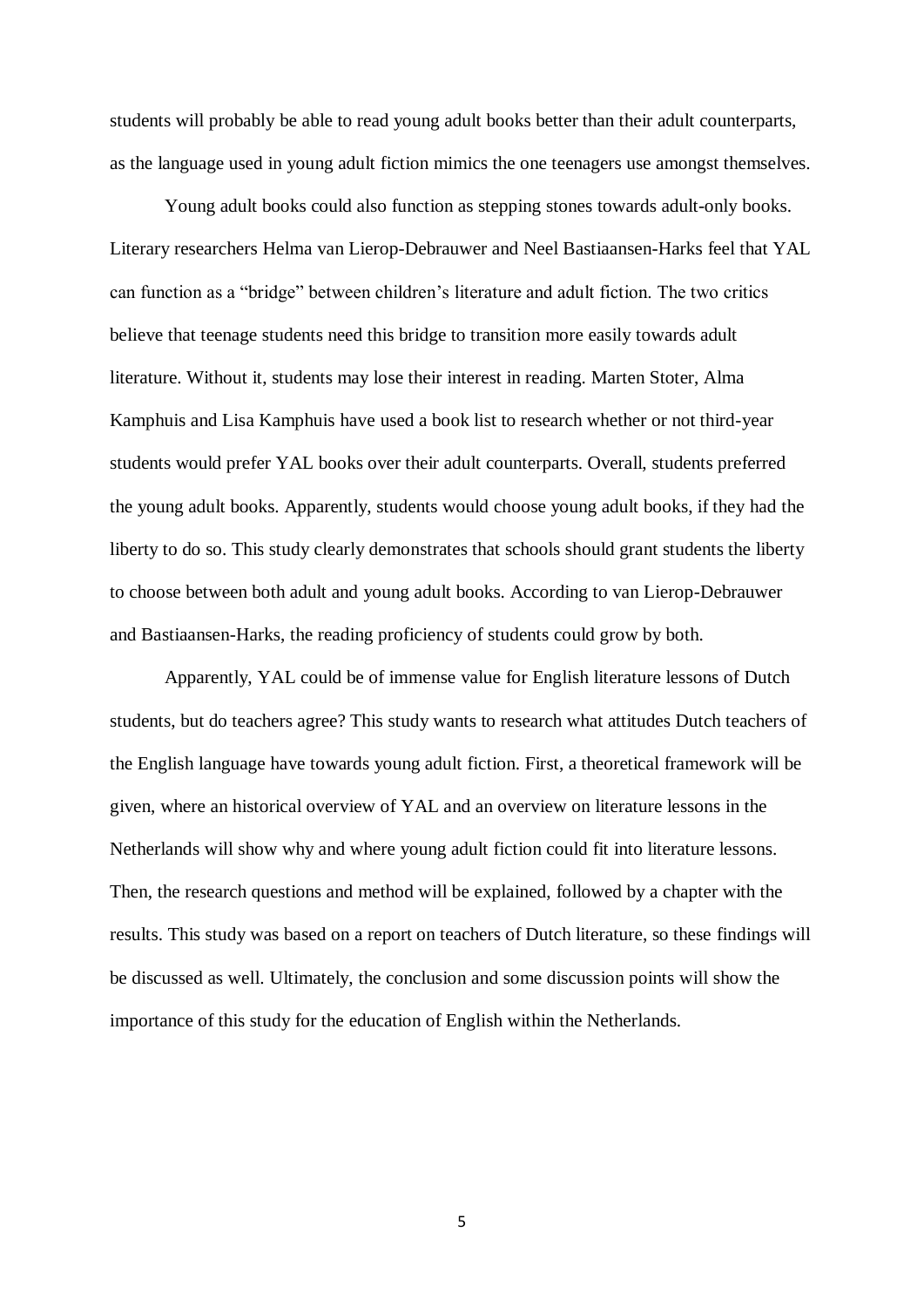students will probably be able to read young adult books better than their adult counterparts, as the language used in young adult fiction mimics the one teenagers use amongst themselves.

Young adult books could also function as stepping stones towards adult-only books. Literary researchers Helma van Lierop-Debrauwer and Neel Bastiaansen-Harks feel that YAL can function as a "bridge" between children's literature and adult fiction. The two critics believe that teenage students need this bridge to transition more easily towards adult literature. Without it, students may lose their interest in reading. Marten Stoter, Alma Kamphuis and Lisa Kamphuis have used a book list to research whether or not third-year students would prefer YAL books over their adult counterparts. Overall, students preferred the young adult books. Apparently, students would choose young adult books, if they had the liberty to do so. This study clearly demonstrates that schools should grant students the liberty to choose between both adult and young adult books. According to van Lierop-Debrauwer and Bastiaansen-Harks, the reading proficiency of students could grow by both.

Apparently, YAL could be of immense value for English literature lessons of Dutch students, but do teachers agree? This study wants to research what attitudes Dutch teachers of the English language have towards young adult fiction. First, a theoretical framework will be given, where an historical overview of YAL and an overview on literature lessons in the Netherlands will show why and where young adult fiction could fit into literature lessons. Then, the research questions and method will be explained, followed by a chapter with the results. This study was based on a report on teachers of Dutch literature, so these findings will be discussed as well. Ultimately, the conclusion and some discussion points will show the importance of this study for the education of English within the Netherlands.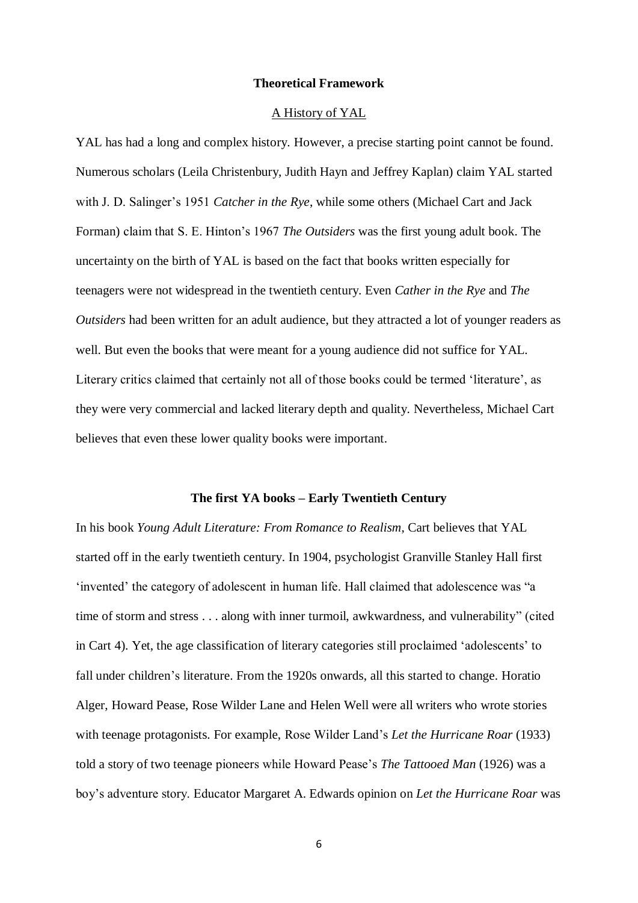## Theoretical Framework

### A History of YAL

YAL has had a long and complex history. However, a precise starting point cannot be found. Numerous scholars (Leila Christenbury, Judith Hayn and Jeffrey Kaplan) claim YAL started with J. D. Salinger's 1951 *Catcher in the Rye*, while some others (Michael Cart and Jack Forman) claim that S. E. Hinton's 1967 *The Outsiders* was the first young adult book. The uncertainty on the birth of YAL is based on the fact that books written especially for teenagers were not widespread in the twentieth century. Even *Cather in the Rye* and *The Outsiders* had been written for an adult audience, but they attracted a lot of younger readers as well. But even the books that were meant for a young audience did not suffice for YAL. Literary critics claimed that certainly not all of those books could be termed 'literature', as they were very commercial and lacked literary depth and quality. Nevertheless, Michael Cart believes that even these lower quality books were important.

### The first YA books – Early Twentieth Century

In his book *Young Adult Literature: From Romance to Realism*, Cart believes that YAL started off in the early twentieth century. In 1904, psychologist Granville Stanley Hall first 'invented' the category of adolescent in human life. Hall claimed that adolescence was "a time of storm and stress . . . along with inner turmoil, awkwardness, and vulnerability" (cited in Cart 4). Yet, the age classification of literary categories still proclaimed 'adolescents' to fall under children's literature. From the 1920s onwards, all this started to change. Horatio Alger, Howard Pease, Rose Wilder Lane and Helen Well were all writers who wrote stories with teenage protagonists. For example, Rose Wilder Land's *Let the Hurricane Roar* (1933) told a story of two teenage pioneers while Howard Pease's *The Tattooed Man* (1926) was a boy's adventure story. Educator Margaret A. Edwards opinion on *Let the Hurricane Roar* was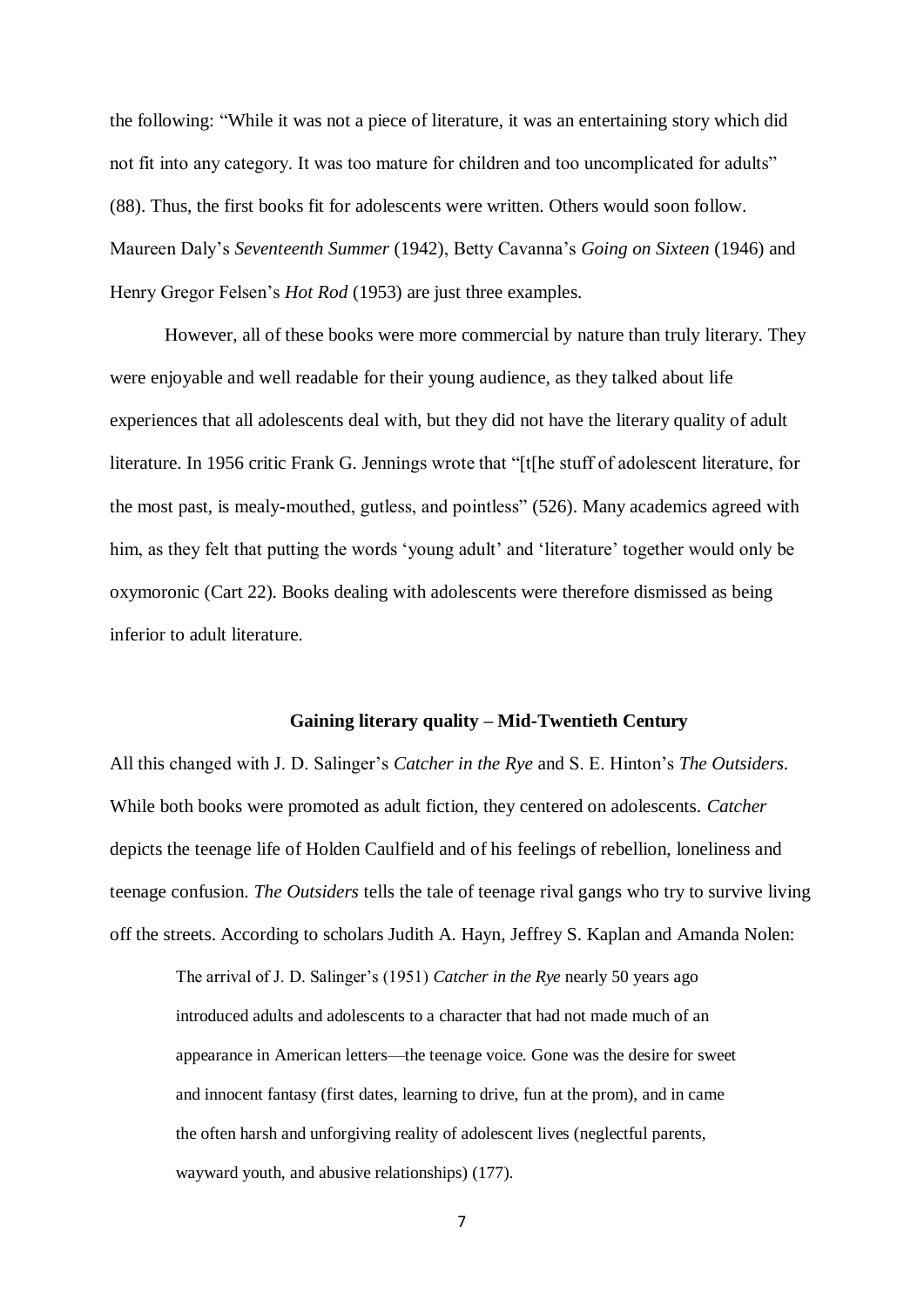the following: “While it was not a piece of literature, it was an entertaining story which did not fit into any category. It was too mature for children and too uncomplicated for adults” (88). Thus, the first books fit for adolescents were written. Others would soon follow. Maureen Daly’s *Seventeenth Summer* (1942), Betty Cavanna’s *Going on Sixteen* (1946) and Henry Gregor Felsen’s *Hot Rod* (1953) are just three examples.

However, all of these books were more commercial by nature than truly literary. They were enjoyable and well readable for their young audience, as they talked about life experiences that all adolescents deal with, but they did not have the literary quality of adult literature. In 1956 critic Frank G. Jennings wrote that “[t[he stuff of adolescent literature, for the most past, is mealy-mouthed, gutless, and pointless” (526). Many academics agreed with him, as they felt that putting the words ‘young adult’ and ‘literature’ together would only be oxymoronic (Cart 22). Books dealing with adolescents were therefore dismissed as being inferior to adult literature.

### Gaining literary quality – Mid-Twentieth Century

All this changed with J. D. Salinger’s *Catcher in the Rye* and S. E. Hinton’s *The Outsiders*. While both books were promoted as adult fiction, they centered on adolescents. *Catcher* depicts the teenage life of Holden Caulfield and of his feelings of rebellion, loneliness and teenage confusion. *The Outsiders* tells the tale of teenage rival gangs who try to survive living off the streets. According to scholars Judith A. Hayn, Jeffrey S. Kaplan and Amanda Nolen:

> The arrival of J. D. Salinger’s (1951) *Catcher in the Rye* nearly 50 years ago introduced adults and adolescents to a character that had not made much of an appearance in American letters—the teenage voice. Gone was the desire for sweet and innocent fantasy (first dates, learning to drive, fun at the prom), and in came the often harsh and unforgiving reality of adolescent lives (neglectful parents, wayward youth, and abusive relationships) (177).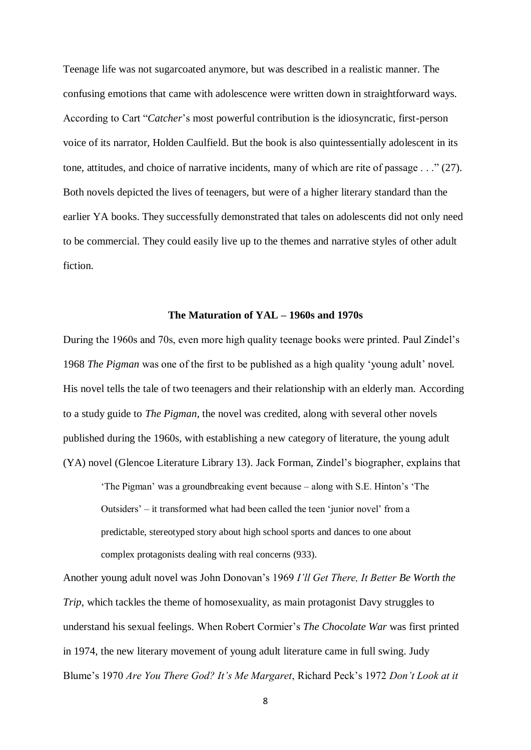Teenage life was not sugarcoated anymore, but was described in a realistic manner. The confusing emotions that came with adolescence were written down in straightforward ways. According to Cart "*Catcher*'s most powerful contribution is the idiosyncratic, first-person voice of its narrator, Holden Caulfield. But the book is also quintessentially adolescent in its tone, attitudes, and choice of narrative incidents, many of which are rite of passage . . ." (27). Both novels depicted the lives of teenagers, but were of a higher literary standard than the earlier YA books. They successfully demonstrated that tales on adolescents did not only need to be commercial. They could easily live up to the themes and narrative styles of other adult fiction.

### The Maturation of YAL – 1960s and 1970s

During the 1960s and 70s, even more high quality teenage books were printed. Paul Zindel's 1968 *The Pigman* was one of the first to be published as a high quality 'young adult' novel. His novel tells the tale of two teenagers and their relationship with an elderly man. According to a study guide to *The Pigman*, the novel was credited, along with several other novels published during the 1960s, with establishing a new category of literature, the young adult (YA) novel (Glencoe Literature Library 13). Jack Forman, Zindel's biographer, explains that

> 'The Pigman' was a groundbreaking event because – along with S.E. Hinton's 'The Outsiders' – it transformed what had been called the teen 'junior novel' from a predictable, stereotyped story about high school sports and dances to one about complex protagonists dealing with real concerns (933).

Another young adult novel was John Donovan's 1969 *I'll Get There, It Better Be Worth the Trip*, which tackles the theme of homosexuality, as main protagonist Davy struggles to understand his sexual feelings. When Robert Cormier's *The Chocolate War* was first printed in 1974, the new literary movement of young adult literature came in full swing. Judy Blume's 1970 *Are You There God? It's Me Margaret*, Richard Peck's 1972 *Don't Look at it*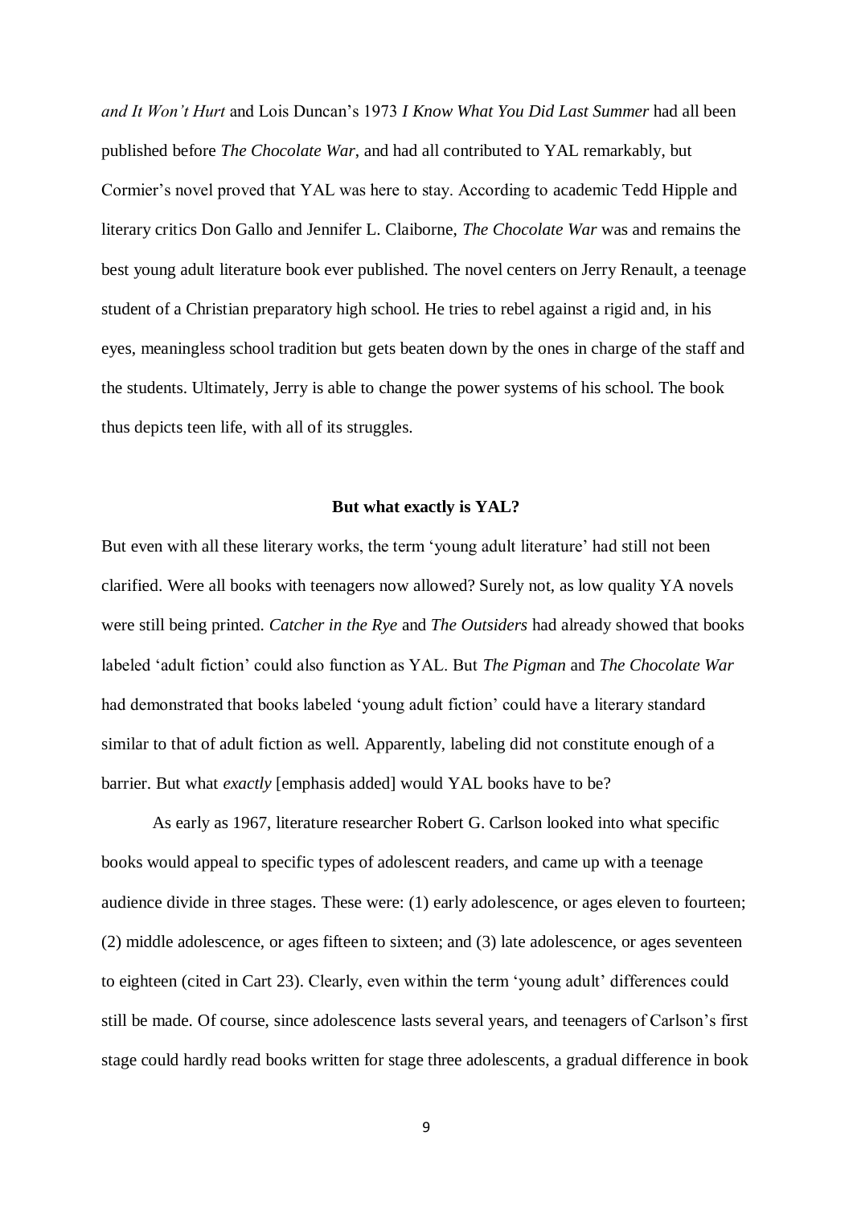*and It Won't Hurt* and Lois Duncan's 1973 *I Know What You Did Last Summer* had all been published before *The Chocolate War*, and had all contributed to YAL remarkably, but Cormier's novel proved that YAL was here to stay. According to academic Tedd Hipple and literary critics Don Gallo and Jennifer L. Claiborne, *The Chocolate War* was and remains the best young adult literature book ever published. The novel centers on Jerry Renault, a teenage student of a Christian preparatory high school. He tries to rebel against a rigid and, in his eyes, meaningless school tradition but gets beaten down by the ones in charge of the staff and the students. Ultimately, Jerry is able to change the power systems of his school. The book thus depicts teen life, with all of its struggles.

**But what exactly is YAL?**

But even with all these literary works, the term 'young adult literature' had still not been clarified. Were all books with teenagers now allowed? Surely not, as low quality YA novels were still being printed. *Catcher in the Rye* and *The Outsiders* had already showed that books labeled 'adult fiction' could also function as YAL. But *The Pigman* and *The Chocolate War* had demonstrated that books labeled 'young adult fiction' could have a literary standard similar to that of adult fiction as well. Apparently, labeling did not constitute enough of a barrier. But what *exactly* [emphasis added] would YAL books have to be?

As early as 1967, literature researcher Robert G. Carlson looked into what specific books would appeal to specific types of adolescent readers, and came up with a teenage audience divide in three stages. These were: (1) early adolescence, or ages eleven to fourteen; (2) middle adolescence, or ages fifteen to sixteen; and (3) late adolescence, or ages seventeen to eighteen (cited in Cart 23). Clearly, even within the term 'young adult' differences could still be made. Of course, since adolescence lasts several years, and teenagers of Carlson's first stage could hardly read books written for stage three adolescents, a gradual difference in book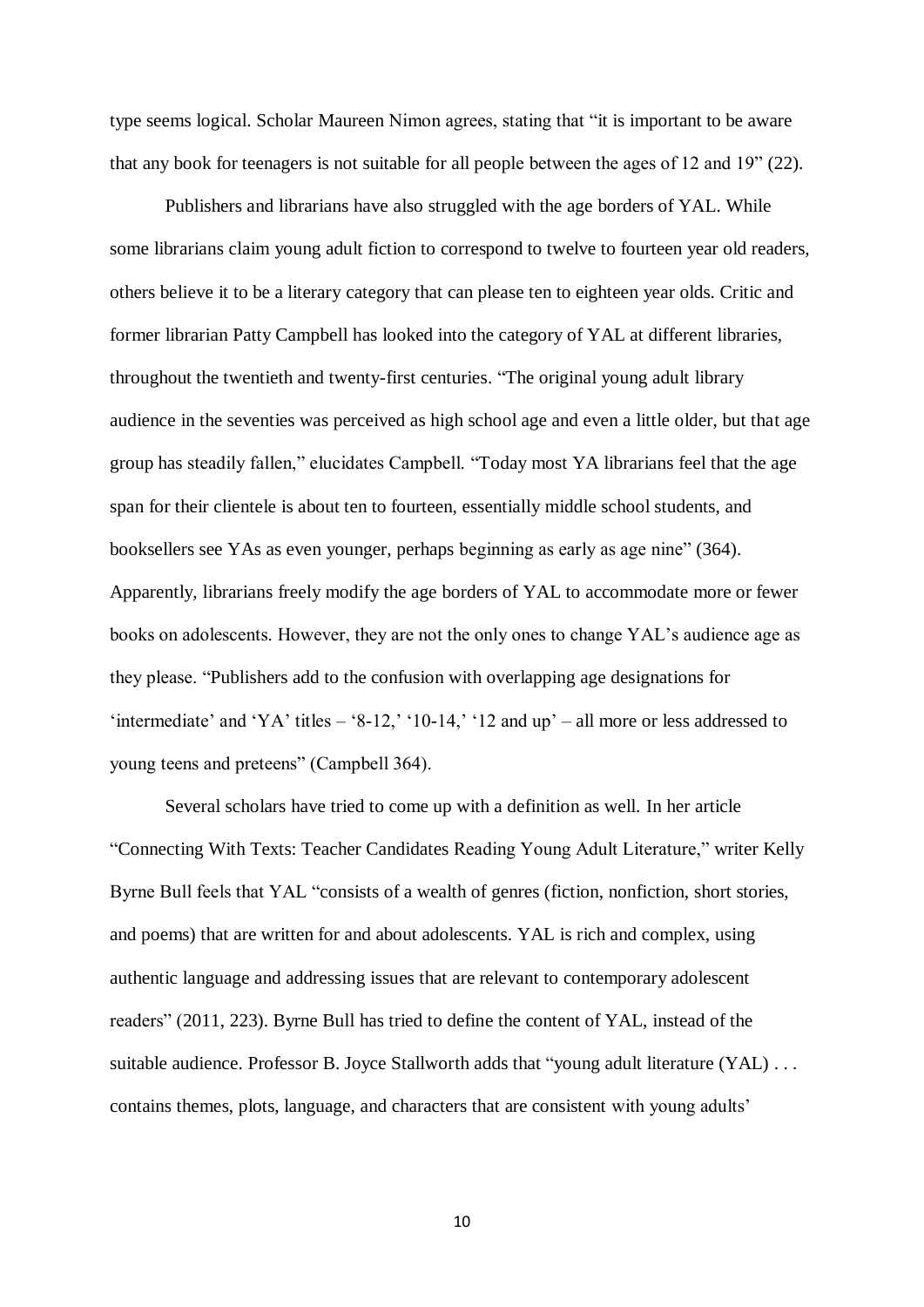type seems logical. Scholar Maureen Nimon agrees, stating that "it is important to be aware that any book for teenagers is not suitable for all people between the ages of 12 and 19" (22).

Publishers and librarians have also struggled with the age borders of YAL. While some librarians claim young adult fiction to correspond to twelve to fourteen year old readers, others believe it to be a literary category that can please ten to eighteen year olds. Critic and former librarian Patty Campbell has looked into the category of YAL at different libraries, throughout the twentieth and twenty-first centuries. "The original young adult library audience in the seventies was perceived as high school age and even a little older, but that age group has steadily fallen," elucidates Campbell. "Today most YA librarians feel that the age span for their clientele is about ten to fourteen, essentially middle school students, and booksellers see YAs as even younger, perhaps beginning as early as age nine" (364). Apparently, librarians freely modify the age borders of YAL to accommodate more or fewer books on adolescents. However, they are not the only ones to change YAL's audience age as they please. "Publishers add to the confusion with overlapping age designations for 'intermediate' and 'YA' titles – '8-12,' '10-14,' '12 and up' – all more or less addressed to young teens and preteens" (Campbell 364).

Several scholars have tried to come up with a definition as well. In her article "Connecting With Texts: Teacher Candidates Reading Young Adult Literature," writer Kelly Byrne Bull feels that YAL "consists of a wealth of genres (fiction, nonfiction, short stories, and poems) that are written for and about adolescents. YAL is rich and complex, using authentic language and addressing issues that are relevant to contemporary adolescent readers" (2011, 223). Byrne Bull has tried to define the content of YAL, instead of the suitable audience. Professor B. Joyce Stallworth adds that "young adult literature (YAL) . . . contains themes, plots, language, and characters that are consistent with young adults'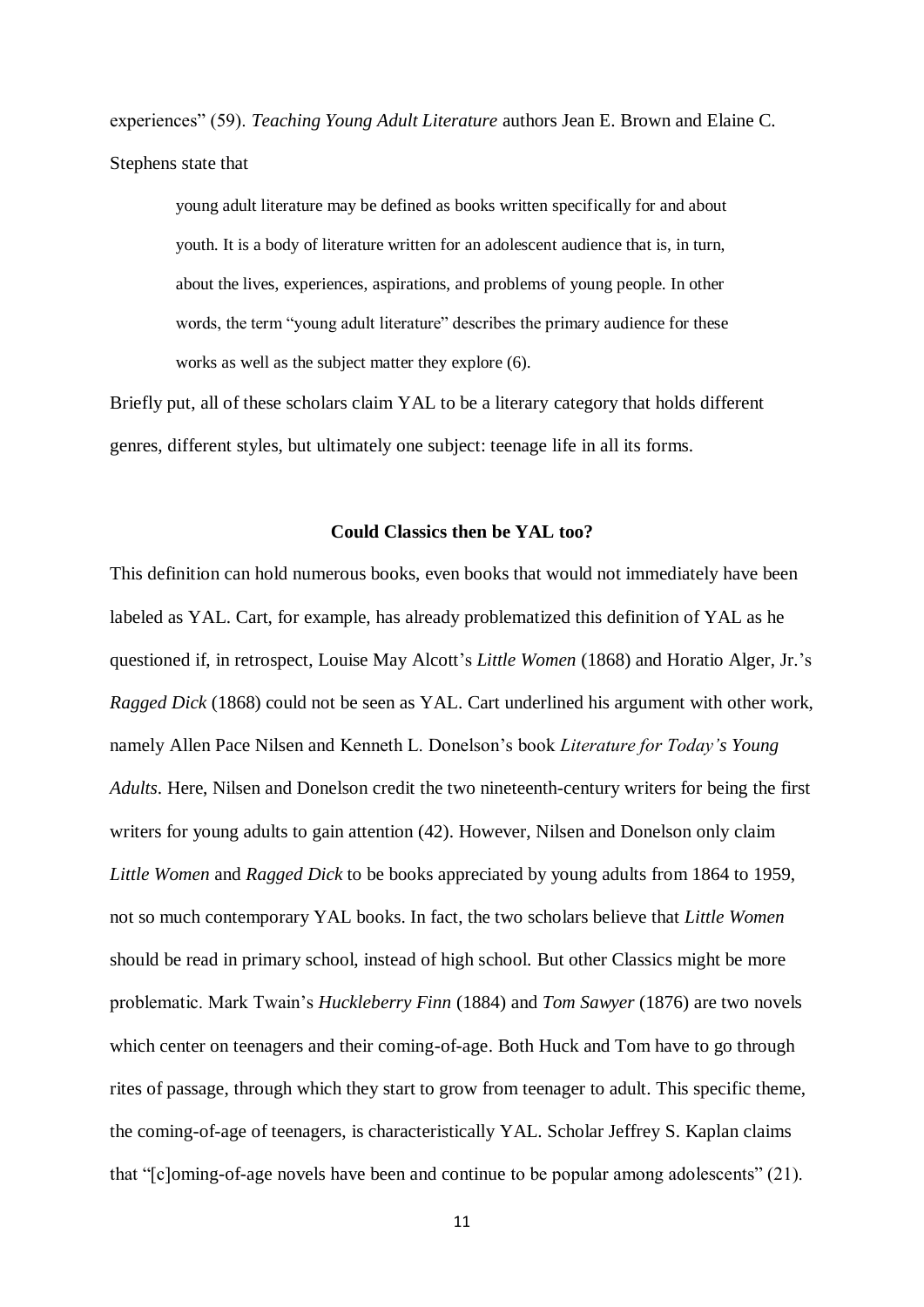experiences" (59). *Teaching Young Adult Literature* authors Jean E. Brown and Elaine C. Stephens state that

> young adult literature may be defined as books written specifically for and about youth. It is a body of literature written for an adolescent audience that is, in turn, about the lives, experiences, aspirations, and problems of young people. In other words, the term "young adult literature" describes the primary audience for these works as well as the subject matter they explore (6).

Briefly put, all of these scholars claim YAL to be a literary category that holds different genres, different styles, but ultimately one subject: teenage life in all its forms.

**Could Classics then be YAL too?**

This definition can hold numerous books, even books that would not immediately have been labeled as YAL. Cart, for example, has already problematized this definition of YAL as he questioned if, in retrospect, Louise May Alcott's *Little Women* (1868) and Horatio Alger, Jr.'s *Ragged Dick* (1868) could not be seen as YAL. Cart underlined his argument with other work, namely Allen Pace Nilsen and Kenneth L. Donelson's book *Literature for Today's Young Adults*. Here, Nilsen and Donelson credit the two nineteenth-century writers for being the first writers for young adults to gain attention (42). However, Nilsen and Donelson only claim *Little Women* and *Ragged Dick* to be books appreciated by young adults from 1864 to 1959, not so much contemporary YAL books. In fact, the two scholars believe that *Little Women* should be read in primary school, instead of high school. But other Classics might be more problematic. Mark Twain's *Huckleberry Finn* (1884) and *Tom Sawyer* (1876) are two novels which center on teenagers and their coming-of-age. Both Huck and Tom have to go through rites of passage, through which they start to grow from teenager to adult. This specific theme, the coming-of-age of teenagers, is characteristically YAL. Scholar Jeffrey S. Kaplan claims that "[c]oming-of-age novels have been and continue to be popular among adolescents" (21).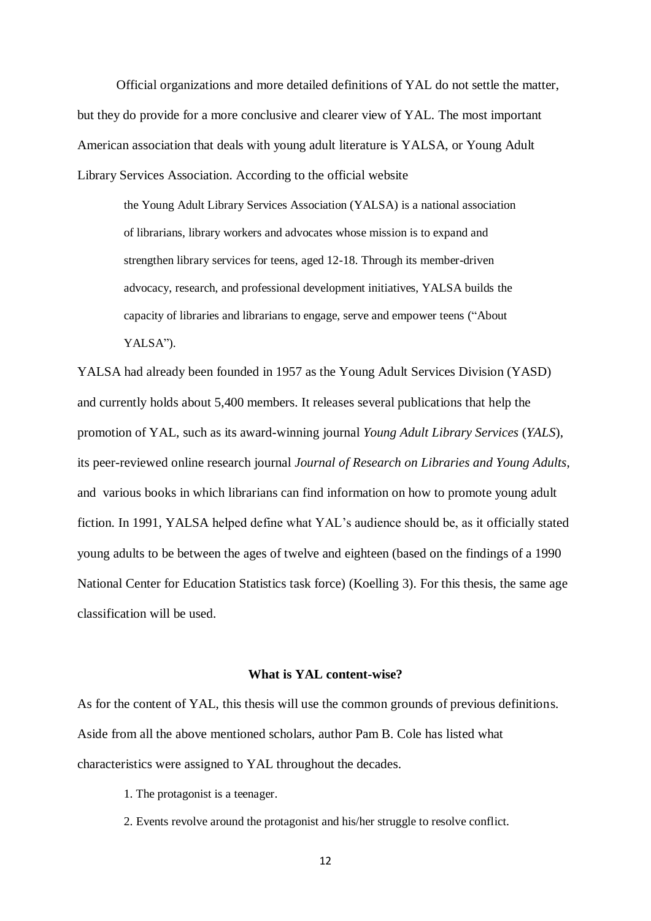Official organizations and more detailed definitions of YAL do not settle the matter, but they do provide for a more conclusive and clearer view of YAL. The most important American association that deals with young adult literature is YALSA, or Young Adult Library Services Association. According to the official website

> the Young Adult Library Services Association (YALSA) is a national association of librarians, library workers and advocates whose mission is to expand and strengthen library services for teens, aged 12-18. Through its member-driven advocacy, research, and professional development initiatives, YALSA builds the capacity of libraries and librarians to engage, serve and empower teens ("About YALSA").

YALSA had already been founded in 1957 as the Young Adult Services Division (YASD) and currently holds about 5,400 members. It releases several publications that help the promotion of YAL, such as its award-winning journal *Young Adult Library Services* (*YALS*), its peer-reviewed online research journal *Journal of Research on Libraries and Young Adults*, and various books in which librarians can find information on how to promote young adult fiction. In 1991, YALSA helped define what YAL's audience should be, as it officially stated young adults to be between the ages of twelve and eighteen (based on the findings of a 1990 National Center for Education Statistics task force) (Koelling 3). For this thesis, the same age classification will be used.

**What is YAL content-wise?**

As for the content of YAL, this thesis will use the common grounds of previous definitions. Aside from all the above mentioned scholars, author Pam B. Cole has listed what characteristics were assigned to YAL throughout the decades.

1. The protagonist is a teenager.
2. Events revolve around the protagonist and his/her struggle to resolve conflict.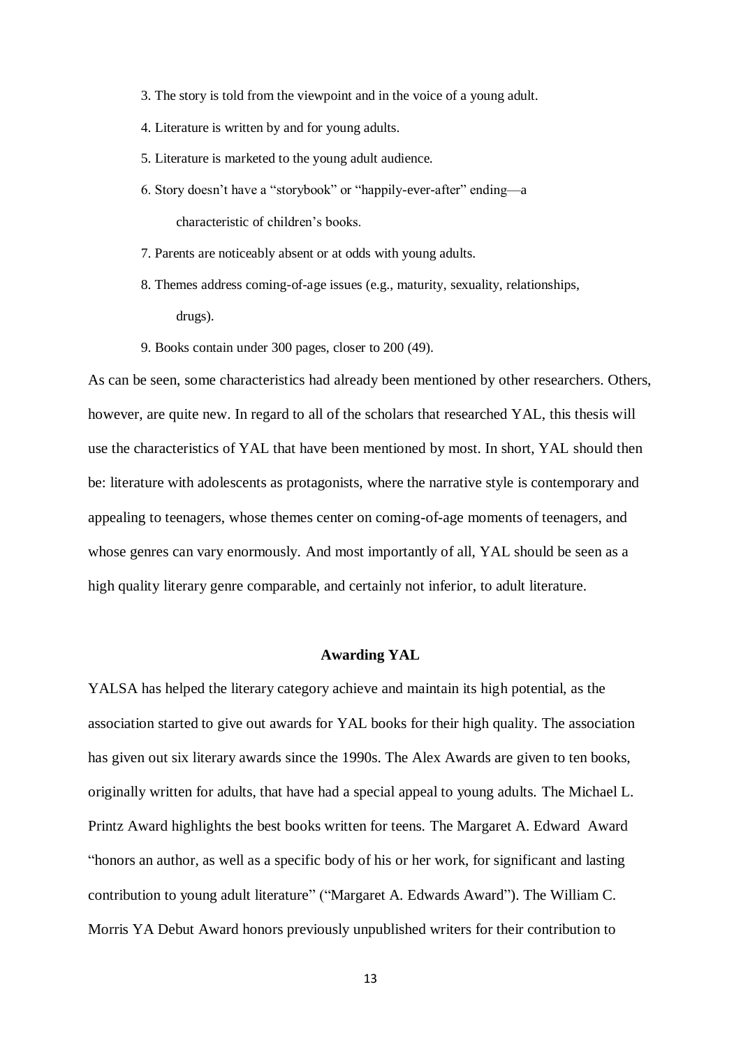3. The story is told from the viewpoint and in the voice of a young adult.
4. Literature is written by and for young adults.
5. Literature is marketed to the young adult audience.
6. Story doesn't have a "storybook" or "happily-ever-after" ending—a characteristic of children's books.
7. Parents are noticeably absent or at odds with young adults.
8. Themes address coming-of-age issues (e.g., maturity, sexuality, relationships, drugs).
9. Books contain under 300 pages, closer to 200 (49).

As can be seen, some characteristics had already been mentioned by other researchers. Others, however, are quite new. In regard to all of the scholars that researched YAL, this thesis will use the characteristics of YAL that have been mentioned by most. In short, YAL should then be: literature with adolescents as protagonists, where the narrative style is contemporary and appealing to teenagers, whose themes center on coming-of-age moments of teenagers, and whose genres can vary enormously. And most importantly of all, YAL should be seen as a high quality literary genre comparable, and certainly not inferior, to adult literature.

## Awarding YAL

YALSA has helped the literary category achieve and maintain its high potential, as the association started to give out awards for YAL books for their high quality. The association has given out six literary awards since the 1990s. The Alex Awards are given to ten books, originally written for adults, that have had a special appeal to young adults. The Michael L. Printz Award highlights the best books written for teens. The Margaret A. Edward Award "honors an author, as well as a specific body of his or her work, for significant and lasting contribution to young adult literature" ("Margaret A. Edwards Award"). The William C. Morris YA Debut Award honors previously unpublished writers for their contribution to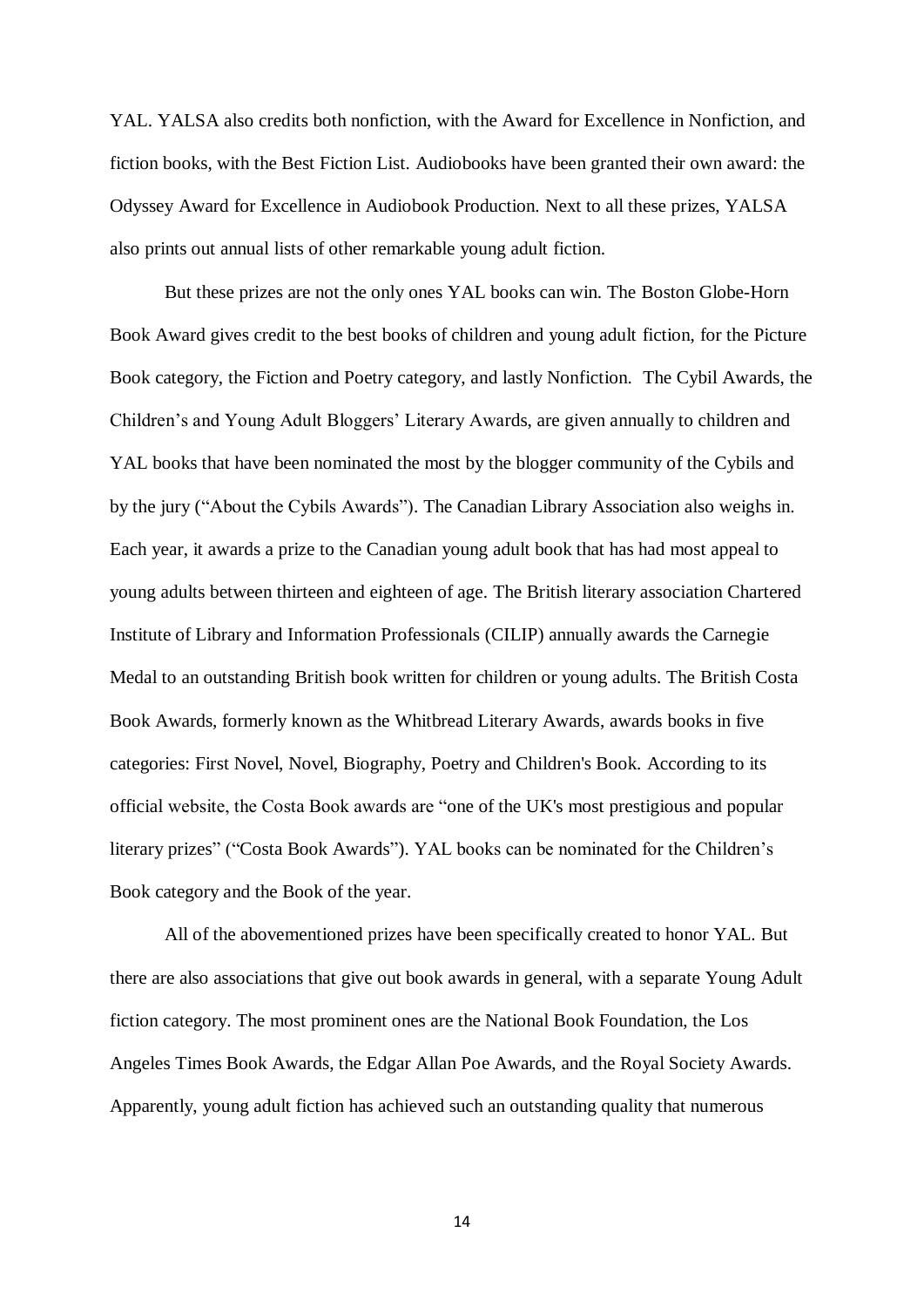YAL. YALSA also credits both nonfiction, with the Award for Excellence in Nonfiction, and fiction books, with the Best Fiction List. Audiobooks have been granted their own award: the Odyssey Award for Excellence in Audiobook Production. Next to all these prizes, YALSA also prints out annual lists of other remarkable young adult fiction.

But these prizes are not the only ones YAL books can win. The Boston Globe-Horn Book Award gives credit to the best books of children and young adult fiction, for the Picture Book category, the Fiction and Poetry category, and lastly Nonfiction. The Cybil Awards, the Children's and Young Adult Bloggers' Literary Awards, are given annually to children and YAL books that have been nominated the most by the blogger community of the Cybils and by the jury ("About the Cybils Awards"). The Canadian Library Association also weighs in. Each year, it awards a prize to the Canadian young adult book that has had most appeal to young adults between thirteen and eighteen of age. The British literary association Chartered Institute of Library and Information Professionals (CILIP) annually awards the Carnegie Medal to an outstanding British book written for children or young adults. The British Costa Book Awards, formerly known as the Whitbread Literary Awards, awards books in five categories: First Novel, Novel, Biography, Poetry and Children's Book. According to its official website, the Costa Book awards are "one of the UK's most prestigious and popular literary prizes" ("Costa Book Awards"). YAL books can be nominated for the Children's Book category and the Book of the year.

All of the abovementioned prizes have been specifically created to honor YAL. But there are also associations that give out book awards in general, with a separate Young Adult fiction category. The most prominent ones are the National Book Foundation, the Los Angeles Times Book Awards, the Edgar Allan Poe Awards, and the Royal Society Awards. Apparently, young adult fiction has achieved such an outstanding quality that numerous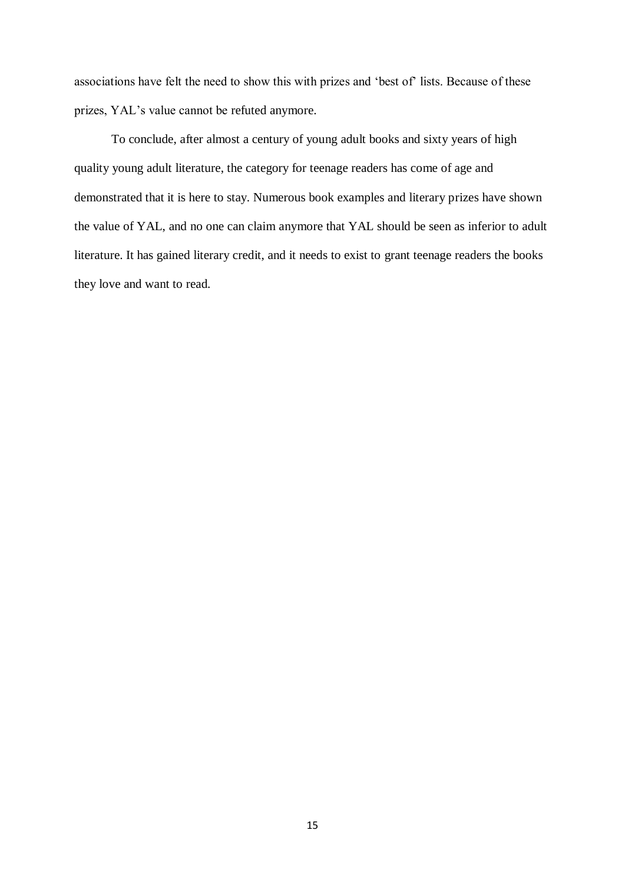associations have felt the need to show this with prizes and 'best of' lists. Because of these prizes, YAL's value cannot be refuted anymore.

To conclude, after almost a century of young adult books and sixty years of high quality young adult literature, the category for teenage readers has come of age and demonstrated that it is here to stay. Numerous book examples and literary prizes have shown the value of YAL, and no one can claim anymore that YAL should be seen as inferior to adult literature. It has gained literary credit, and it needs to exist to grant teenage readers the books they love and want to read.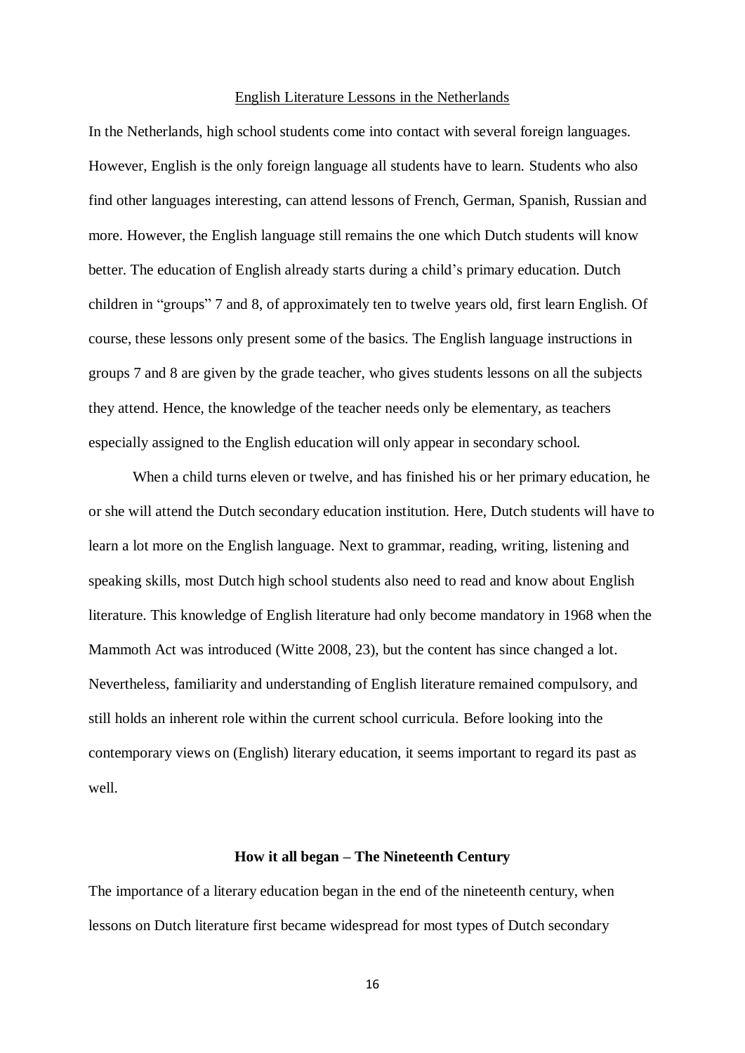English Literature Lessons in the Netherlands

In the Netherlands, high school students come into contact with several foreign languages. However, English is the only foreign language all students have to learn. Students who also find other languages interesting, can attend lessons of French, German, Spanish, Russian and more. However, the English language still remains the one which Dutch students will know better. The education of English already starts during a child's primary education. Dutch children in "groups" 7 and 8, of approximately ten to twelve years old, first learn English. Of course, these lessons only present some of the basics. The English language instructions in groups 7 and 8 are given by the grade teacher, who gives students lessons on all the subjects they attend. Hence, the knowledge of the teacher needs only be elementary, as teachers especially assigned to the English education will only appear in secondary school.

When a child turns eleven or twelve, and has finished his or her primary education, he or she will attend the Dutch secondary education institution. Here, Dutch students will have to learn a lot more on the English language. Next to grammar, reading, writing, listening and speaking skills, most Dutch high school students also need to read and know about English literature. This knowledge of English literature had only become mandatory in 1968 when the Mammoth Act was introduced (Witte 2008, 23), but the content has since changed a lot. Nevertheless, familiarity and understanding of English literature remained compulsory, and still holds an inherent role within the current school curricula. Before looking into the contemporary views on (English) literary education, it seems important to regard its past as well.

### How it all began – The Nineteenth Century

The importance of a literary education began in the end of the nineteenth century, when lessons on Dutch literature first became widespread for most types of Dutch secondary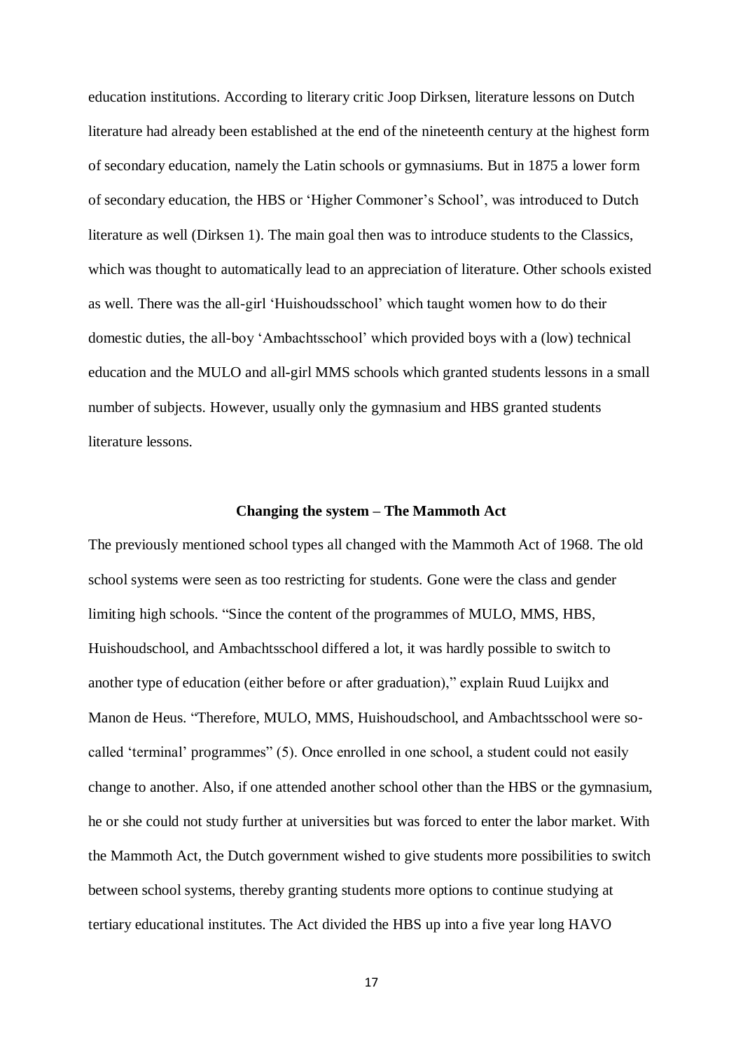education institutions. According to literary critic Joop Dirksen, literature lessons on Dutch literature had already been established at the end of the nineteenth century at the highest form of secondary education, namely the Latin schools or gymnasiums. But in 1875 a lower form of secondary education, the HBS or 'Higher Commoner's School', was introduced to Dutch literature as well (Dirksen 1). The main goal then was to introduce students to the Classics, which was thought to automatically lead to an appreciation of literature. Other schools existed as well. There was the all-girl 'Huishoudsschool' which taught women how to do their domestic duties, the all-boy 'Ambachtsschool' which provided boys with a (low) technical education and the MULO and all-girl MMS schools which granted students lessons in a small number of subjects. However, usually only the gymnasium and HBS granted students literature lessons.

## Changing the system – The Mammoth Act

The previously mentioned school types all changed with the Mammoth Act of 1968. The old school systems were seen as too restricting for students. Gone were the class and gender limiting high schools. "Since the content of the programmes of MULO, MMS, HBS, Huishoudschool, and Ambachtsschool differed a lot, it was hardly possible to switch to another type of education (either before or after graduation)," explain Ruud Luijkx and Manon de Heus. "Therefore, MULO, MMS, Huishoudschool, and Ambachtsschool were so-called 'terminal' programmes" (5). Once enrolled in one school, a student could not easily change to another. Also, if one attended another school other than the HBS or the gymnasium, he or she could not study further at universities but was forced to enter the labor market. With the Mammoth Act, the Dutch government wished to give students more possibilities to switch between school systems, thereby granting students more options to continue studying at tertiary educational institutes. The Act divided the HBS up into a five year long HAVO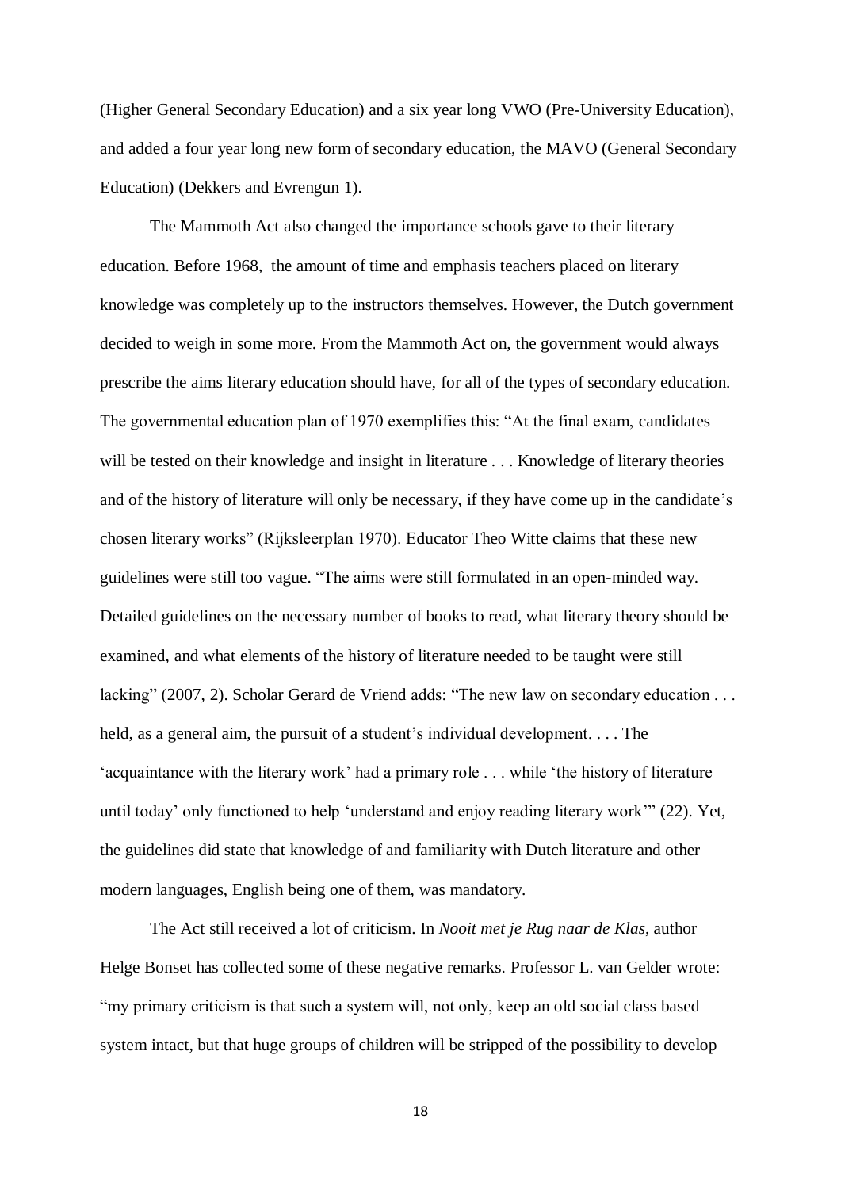(Higher General Secondary Education) and a six year long VWO (Pre-University Education), and added a four year long new form of secondary education, the MAVO (General Secondary Education) (Dekkers and Evrengun 1).

The Mammoth Act also changed the importance schools gave to their literary education. Before 1968, the amount of time and emphasis teachers placed on literary knowledge was completely up to the instructors themselves. However, the Dutch government decided to weigh in some more. From the Mammoth Act on, the government would always prescribe the aims literary education should have, for all of the types of secondary education. The governmental education plan of 1970 exemplifies this: "At the final exam, candidates will be tested on their knowledge and insight in literature . . . Knowledge of literary theories and of the history of literature will only be necessary, if they have come up in the candidate's chosen literary works" (Rijksleerplan 1970). Educator Theo Witte claims that these new guidelines were still too vague. "The aims were still formulated in an open-minded way. Detailed guidelines on the necessary number of books to read, what literary theory should be examined, and what elements of the history of literature needed to be taught were still lacking" (2007, 2). Scholar Gerard de Vriend adds: "The new law on secondary education . . . held, as a general aim, the pursuit of a student's individual development. . . . The 'acquaintance with the literary work' had a primary role . . . while 'the history of literature until today' only functioned to help 'understand and enjoy reading literary work'" (22). Yet, the guidelines did state that knowledge of and familiarity with Dutch literature and other modern languages, English being one of them, was mandatory.

The Act still received a lot of criticism. In *Nooit met je Rug naar de Klas*, author Helge Bonset has collected some of these negative remarks. Professor L. van Gelder wrote: "my primary criticism is that such a system will, not only, keep an old social class based system intact, but that huge groups of children will be stripped of the possibility to develop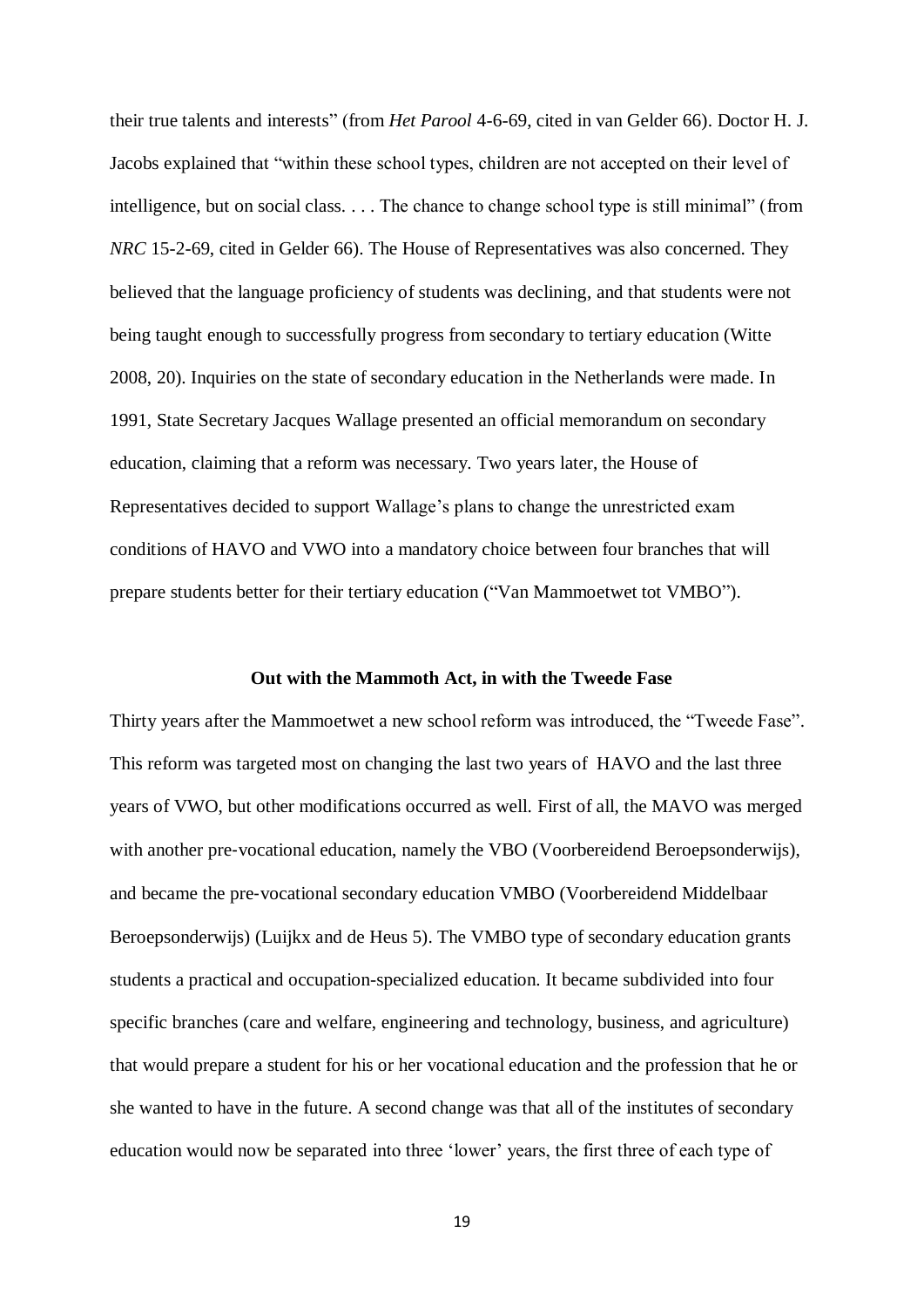their true talents and interests" (from *Het Parool* 4-6-69, cited in van Gelder 66). Doctor H. J. Jacobs explained that "within these school types, children are not accepted on their level of intelligence, but on social class. . . . The chance to change school type is still minimal" (from *NRC* 15-2-69, cited in Gelder 66). The House of Representatives was also concerned. They believed that the language proficiency of students was declining, and that students were not being taught enough to successfully progress from secondary to tertiary education (Witte 2008, 20). Inquiries on the state of secondary education in the Netherlands were made. In 1991, State Secretary Jacques Wallage presented an official memorandum on secondary education, claiming that a reform was necessary. Two years later, the House of Representatives decided to support Wallage's plans to change the unrestricted exam conditions of HAVO and VWO into a mandatory choice between four branches that will prepare students better for their tertiary education ("Van Mammoetwet tot VMBO").

**Out with the Mammoth Act, in with the Tweede Fase**

Thirty years after the Mammoetwet a new school reform was introduced, the "Tweede Fase". This reform was targeted most on changing the last two years of HAVO and the last three years of VWO, but other modifications occurred as well. First of all, the MAVO was merged with another pre-vocational education, namely the VBO (Voorbereidend Beroepsonderwijs), and became the pre-vocational secondary education VMBO (Voorbereidend Middelbaar Beroepsonderwijs) (Luijkx and de Heus 5). The VMBO type of secondary education grants students a practical and occupation-specialized education. It became subdivided into four specific branches (care and welfare, engineering and technology, business, and agriculture) that would prepare a student for his or her vocational education and the profession that he or she wanted to have in the future. A second change was that all of the institutes of secondary education would now be separated into three 'lower' years, the first three of each type of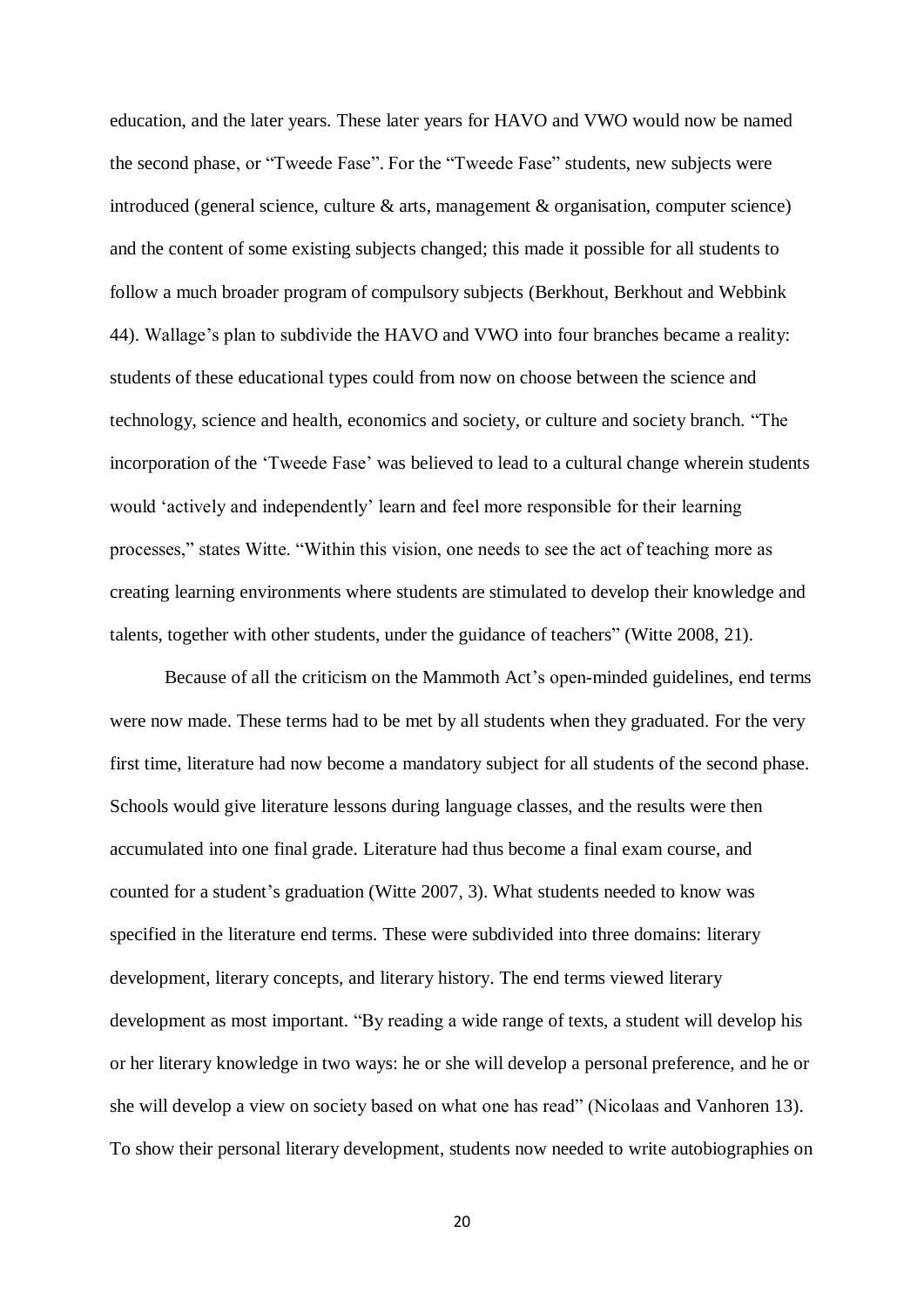education, and the later years. These later years for HAVO and VWO would now be named the second phase, or "Tweede Fase". For the "Tweede Fase" students, new subjects were introduced (general science, culture & arts, management & organisation, computer science) and the content of some existing subjects changed; this made it possible for all students to follow a much broader program of compulsory subjects (Berkhout, Berkhout and Webbink 44). Wallage's plan to subdivide the HAVO and VWO into four branches became a reality: students of these educational types could from now on choose between the science and technology, science and health, economics and society, or culture and society branch. "The incorporation of the 'Tweede Fase' was believed to lead to a cultural change wherein students would 'actively and independently' learn and feel more responsible for their learning processes," states Witte. "Within this vision, one needs to see the act of teaching more as creating learning environments where students are stimulated to develop their knowledge and talents, together with other students, under the guidance of teachers" (Witte 2008, 21).

Because of all the criticism on the Mammoth Act's open-minded guidelines, end terms were now made. These terms had to be met by all students when they graduated. For the very first time, literature had now become a mandatory subject for all students of the second phase. Schools would give literature lessons during language classes, and the results were then accumulated into one final grade. Literature had thus become a final exam course, and counted for a student's graduation (Witte 2007, 3). What students needed to know was specified in the literature end terms. These were subdivided into three domains: literary development, literary concepts, and literary history. The end terms viewed literary development as most important. "By reading a wide range of texts, a student will develop his or her literary knowledge in two ways: he or she will develop a personal preference, and he or she will develop a view on society based on what one has read" (Nicolaas and Vanhoren 13). To show their personal literary development, students now needed to write autobiographies on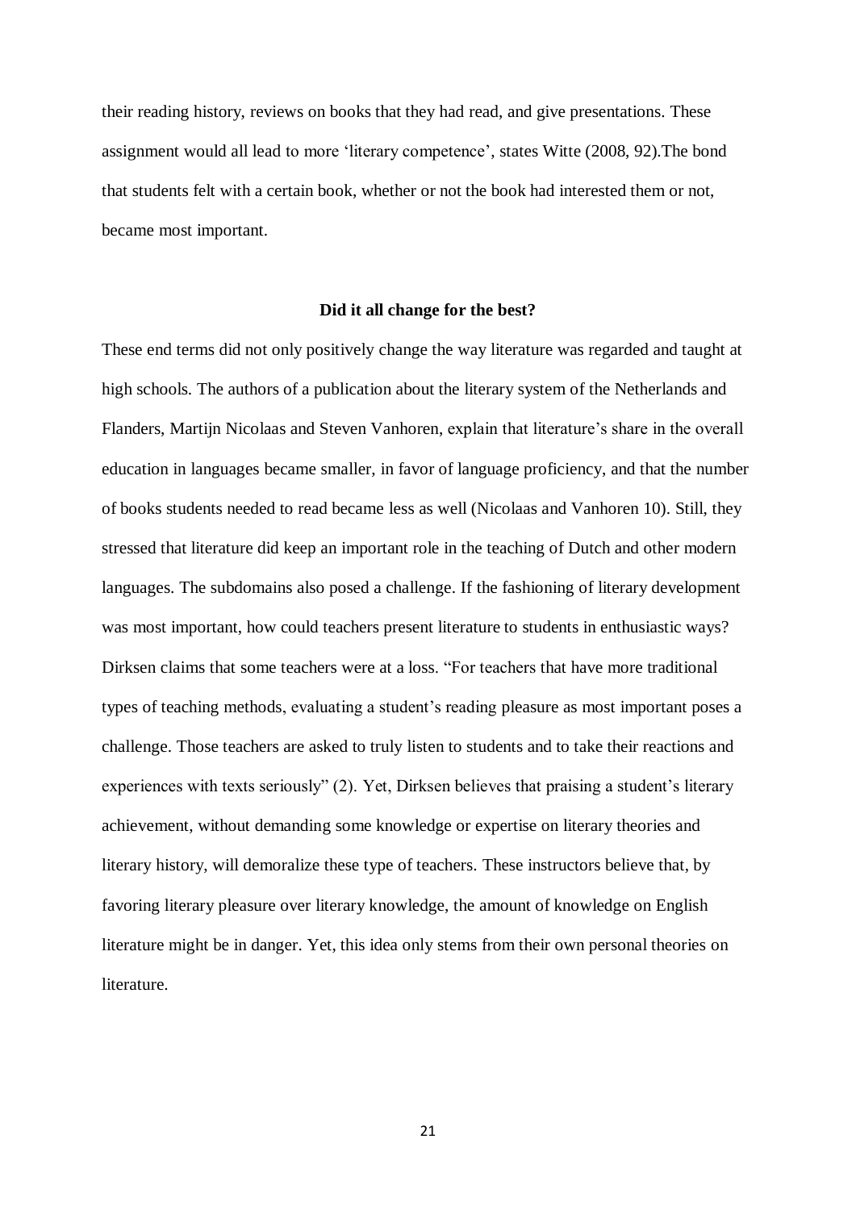their reading history, reviews on books that they had read, and give presentations. These assignment would all lead to more 'literary competence', states Witte (2008, 92).The bond that students felt with a certain book, whether or not the book had interested them or not, became most important.

### Did it all change for the best?

These end terms did not only positively change the way literature was regarded and taught at high schools. The authors of a publication about the literary system of the Netherlands and Flanders, Martijn Nicolaas and Steven Vanhoren, explain that literature's share in the overall education in languages became smaller, in favor of language proficiency, and that the number of books students needed to read became less as well (Nicolaas and Vanhoren 10). Still, they stressed that literature did keep an important role in the teaching of Dutch and other modern languages. The subdomains also posed a challenge. If the fashioning of literary development was most important, how could teachers present literature to students in enthusiastic ways? Dirksen claims that some teachers were at a loss. "For teachers that have more traditional types of teaching methods, evaluating a student's reading pleasure as most important poses a challenge. Those teachers are asked to truly listen to students and to take their reactions and experiences with texts seriously" (2). Yet, Dirksen believes that praising a student's literary achievement, without demanding some knowledge or expertise on literary theories and literary history, will demoralize these type of teachers. These instructors believe that, by favoring literary pleasure over literary knowledge, the amount of knowledge on English literature might be in danger. Yet, this idea only stems from their own personal theories on literature.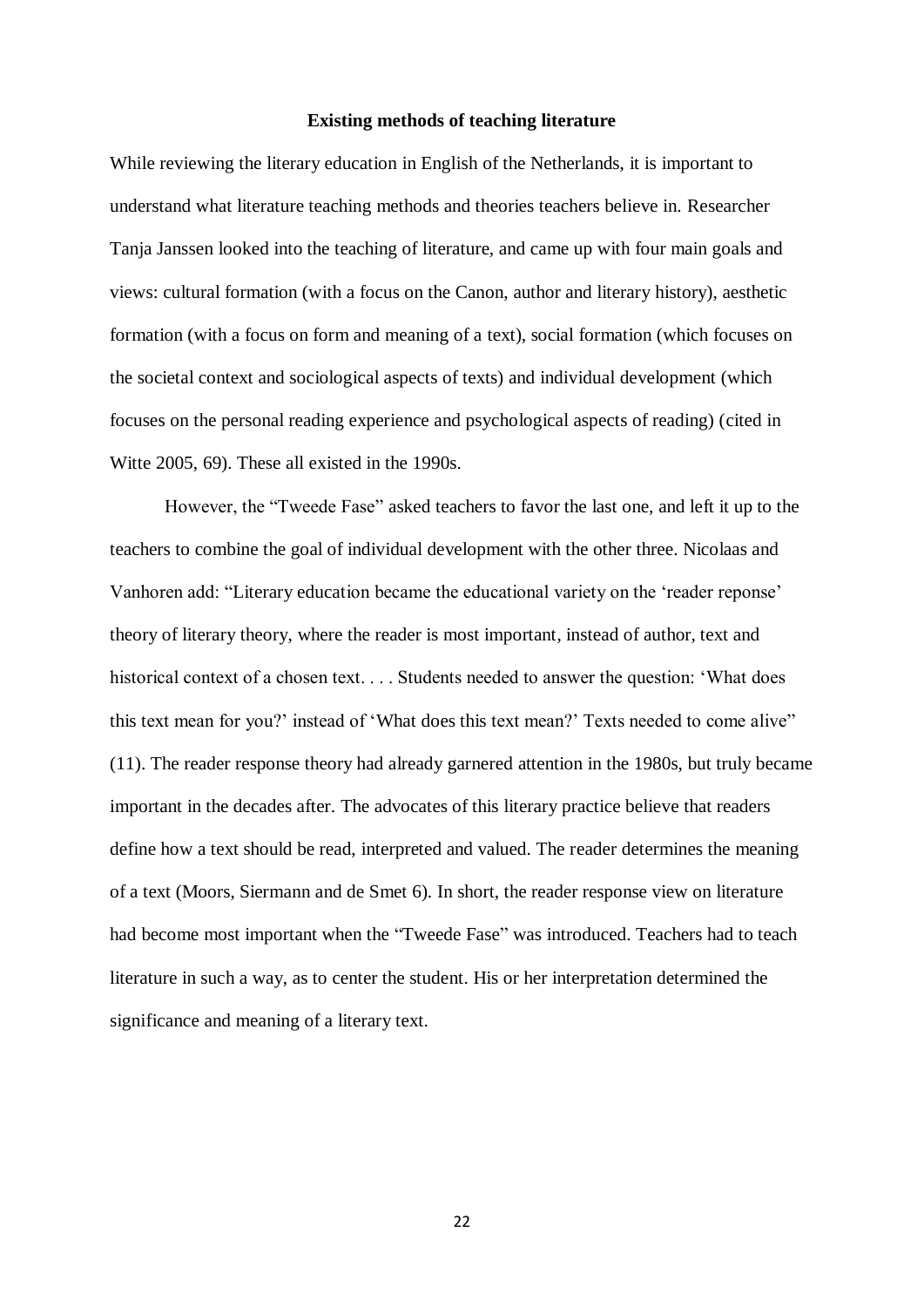## Existing methods of teaching literature

While reviewing the literary education in English of the Netherlands, it is important to understand what literature teaching methods and theories teachers believe in. Researcher Tanja Janssen looked into the teaching of literature, and came up with four main goals and views: cultural formation (with a focus on the Canon, author and literary history), aesthetic formation (with a focus on form and meaning of a text), social formation (which focuses on the societal context and sociological aspects of texts) and individual development (which focuses on the personal reading experience and psychological aspects of reading) (cited in Witte 2005, 69). These all existed in the 1990s.

However, the "Tweede Fase" asked teachers to favor the last one, and left it up to the teachers to combine the goal of individual development with the other three. Nicolaas and Vanhoren add: "Literary education became the educational variety on the 'reader reponse' theory of literary theory, where the reader is most important, instead of author, text and historical context of a chosen text. . . . Students needed to answer the question: 'What does this text mean for you?' instead of 'What does this text mean?' Texts needed to come alive" (11). The reader response theory had already garnered attention in the 1980s, but truly became important in the decades after. The advocates of this literary practice believe that readers define how a text should be read, interpreted and valued. The reader determines the meaning of a text (Moors, Siermann and de Smet 6). In short, the reader response view on literature had become most important when the "Tweede Fase" was introduced. Teachers had to teach literature in such a way, as to center the student. His or her interpretation determined the significance and meaning of a literary text.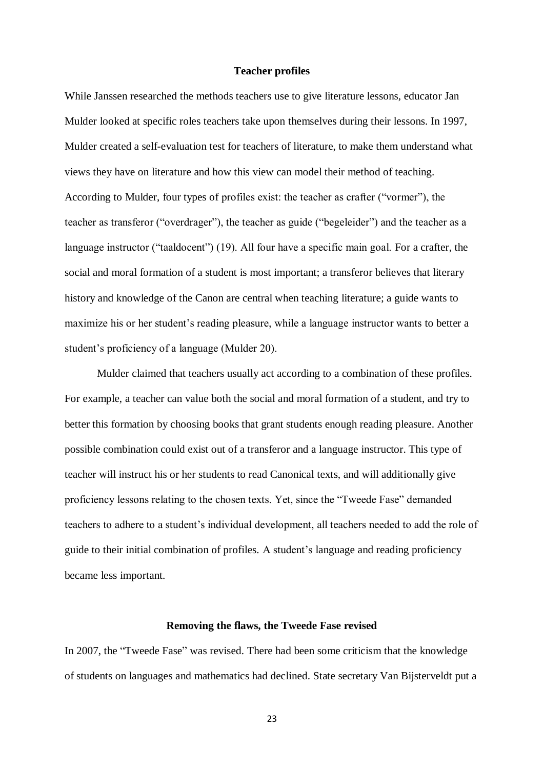## Teacher profiles

While Janssen researched the methods teachers use to give literature lessons, educator Jan Mulder looked at specific roles teachers take upon themselves during their lessons. In 1997, Mulder created a self-evaluation test for teachers of literature, to make them understand what views they have on literature and how this view can model their method of teaching. According to Mulder, four types of profiles exist: the teacher as crafter ("vormer"), the teacher as transferor ("overdrager"), the teacher as guide ("begeleider") and the teacher as a language instructor ("taaldocent") (19). All four have a specific main goal. For a crafter, the social and moral formation of a student is most important; a transferor believes that literary history and knowledge of the Canon are central when teaching literature; a guide wants to maximize his or her student's reading pleasure, while a language instructor wants to better a student's proficiency of a language (Mulder 20).

Mulder claimed that teachers usually act according to a combination of these profiles. For example, a teacher can value both the social and moral formation of a student, and try to better this formation by choosing books that grant students enough reading pleasure. Another possible combination could exist out of a transferor and a language instructor. This type of teacher will instruct his or her students to read Canonical texts, and will additionally give proficiency lessons relating to the chosen texts. Yet, since the "Tweede Fase" demanded teachers to adhere to a student's individual development, all teachers needed to add the role of guide to their initial combination of profiles. A student's language and reading proficiency became less important.

## Removing the flaws, the Tweede Fase revised

In 2007, the "Tweede Fase" was revised. There had been some criticism that the knowledge of students on languages and mathematics had declined. State secretary Van Bijsterveldt put a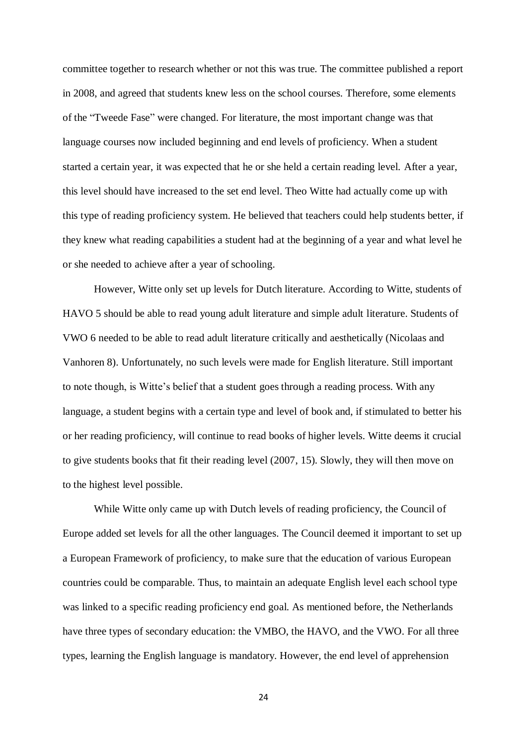committee together to research whether or not this was true. The committee published a report in 2008, and agreed that students knew less on the school courses. Therefore, some elements of the "Tweede Fase" were changed. For literature, the most important change was that language courses now included beginning and end levels of proficiency. When a student started a certain year, it was expected that he or she held a certain reading level. After a year, this level should have increased to the set end level. Theo Witte had actually come up with this type of reading proficiency system. He believed that teachers could help students better, if they knew what reading capabilities a student had at the beginning of a year and what level he or she needed to achieve after a year of schooling.

However, Witte only set up levels for Dutch literature. According to Witte, students of HAVO 5 should be able to read young adult literature and simple adult literature. Students of VWO 6 needed to be able to read adult literature critically and aesthetically (Nicolaas and Vanhoren 8). Unfortunately, no such levels were made for English literature. Still important to note though, is Witte's belief that a student goes through a reading process. With any language, a student begins with a certain type and level of book and, if stimulated to better his or her reading proficiency, will continue to read books of higher levels. Witte deems it crucial to give students books that fit their reading level (2007, 15). Slowly, they will then move on to the highest level possible.

While Witte only came up with Dutch levels of reading proficiency, the Council of Europe added set levels for all the other languages. The Council deemed it important to set up a European Framework of proficiency, to make sure that the education of various European countries could be comparable. Thus, to maintain an adequate English level each school type was linked to a specific reading proficiency end goal. As mentioned before, the Netherlands have three types of secondary education: the VMBO, the HAVO, and the VWO. For all three types, learning the English language is mandatory. However, the end level of apprehension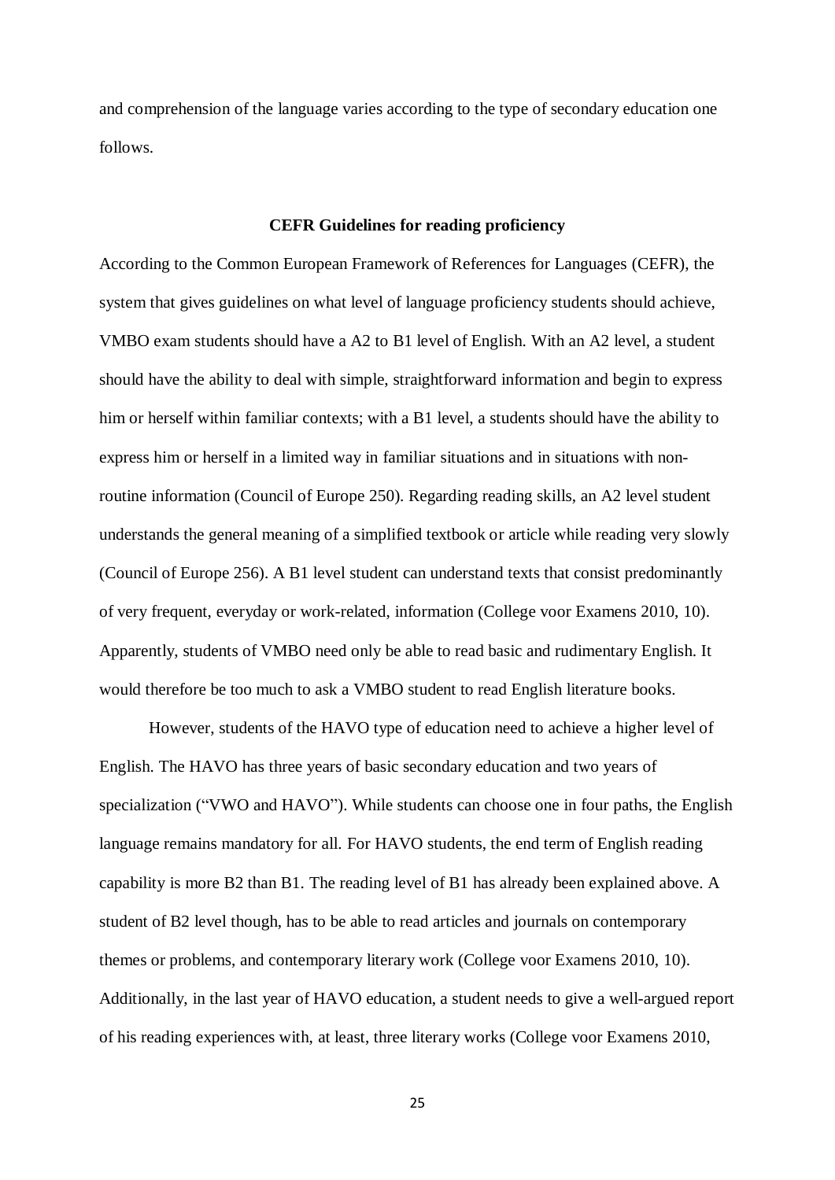and comprehension of the language varies according to the type of secondary education one follows.

## CEFR Guidelines for reading proficiency

According to the Common European Framework of References for Languages (CEFR), the system that gives guidelines on what level of language proficiency students should achieve, VMBO exam students should have a A2 to B1 level of English. With an A2 level, a student should have the ability to deal with simple, straightforward information and begin to express him or herself within familiar contexts; with a B1 level, a students should have the ability to express him or herself in a limited way in familiar situations and in situations with non-routine information (Council of Europe 250). Regarding reading skills, an A2 level student understands the general meaning of a simplified textbook or article while reading very slowly (Council of Europe 256). A B1 level student can understand texts that consist predominantly of very frequent, everyday or work-related, information (College voor Examens 2010, 10). Apparently, students of VMBO need only be able to read basic and rudimentary English. It would therefore be too much to ask a VMBO student to read English literature books.

However, students of the HAVO type of education need to achieve a higher level of English. The HAVO has three years of basic secondary education and two years of specialization ("VWO and HAVO"). While students can choose one in four paths, the English language remains mandatory for all. For HAVO students, the end term of English reading capability is more B2 than B1. The reading level of B1 has already been explained above. A student of B2 level though, has to be able to read articles and journals on contemporary themes or problems, and contemporary literary work (College voor Examens 2010, 10). Additionally, in the last year of HAVO education, a student needs to give a well-argued report of his reading experiences with, at least, three literary works (College voor Examens 2010,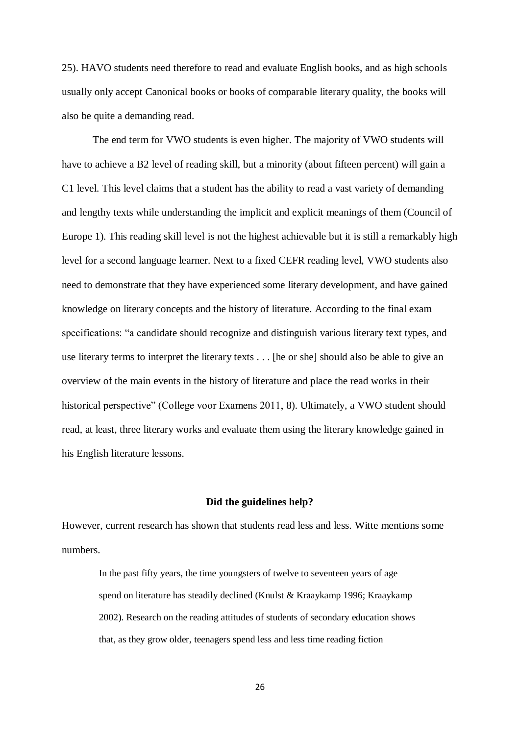25). HAVO students need therefore to read and evaluate English books, and as high schools usually only accept Canonical books or books of comparable literary quality, the books will also be quite a demanding read.

The end term for VWO students is even higher. The majority of VWO students will have to achieve a B2 level of reading skill, but a minority (about fifteen percent) will gain a C1 level. This level claims that a student has the ability to read a vast variety of demanding and lengthy texts while understanding the implicit and explicit meanings of them (Council of Europe 1). This reading skill level is not the highest achievable but it is still a remarkably high level for a second language learner. Next to a fixed CEFR reading level, VWO students also need to demonstrate that they have experienced some literary development, and have gained knowledge on literary concepts and the history of literature. According to the final exam specifications: "a candidate should recognize and distinguish various literary text types, and use literary terms to interpret the literary texts . . . [he or she] should also be able to give an overview of the main events in the history of literature and place the read works in their historical perspective" (College voor Examens 2011, 8). Ultimately, a VWO student should read, at least, three literary works and evaluate them using the literary knowledge gained in his English literature lessons.

### Did the guidelines help?

However, current research has shown that students read less and less. Witte mentions some numbers.

> In the past fifty years, the time youngsters of twelve to seventeen years of age spend on literature has steadily declined (Knulst & Kraaykamp 1996; Kraaykamp 2002). Research on the reading attitudes of students of secondary education shows that, as they grow older, teenagers spend less and less time reading fiction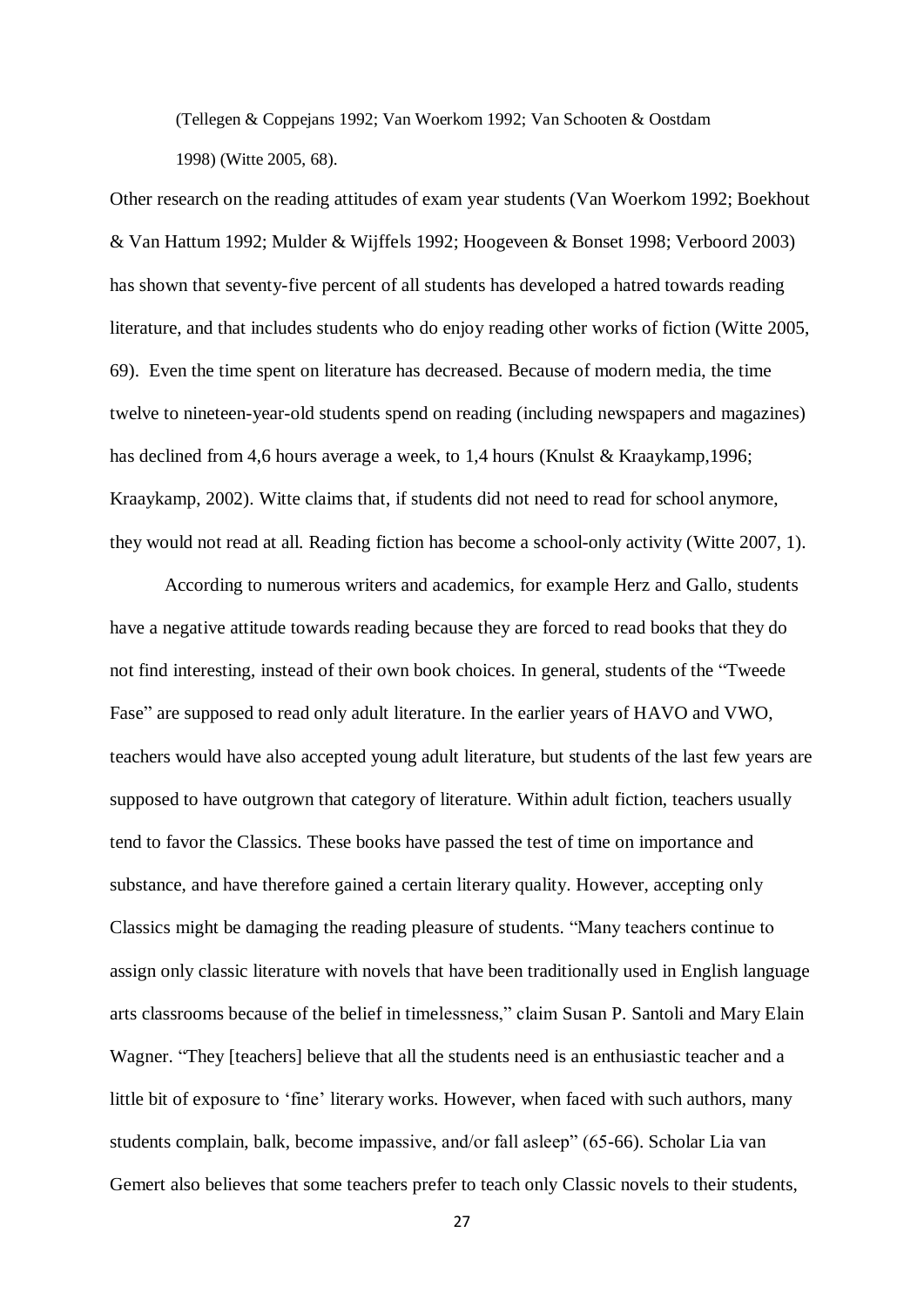(Tellegen & Coppejans 1992; Van Woerkom 1992; Van Schooten & Oostdam 1998) (Witte 2005, 68).

Other research on the reading attitudes of exam year students (Van Woerkom 1992; Boekhout & Van Hattum 1992; Mulder & Wijffels 1992; Hoogeveen & Bonset 1998; Verboord 2003) has shown that seventy-five percent of all students has developed a hatred towards reading literature, and that includes students who do enjoy reading other works of fiction (Witte 2005, 69). Even the time spent on literature has decreased. Because of modern media, the time twelve to nineteen-year-old students spend on reading (including newspapers and magazines) has declined from 4,6 hours average a week, to 1,4 hours (Knulst & Kraaykamp,1996; Kraaykamp, 2002). Witte claims that, if students did not need to read for school anymore, they would not read at all. Reading fiction has become a school-only activity (Witte 2007, 1).

According to numerous writers and academics, for example Herz and Gallo, students have a negative attitude towards reading because they are forced to read books that they do not find interesting, instead of their own book choices. In general, students of the "Tweede Fase" are supposed to read only adult literature. In the earlier years of HAVO and VWO, teachers would have also accepted young adult literature, but students of the last few years are supposed to have outgrown that category of literature. Within adult fiction, teachers usually tend to favor the Classics. These books have passed the test of time on importance and substance, and have therefore gained a certain literary quality. However, accepting only Classics might be damaging the reading pleasure of students. "Many teachers continue to assign only classic literature with novels that have been traditionally used in English language arts classrooms because of the belief in timelessness," claim Susan P. Santoli and Mary Elain Wagner. "They [teachers] believe that all the students need is an enthusiastic teacher and a little bit of exposure to 'fine' literary works. However, when faced with such authors, many students complain, balk, become impassive, and/or fall asleep" (65-66). Scholar Lia van Gemert also believes that some teachers prefer to teach only Classic novels to their students,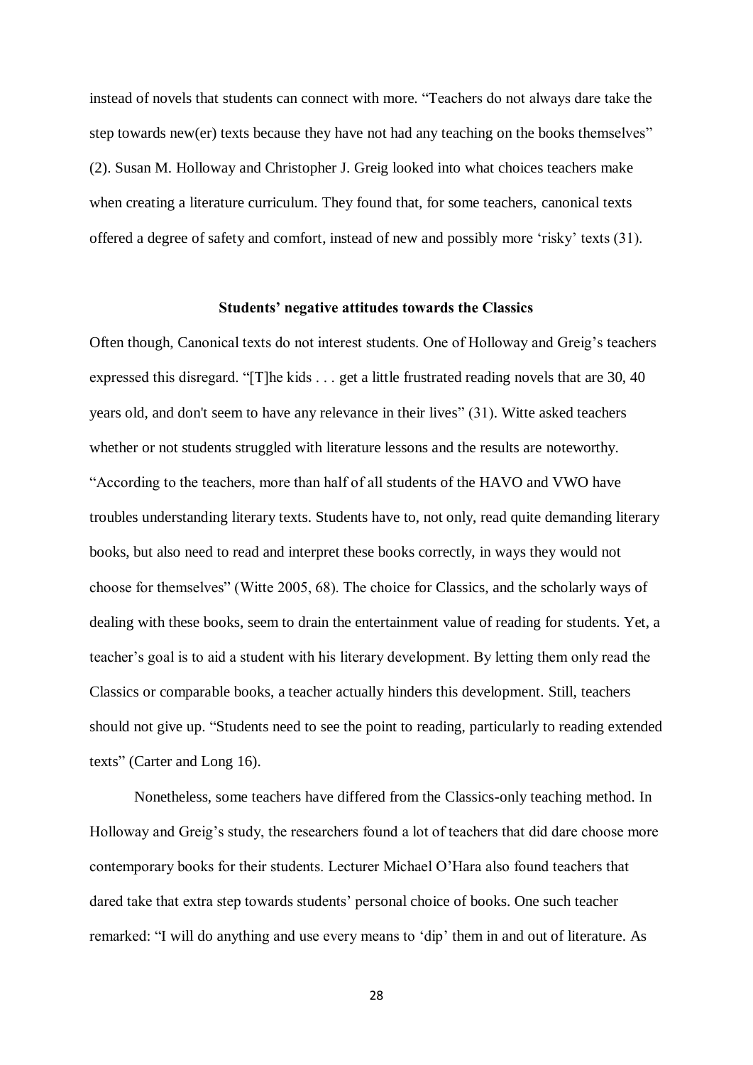instead of novels that students can connect with more. "Teachers do not always dare take the step towards new(er) texts because they have not had any teaching on the books themselves" (2). Susan M. Holloway and Christopher J. Greig looked into what choices teachers make when creating a literature curriculum. They found that, for some teachers, canonical texts offered a degree of safety and comfort, instead of new and possibly more 'risky' texts (31).

### Students' negative attitudes towards the Classics

Often though, Canonical texts do not interest students. One of Holloway and Greig's teachers expressed this disregard. "[T]he kids . . . get a little frustrated reading novels that are 30, 40 years old, and don't seem to have any relevance in their lives" (31). Witte asked teachers whether or not students struggled with literature lessons and the results are noteworthy. "According to the teachers, more than half of all students of the HAVO and VWO have troubles understanding literary texts. Students have to, not only, read quite demanding literary books, but also need to read and interpret these books correctly, in ways they would not choose for themselves" (Witte 2005, 68). The choice for Classics, and the scholarly ways of dealing with these books, seem to drain the entertainment value of reading for students. Yet, a teacher's goal is to aid a student with his literary development. By letting them only read the Classics or comparable books, a teacher actually hinders this development. Still, teachers should not give up. "Students need to see the point to reading, particularly to reading extended texts" (Carter and Long 16).

Nonetheless, some teachers have differed from the Classics-only teaching method. In Holloway and Greig's study, the researchers found a lot of teachers that did dare choose more contemporary books for their students. Lecturer Michael O'Hara also found teachers that dared take that extra step towards students' personal choice of books. One such teacher remarked: "I will do anything and use every means to 'dip' them in and out of literature. As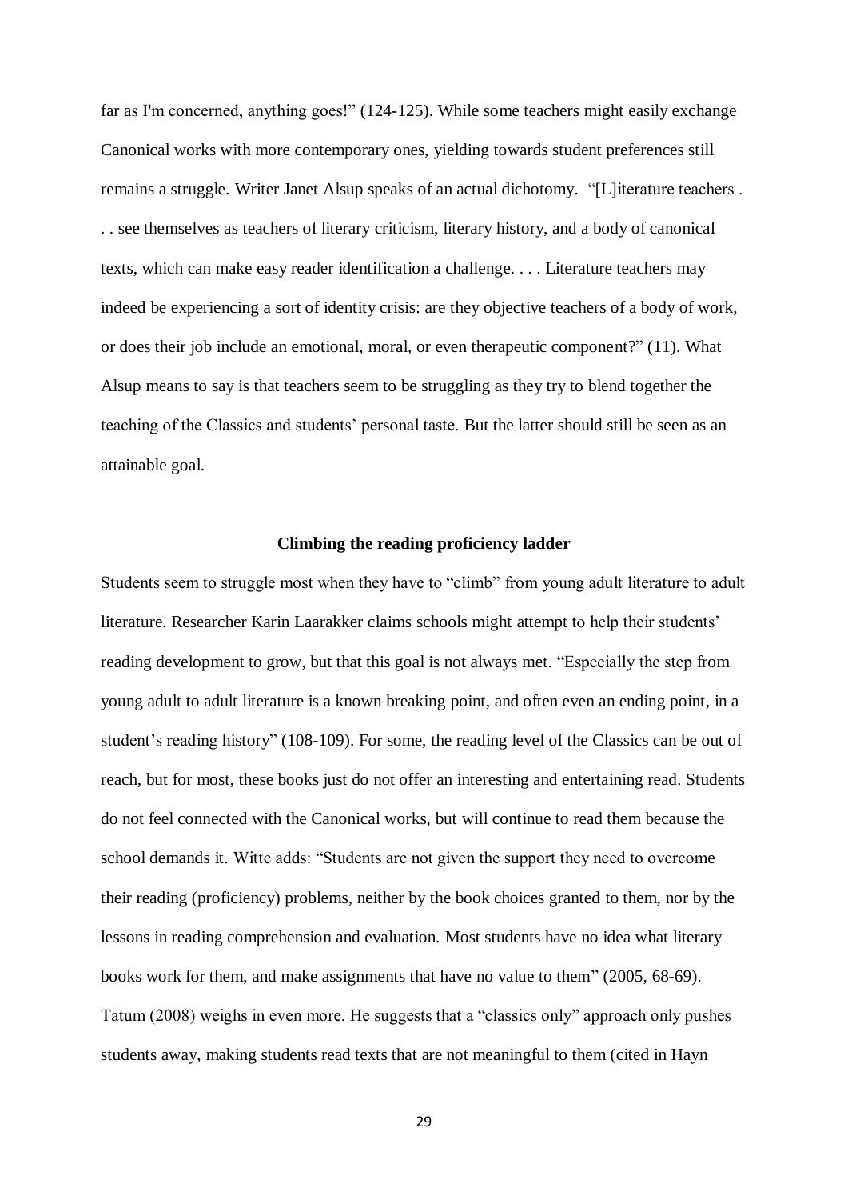far as I'm concerned, anything goes!" (124-125). While some teachers might easily exchange Canonical works with more contemporary ones, yielding towards student preferences still remains a struggle. Writer Janet Alsup speaks of an actual dichotomy. "[L]iterature teachers . . . see themselves as teachers of literary criticism, literary history, and a body of canonical texts, which can make easy reader identification a challenge. . . . Literature teachers may indeed be experiencing a sort of identity crisis: are they objective teachers of a body of work, or does their job include an emotional, moral, or even therapeutic component?" (11). What Alsup means to say is that teachers seem to be struggling as they try to blend together the teaching of the Classics and students' personal taste. But the latter should still be seen as an attainable goal.

### Climbing the reading proficiency ladder

Students seem to struggle most when they have to "climb" from young adult literature to adult literature. Researcher Karin Laarakker claims schools might attempt to help their students' reading development to grow, but that this goal is not always met. "Especially the step from young adult to adult literature is a known breaking point, and often even an ending point, in a student's reading history" (108-109). For some, the reading level of the Classics can be out of reach, but for most, these books just do not offer an interesting and entertaining read. Students do not feel connected with the Canonical works, but will continue to read them because the school demands it. Witte adds: "Students are not given the support they need to overcome their reading (proficiency) problems, neither by the book choices granted to them, nor by the lessons in reading comprehension and evaluation. Most students have no idea what literary books work for them, and make assignments that have no value to them" (2005, 68-69). Tatum (2008) weighs in even more. He suggests that a "classics only" approach only pushes students away, making students read texts that are not meaningful to them (cited in Hayn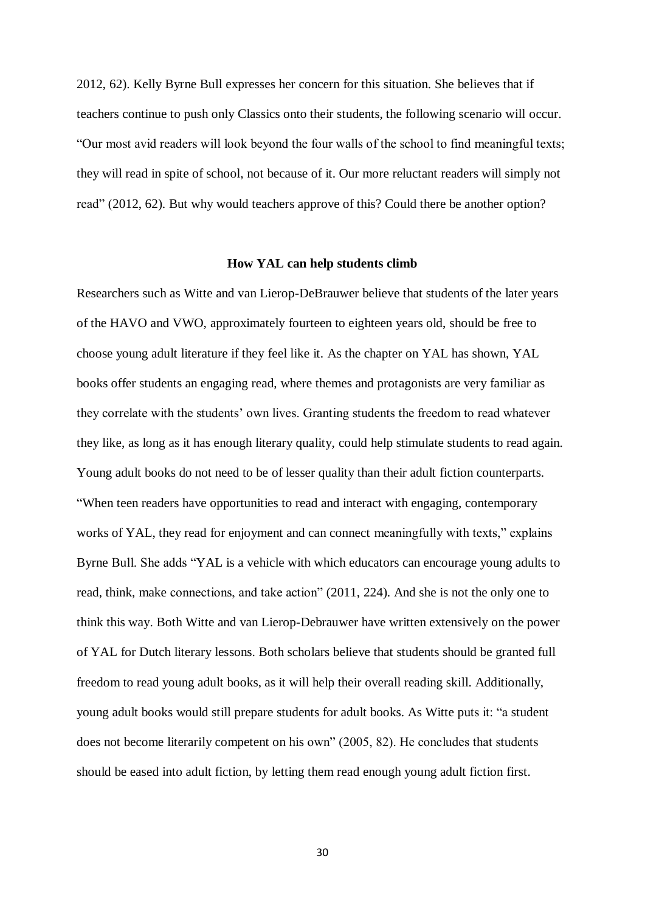2012, 62). Kelly Byrne Bull expresses her concern for this situation. She believes that if teachers continue to push only Classics onto their students, the following scenario will occur. "Our most avid readers will look beyond the four walls of the school to find meaningful texts; they will read in spite of school, not because of it. Our more reluctant readers will simply not read" (2012, 62). But why would teachers approve of this? Could there be another option?

### How YAL can help students climb

Researchers such as Witte and van Lierop-DeBrauwer believe that students of the later years of the HAVO and VWO, approximately fourteen to eighteen years old, should be free to choose young adult literature if they feel like it. As the chapter on YAL has shown, YAL books offer students an engaging read, where themes and protagonists are very familiar as they correlate with the students' own lives. Granting students the freedom to read whatever they like, as long as it has enough literary quality, could help stimulate students to read again. Young adult books do not need to be of lesser quality than their adult fiction counterparts. "When teen readers have opportunities to read and interact with engaging, contemporary works of YAL, they read for enjoyment and can connect meaningfully with texts," explains Byrne Bull. She adds "YAL is a vehicle with which educators can encourage young adults to read, think, make connections, and take action" (2011, 224). And she is not the only one to think this way. Both Witte and van Lierop-Debrauwer have written extensively on the power of YAL for Dutch literary lessons. Both scholars believe that students should be granted full freedom to read young adult books, as it will help their overall reading skill. Additionally, young adult books would still prepare students for adult books. As Witte puts it: "a student does not become literarily competent on his own" (2005, 82). He concludes that students should be eased into adult fiction, by letting them read enough young adult fiction first.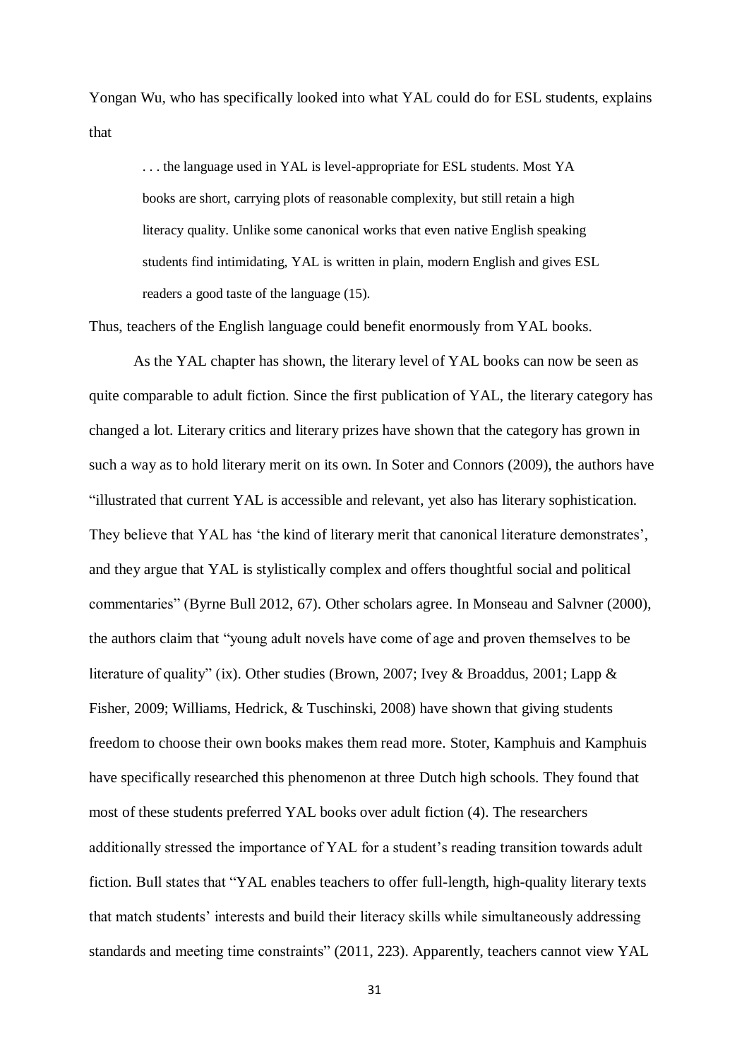Yongan Wu, who has specifically looked into what YAL could do for ESL students, explains that

> . . . the language used in YAL is level-appropriate for ESL students. Most YA books are short, carrying plots of reasonable complexity, but still retain a high literacy quality. Unlike some canonical works that even native English speaking students find intimidating, YAL is written in plain, modern English and gives ESL readers a good taste of the language (15).

Thus, teachers of the English language could benefit enormously from YAL books.

As the YAL chapter has shown, the literary level of YAL books can now be seen as quite comparable to adult fiction. Since the first publication of YAL, the literary category has changed a lot. Literary critics and literary prizes have shown that the category has grown in such a way as to hold literary merit on its own. In Soter and Connors (2009), the authors have "illustrated that current YAL is accessible and relevant, yet also has literary sophistication. They believe that YAL has 'the kind of literary merit that canonical literature demonstrates', and they argue that YAL is stylistically complex and offers thoughtful social and political commentaries" (Byrne Bull 2012, 67). Other scholars agree. In Monseau and Salvner (2000), the authors claim that "young adult novels have come of age and proven themselves to be literature of quality" (ix). Other studies (Brown, 2007; Ivey & Broaddus, 2001; Lapp & Fisher, 2009; Williams, Hedrick, & Tuschinski, 2008) have shown that giving students freedom to choose their own books makes them read more. Stoter, Kamphuis and Kamphuis have specifically researched this phenomenon at three Dutch high schools. They found that most of these students preferred YAL books over adult fiction (4). The researchers additionally stressed the importance of YAL for a student's reading transition towards adult fiction. Bull states that "YAL enables teachers to offer full-length, high-quality literary texts that match students' interests and build their literacy skills while simultaneously addressing standards and meeting time constraints" (2011, 223). Apparently, teachers cannot view YAL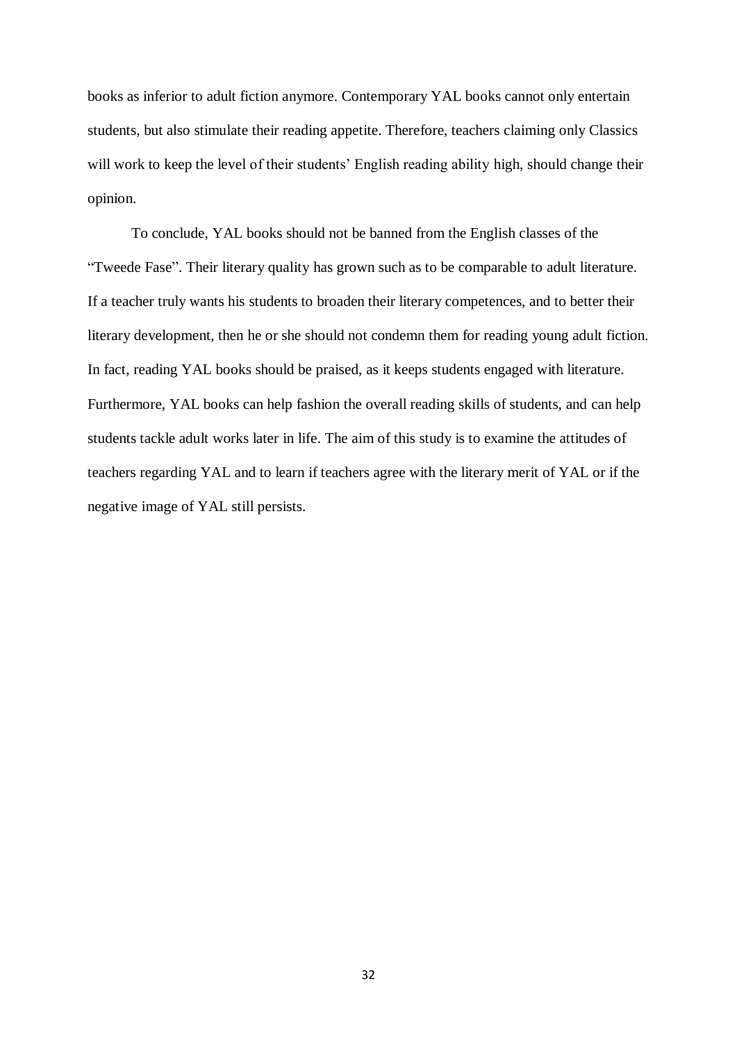books as inferior to adult fiction anymore. Contemporary YAL books cannot only entertain students, but also stimulate their reading appetite. Therefore, teachers claiming only Classics will work to keep the level of their students' English reading ability high, should change their opinion.

To conclude, YAL books should not be banned from the English classes of the "Tweede Fase". Their literary quality has grown such as to be comparable to adult literature. If a teacher truly wants his students to broaden their literary competences, and to better their literary development, then he or she should not condemn them for reading young adult fiction. In fact, reading YAL books should be praised, as it keeps students engaged with literature. Furthermore, YAL books can help fashion the overall reading skills of students, and can help students tackle adult works later in life. The aim of this study is to examine the attitudes of teachers regarding YAL and to learn if teachers agree with the literary merit of YAL or if the negative image of YAL still persists.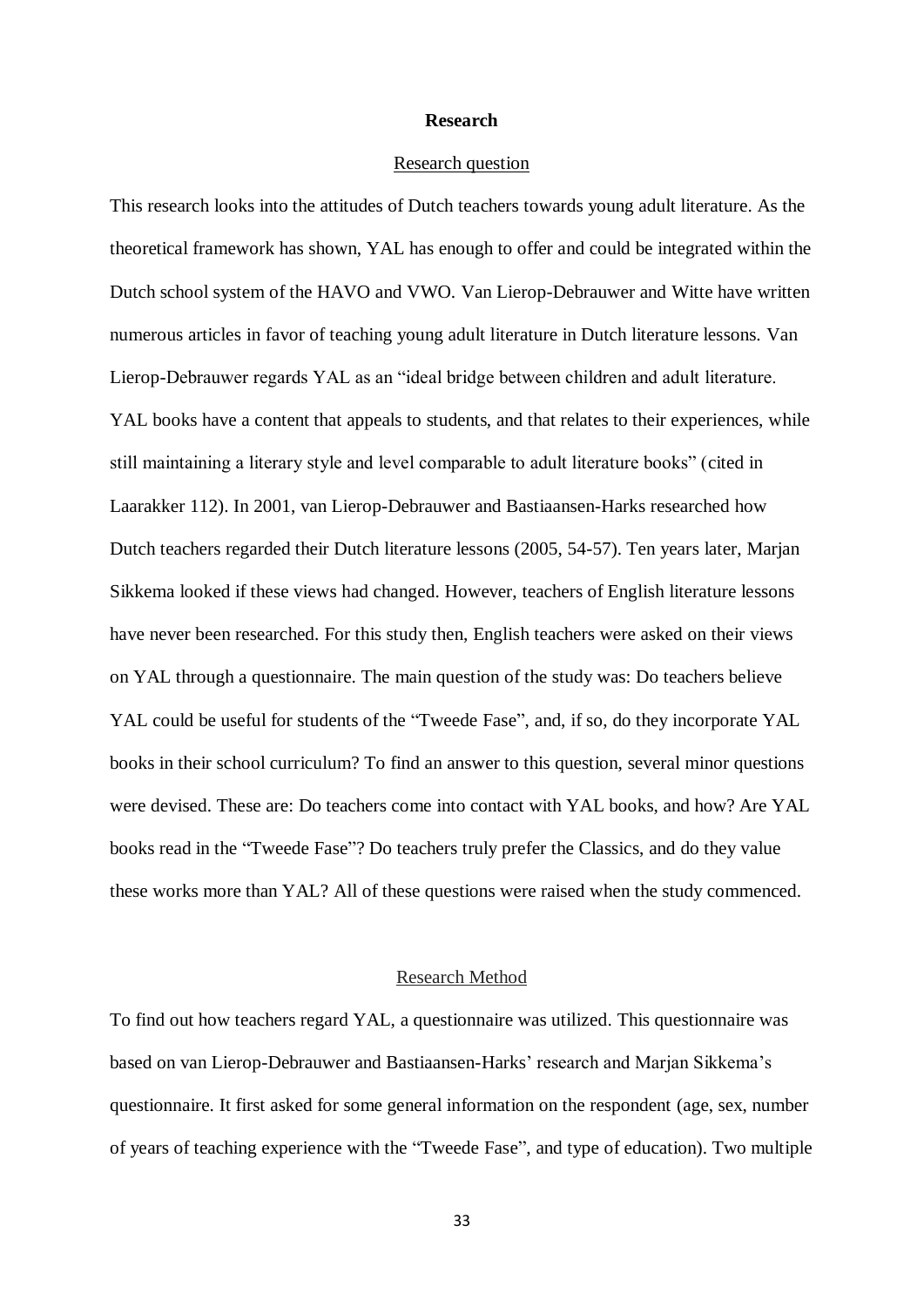## Research

### Research question

This research looks into the attitudes of Dutch teachers towards young adult literature. As the theoretical framework has shown, YAL has enough to offer and could be integrated within the Dutch school system of the HAVO and VWO. Van Lierop-Debrauwer and Witte have written numerous articles in favor of teaching young adult literature in Dutch literature lessons. Van Lierop-Debrauwer regards YAL as an "ideal bridge between children and adult literature. YAL books have a content that appeals to students, and that relates to their experiences, while still maintaining a literary style and level comparable to adult literature books" (cited in Laarakker 112). In 2001, van Lierop-Debrauwer and Bastiaansen-Harks researched how Dutch teachers regarded their Dutch literature lessons (2005, 54-57). Ten years later, Marjan Sikkema looked if these views had changed. However, teachers of English literature lessons have never been researched. For this study then, English teachers were asked on their views on YAL through a questionnaire. The main question of the study was: Do teachers believe YAL could be useful for students of the "Tweede Fase", and, if so, do they incorporate YAL books in their school curriculum? To find an answer to this question, several minor questions were devised. These are: Do teachers come into contact with YAL books, and how? Are YAL books read in the "Tweede Fase"? Do teachers truly prefer the Classics, and do they value these works more than YAL? All of these questions were raised when the study commenced.

### Research Method

To find out how teachers regard YAL, a questionnaire was utilized. This questionnaire was based on van Lierop-Debrauwer and Bastiaansen-Harks' research and Marjan Sikkema's questionnaire. It first asked for some general information on the respondent (age, sex, number of years of teaching experience with the "Tweede Fase", and type of education). Two multiple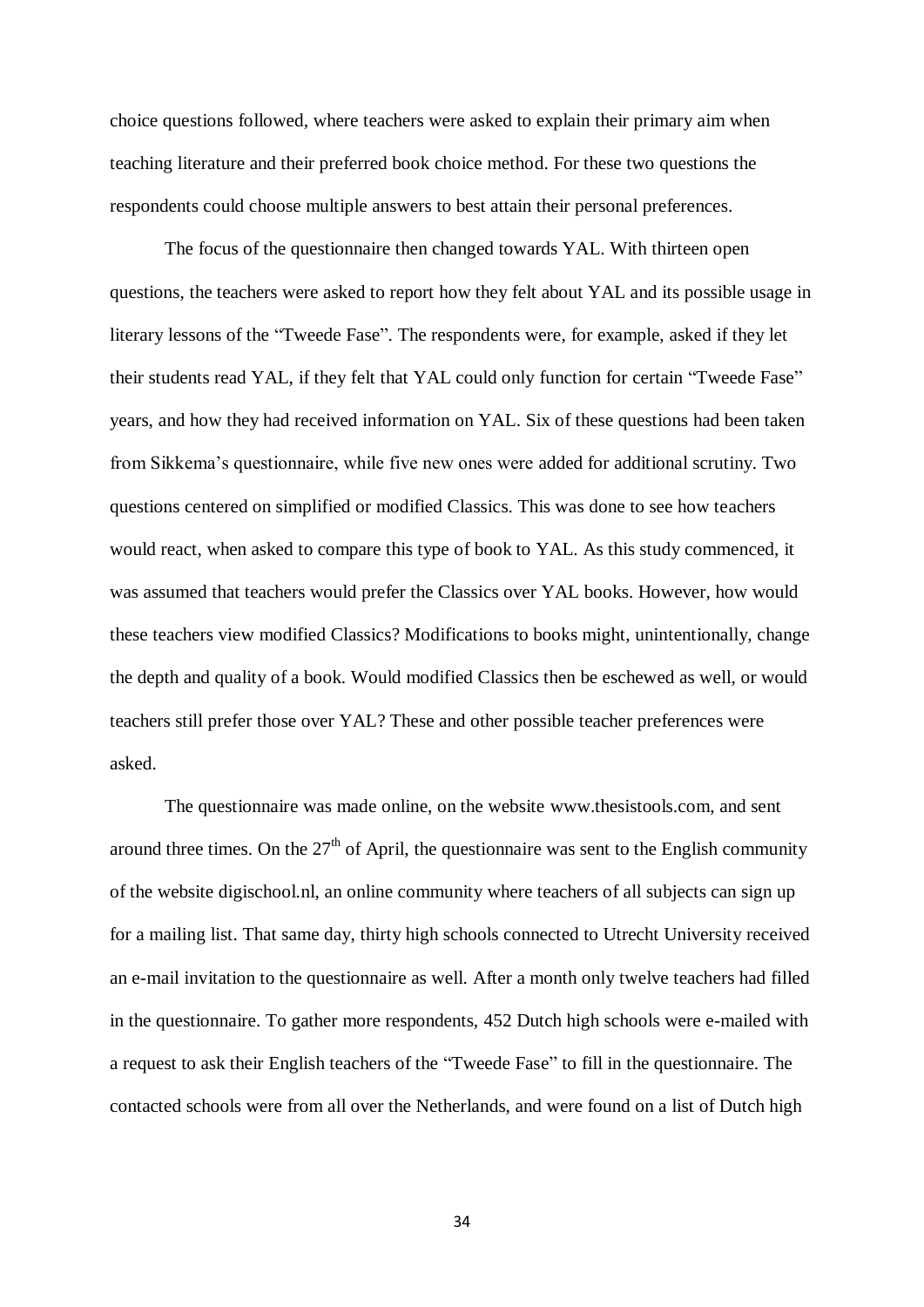choice questions followed, where teachers were asked to explain their primary aim when teaching literature and their preferred book choice method. For these two questions the respondents could choose multiple answers to best attain their personal preferences.

The focus of the questionnaire then changed towards YAL. With thirteen open questions, the teachers were asked to report how they felt about YAL and its possible usage in literary lessons of the "Tweede Fase". The respondents were, for example, asked if they let their students read YAL, if they felt that YAL could only function for certain "Tweede Fase" years, and how they had received information on YAL. Six of these questions had been taken from Sikkema's questionnaire, while five new ones were added for additional scrutiny. Two questions centered on simplified or modified Classics. This was done to see how teachers would react, when asked to compare this type of book to YAL. As this study commenced, it was assumed that teachers would prefer the Classics over YAL books. However, how would these teachers view modified Classics? Modifications to books might, unintentionally, change the depth and quality of a book. Would modified Classics then be eschewed as well, or would teachers still prefer those over YAL? These and other possible teacher preferences were asked.

The questionnaire was made online, on the website www.thesistools.com, and sent around three times. On the 27th of April, the questionnaire was sent to the English community of the website digischool.nl, an online community where teachers of all subjects can sign up for a mailing list. That same day, thirty high schools connected to Utrecht University received an e-mail invitation to the questionnaire as well. After a month only twelve teachers had filled in the questionnaire. To gather more respondents, 452 Dutch high schools were e-mailed with a request to ask their English teachers of the "Tweede Fase" to fill in the questionnaire. The contacted schools were from all over the Netherlands, and were found on a list of Dutch high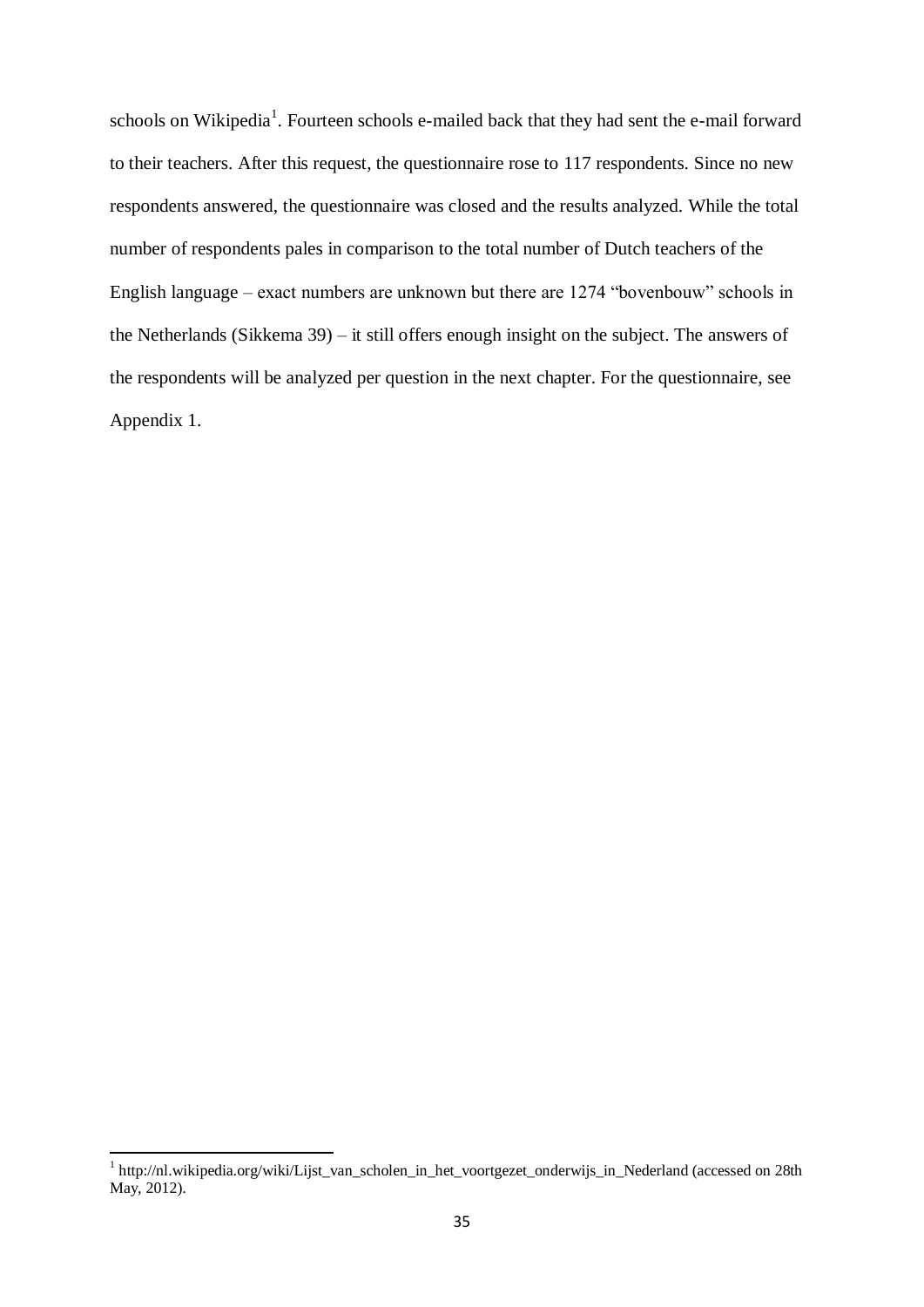schools on Wikipedia[1]. Fourteen schools e-mailed back that they had sent the e-mail forward to their teachers. After this request, the questionnaire rose to 117 respondents. Since no new respondents answered, the questionnaire was closed and the results analyzed. While the total number of respondents pales in comparison to the total number of Dutch teachers of the English language – exact numbers are unknown but there are 1274 "bovenbouw" schools in the Netherlands (Sikkema 39) – it still offers enough insight on the subject. The answers of the respondents will be analyzed per question in the next chapter. For the questionnaire, see Appendix 1.

[1] http://nl.wikipedia.org/wiki/Lijst_van_scholen_in_het_voortgezet_onderwijs_in_Nederland (accessed on 28th May, 2012).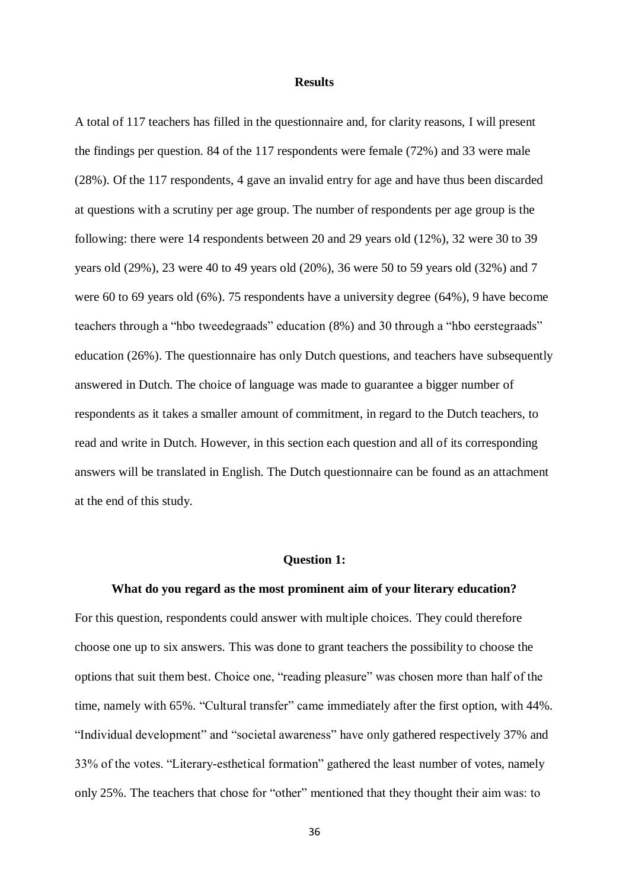## Results

A total of 117 teachers has filled in the questionnaire and, for clarity reasons, I will present the findings per question. 84 of the 117 respondents were female (72%) and 33 were male (28%). Of the 117 respondents, 4 gave an invalid entry for age and have thus been discarded at questions with a scrutiny per age group. The number of respondents per age group is the following: there were 14 respondents between 20 and 29 years old (12%), 32 were 30 to 39 years old (29%), 23 were 40 to 49 years old (20%), 36 were 50 to 59 years old (32%) and 7 were 60 to 69 years old (6%). 75 respondents have a university degree (64%), 9 have become teachers through a "hbo tweedegraads" education (8%) and 30 through a "hbo eerstegraads" education (26%). The questionnaire has only Dutch questions, and teachers have subsequently answered in Dutch. The choice of language was made to guarantee a bigger number of respondents as it takes a smaller amount of commitment, in regard to the Dutch teachers, to read and write in Dutch. However, in this section each question and all of its corresponding answers will be translated in English. The Dutch questionnaire can be found as an attachment at the end of this study.

### Question 1:

**What do you regard as the most prominent aim of your literary education?**

For this question, respondents could answer with multiple choices. They could therefore choose one up to six answers. This was done to grant teachers the possibility to choose the options that suit them best. Choice one, "reading pleasure" was chosen more than half of the time, namely with 65%. "Cultural transfer" came immediately after the first option, with 44%. "Individual development" and "societal awareness" have only gathered respectively 37% and 33% of the votes. "Literary-esthetical formation" gathered the least number of votes, namely only 25%. The teachers that chose for "other" mentioned that they thought their aim was: to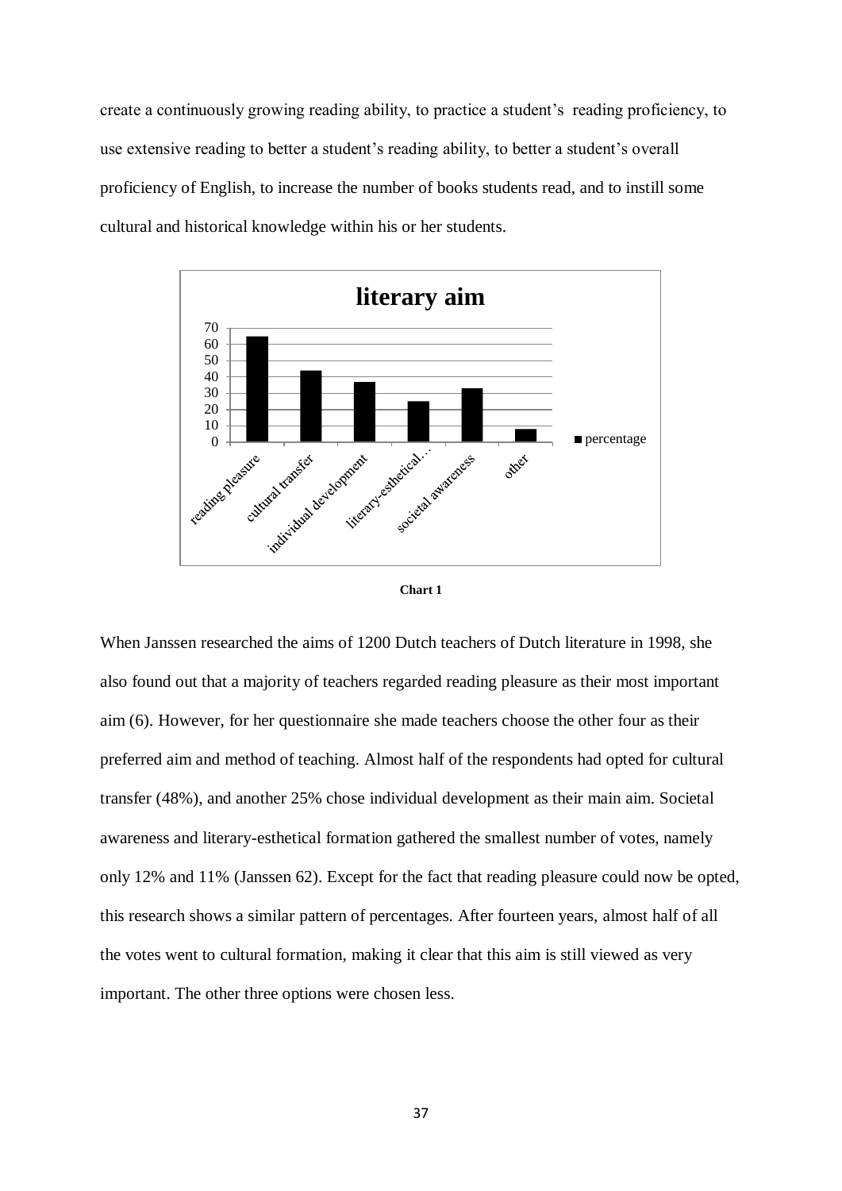create a continuously growing reading ability, to practice a student's reading proficiency, to use extensive reading to better a student's reading ability, to better a student's overall proficiency of English, to increase the number of books students read, and to instill some cultural and historical knowledge within his or her students.

**Chart 1**

When Janssen researched the aims of 1200 Dutch teachers of Dutch literature in 1998, she also found out that a majority of teachers regarded reading pleasure as their most important aim (6). However, for her questionnaire she made teachers choose the other four as their preferred aim and method of teaching. Almost half of the respondents had opted for cultural transfer (48%), and another 25% chose individual development as their main aim. Societal awareness and literary-esthetical formation gathered the smallest number of votes, namely only 12% and 11% (Janssen 62). Except for the fact that reading pleasure could now be opted, this research shows a similar pattern of percentages. After fourteen years, almost half of all the votes went to cultural formation, making it clear that this aim is still viewed as very important. The other three options were chosen less.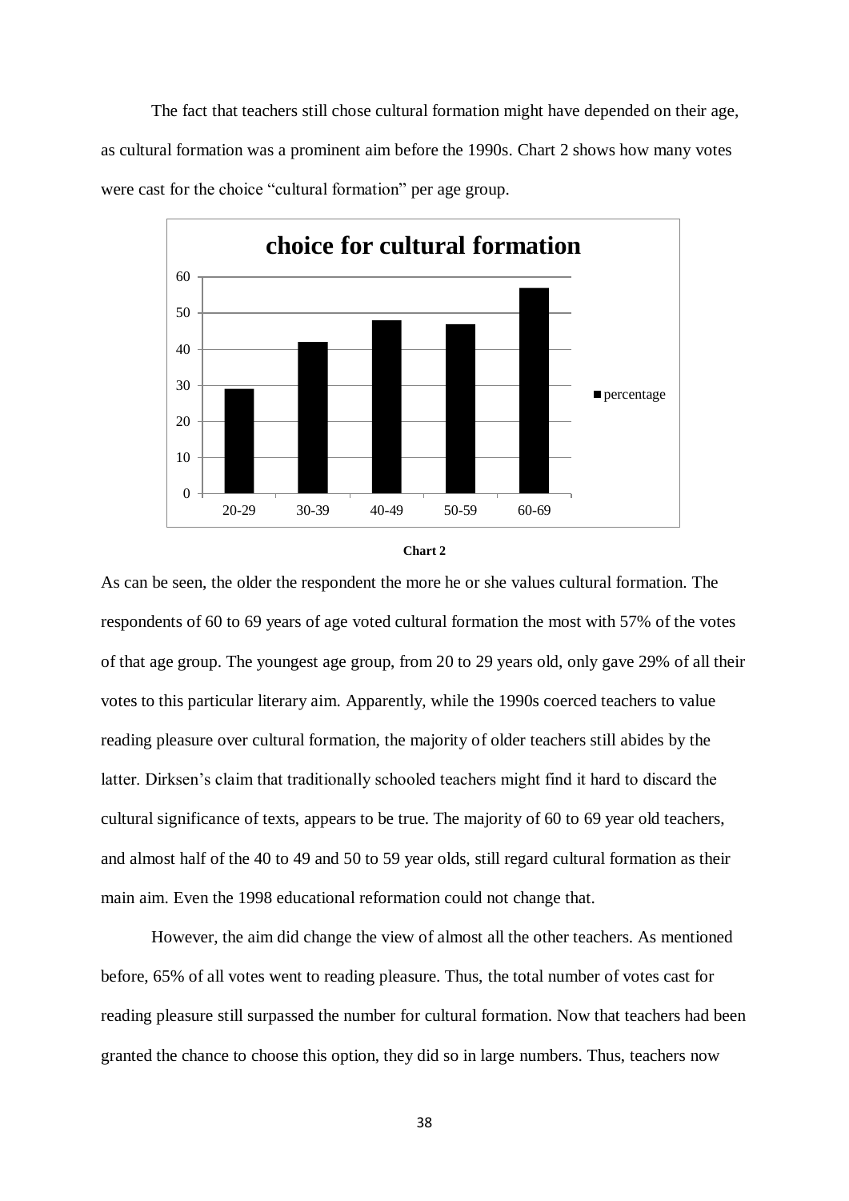The fact that teachers still chose cultural formation might have depended on their age, as cultural formation was a prominent aim before the 1990s. Chart 2 shows how many votes were cast for the choice "cultural formation" per age group.

**Chart 2**

As can be seen, the older the respondent the more he or she values cultural formation. The respondents of 60 to 69 years of age voted cultural formation the most with 57% of the votes of that age group. The youngest age group, from 20 to 29 years old, only gave 29% of all their votes to this particular literary aim. Apparently, while the 1990s coerced teachers to value reading pleasure over cultural formation, the majority of older teachers still abides by the latter. Dirksen's claim that traditionally schooled teachers might find it hard to discard the cultural significance of texts, appears to be true. The majority of 60 to 69 year old teachers, and almost half of the 40 to 49 and 50 to 59 year olds, still regard cultural formation as their main aim. Even the 1998 educational reformation could not change that.

However, the aim did change the view of almost all the other teachers. As mentioned before, 65% of all votes went to reading pleasure. Thus, the total number of votes cast for reading pleasure still surpassed the number for cultural formation. Now that teachers had been granted the chance to choose this option, they did so in large numbers. Thus, teachers now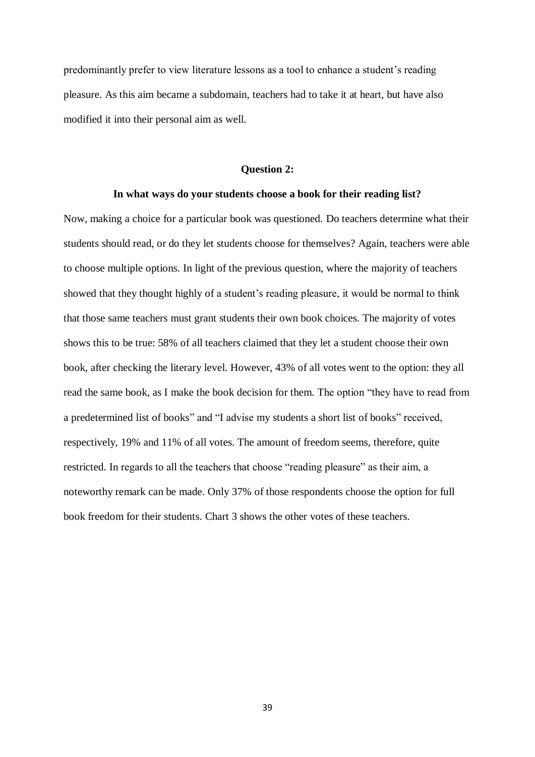predominantly prefer to view literature lessons as a tool to enhance a student's reading pleasure. As this aim became a subdomain, teachers had to take it at heart, but have also modified it into their personal aim as well.

**Question 2:**

**In what ways do your students choose a book for their reading list?**

Now, making a choice for a particular book was questioned. Do teachers determine what their students should read, or do they let students choose for themselves? Again, teachers were able to choose multiple options. In light of the previous question, where the majority of teachers showed that they thought highly of a student's reading pleasure, it would be normal to think that those same teachers must grant students their own book choices. The majority of votes shows this to be true: 58% of all teachers claimed that they let a student choose their own book, after checking the literary level. However, 43% of all votes went to the option: they all read the same book, as I make the book decision for them. The option "they have to read from a predetermined list of books" and "I advise my students a short list of books" received, respectively, 19% and 11% of all votes. The amount of freedom seems, therefore, quite restricted. In regards to all the teachers that choose "reading pleasure" as their aim, a noteworthy remark can be made. Only 37% of those respondents choose the option for full book freedom for their students. Chart 3 shows the other votes of these teachers.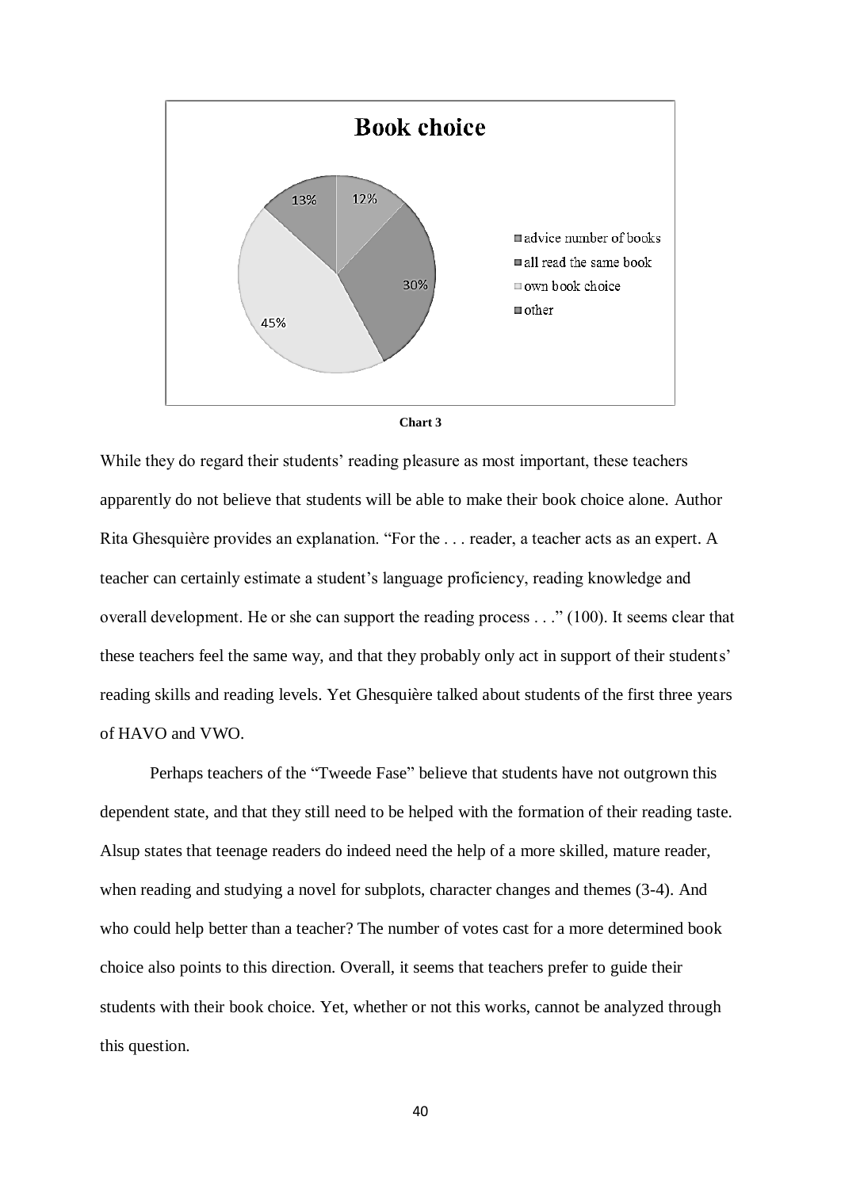**Book choice**

| Category | Percentage |
|---|---|
| advice number of books | 12% |
| all read the same book | 30% |
| own book choice | 45% |
| other | 13% |

**Chart 3**

While they do regard their students' reading pleasure as most important, these teachers apparently do not believe that students will be able to make their book choice alone. Author Rita Ghesquière provides an explanation. "For the . . . reader, a teacher acts as an expert. A teacher can certainly estimate a student's language proficiency, reading knowledge and overall development. He or she can support the reading process . . ." (100). It seems clear that these teachers feel the same way, and that they probably only act in support of their students' reading skills and reading levels. Yet Ghesquière talked about students of the first three years of HAVO and VWO.

Perhaps teachers of the "Tweede Fase" believe that students have not outgrown this dependent state, and that they still need to be helped with the formation of their reading taste. Alsup states that teenage readers do indeed need the help of a more skilled, mature reader, when reading and studying a novel for subplots, character changes and themes (3-4). And who could help better than a teacher? The number of votes cast for a more determined book choice also points to this direction. Overall, it seems that teachers prefer to guide their students with their book choice. Yet, whether or not this works, cannot be analyzed through this question.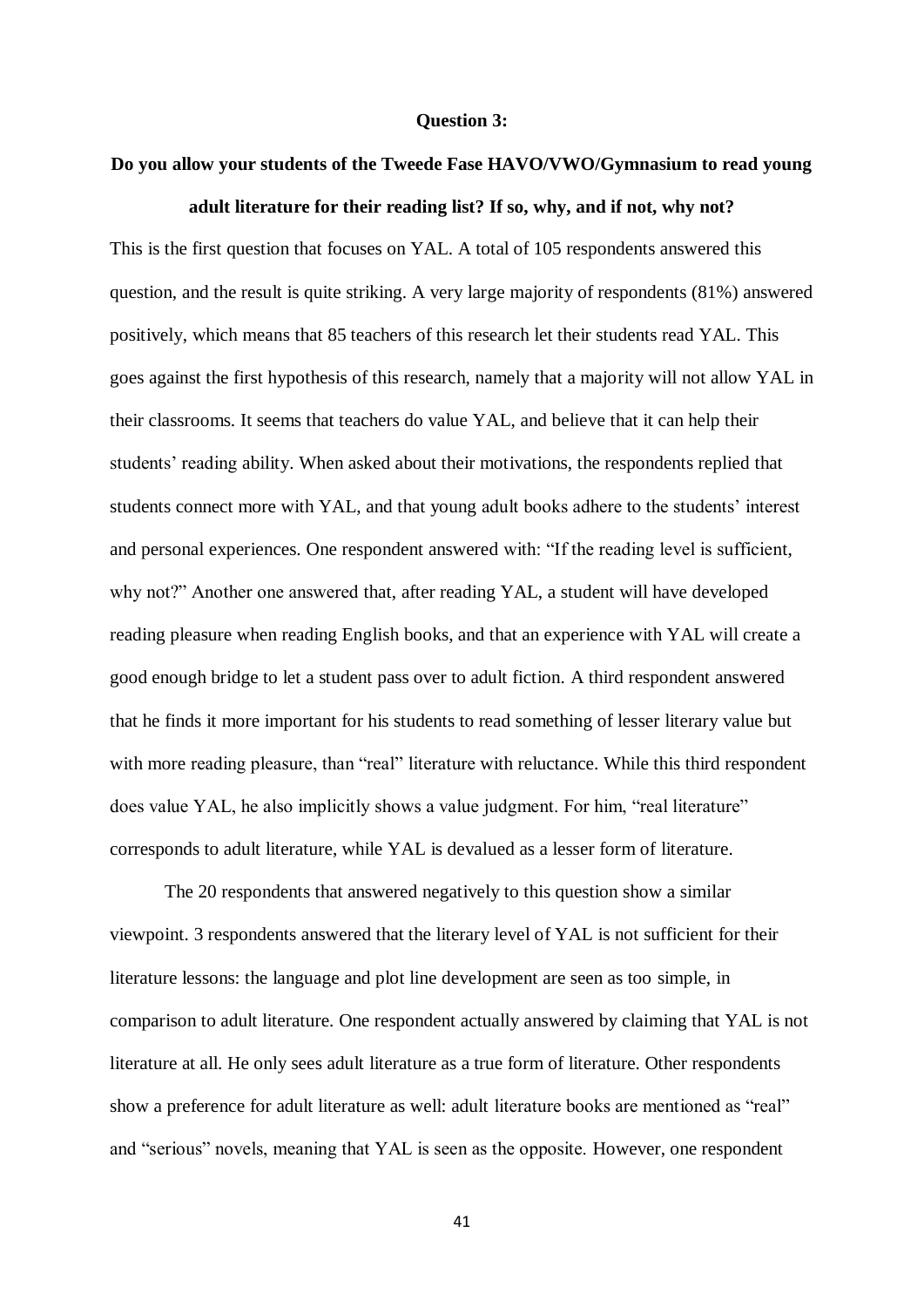### Question 3:

### Do you allow your students of the Tweede Fase HAVO/VWO/Gymnasium to read young adult literature for their reading list? If so, why, and if not, why not?

This is the first question that focuses on YAL. A total of 105 respondents answered this question, and the result is quite striking. A very large majority of respondents (81%) answered positively, which means that 85 teachers of this research let their students read YAL. This goes against the first hypothesis of this research, namely that a majority will not allow YAL in their classrooms. It seems that teachers do value YAL, and believe that it can help their students' reading ability. When asked about their motivations, the respondents replied that students connect more with YAL, and that young adult books adhere to the students' interest and personal experiences. One respondent answered with: "If the reading level is sufficient, why not?" Another one answered that, after reading YAL, a student will have developed reading pleasure when reading English books, and that an experience with YAL will create a good enough bridge to let a student pass over to adult fiction. A third respondent answered that he finds it more important for his students to read something of lesser literary value but with more reading pleasure, than "real" literature with reluctance. While this third respondent does value YAL, he also implicitly shows a value judgment. For him, "real literature" corresponds to adult literature, while YAL is devalued as a lesser form of literature.

The 20 respondents that answered negatively to this question show a similar viewpoint. 3 respondents answered that the literary level of YAL is not sufficient for their literature lessons: the language and plot line development are seen as too simple, in comparison to adult literature. One respondent actually answered by claiming that YAL is not literature at all. He only sees adult literature as a true form of literature. Other respondents show a preference for adult literature as well: adult literature books are mentioned as "real" and "serious" novels, meaning that YAL is seen as the opposite. However, one respondent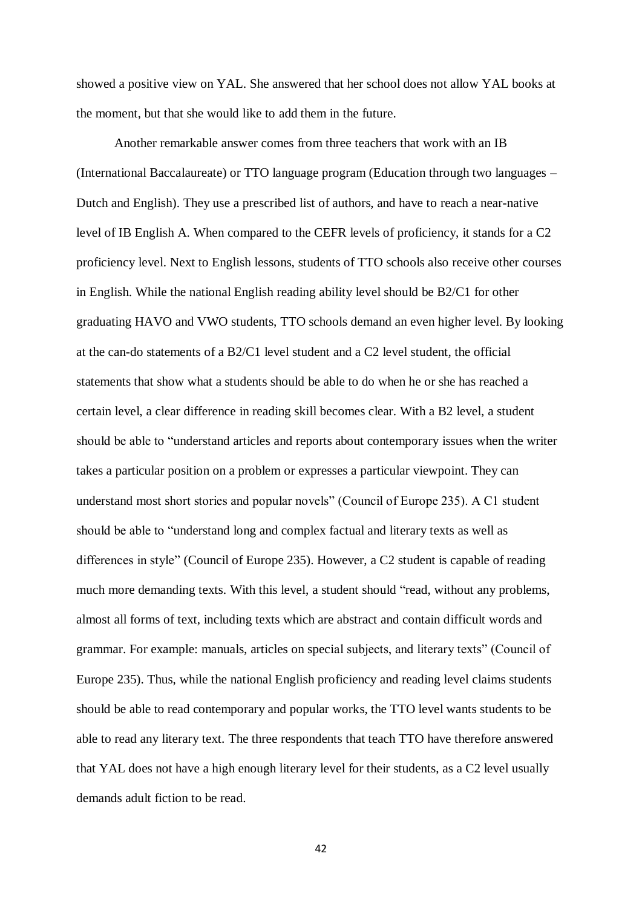showed a positive view on YAL. She answered that her school does not allow YAL books at the moment, but that she would like to add them in the future.

Another remarkable answer comes from three teachers that work with an IB (International Baccalaureate) or TTO language program (Education through two languages – Dutch and English). They use a prescribed list of authors, and have to reach a near-native level of IB English A. When compared to the CEFR levels of proficiency, it stands for a C2 proficiency level. Next to English lessons, students of TTO schools also receive other courses in English. While the national English reading ability level should be B2/C1 for other graduating HAVO and VWO students, TTO schools demand an even higher level. By looking at the can-do statements of a B2/C1 level student and a C2 level student, the official statements that show what a students should be able to do when he or she has reached a certain level, a clear difference in reading skill becomes clear. With a B2 level, a student should be able to "understand articles and reports about contemporary issues when the writer takes a particular position on a problem or expresses a particular viewpoint. They can understand most short stories and popular novels" (Council of Europe 235). A C1 student should be able to "understand long and complex factual and literary texts as well as differences in style" (Council of Europe 235). However, a C2 student is capable of reading much more demanding texts. With this level, a student should "read, without any problems, almost all forms of text, including texts which are abstract and contain difficult words and grammar. For example: manuals, articles on special subjects, and literary texts" (Council of Europe 235). Thus, while the national English proficiency and reading level claims students should be able to read contemporary and popular works, the TTO level wants students to be able to read any literary text. The three respondents that teach TTO have therefore answered that YAL does not have a high enough literary level for their students, as a C2 level usually demands adult fiction to be read.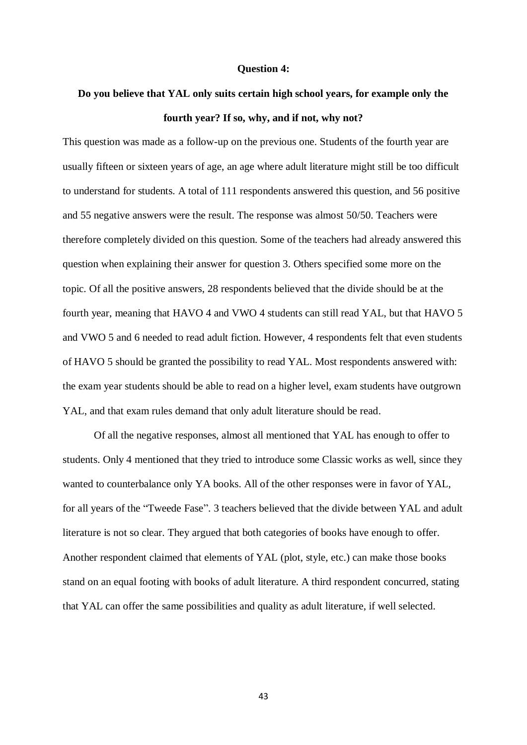### Question 4:

### Do you believe that YAL only suits certain high school years, for example only the fourth year? If so, why, and if not, why not?

This question was made as a follow-up on the previous one. Students of the fourth year are usually fifteen or sixteen years of age, an age where adult literature might still be too difficult to understand for students. A total of 111 respondents answered this question, and 56 positive and 55 negative answers were the result. The response was almost 50/50. Teachers were therefore completely divided on this question. Some of the teachers had already answered this question when explaining their answer for question 3. Others specified some more on the topic. Of all the positive answers, 28 respondents believed that the divide should be at the fourth year, meaning that HAVO 4 and VWO 4 students can still read YAL, but that HAVO 5 and VWO 5 and 6 needed to read adult fiction. However, 4 respondents felt that even students of HAVO 5 should be granted the possibility to read YAL. Most respondents answered with: the exam year students should be able to read on a higher level, exam students have outgrown YAL, and that exam rules demand that only adult literature should be read.

Of all the negative responses, almost all mentioned that YAL has enough to offer to students. Only 4 mentioned that they tried to introduce some Classic works as well, since they wanted to counterbalance only YA books. All of the other responses were in favor of YAL, for all years of the "Tweede Fase". 3 teachers believed that the divide between YAL and adult literature is not so clear. They argued that both categories of books have enough to offer. Another respondent claimed that elements of YAL (plot, style, etc.) can make those books stand on an equal footing with books of adult literature. A third respondent concurred, stating that YAL can offer the same possibilities and quality as adult literature, if well selected.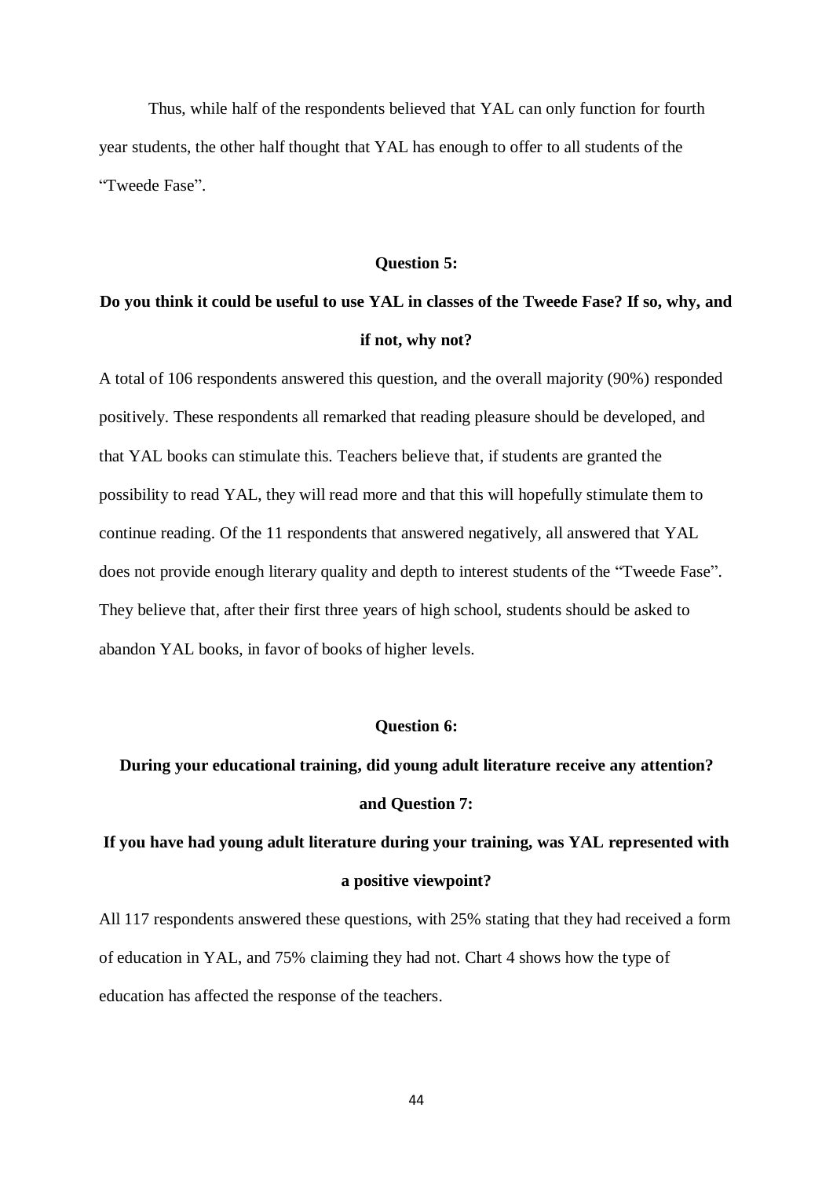Thus, while half of the respondents believed that YAL can only function for fourth year students, the other half thought that YAL has enough to offer to all students of the "Tweede Fase".

**Question 5:**

**Do you think it could be useful to use YAL in classes of the Tweede Fase? If so, why, and if not, why not?**

A total of 106 respondents answered this question, and the overall majority (90%) responded positively. These respondents all remarked that reading pleasure should be developed, and that YAL books can stimulate this. Teachers believe that, if students are granted the possibility to read YAL, they will read more and that this will hopefully stimulate them to continue reading. Of the 11 respondents that answered negatively, all answered that YAL does not provide enough literary quality and depth to interest students of the "Tweede Fase". They believe that, after their first three years of high school, students should be asked to abandon YAL books, in favor of books of higher levels.

**Question 6:**

**During your educational training, did young adult literature receive any attention?**

**and Question 7:**

**If you have had young adult literature during your training, was YAL represented with a positive viewpoint?**

All 117 respondents answered these questions, with 25% stating that they had received a form of education in YAL, and 75% claiming they had not. Chart 4 shows how the type of education has affected the response of the teachers.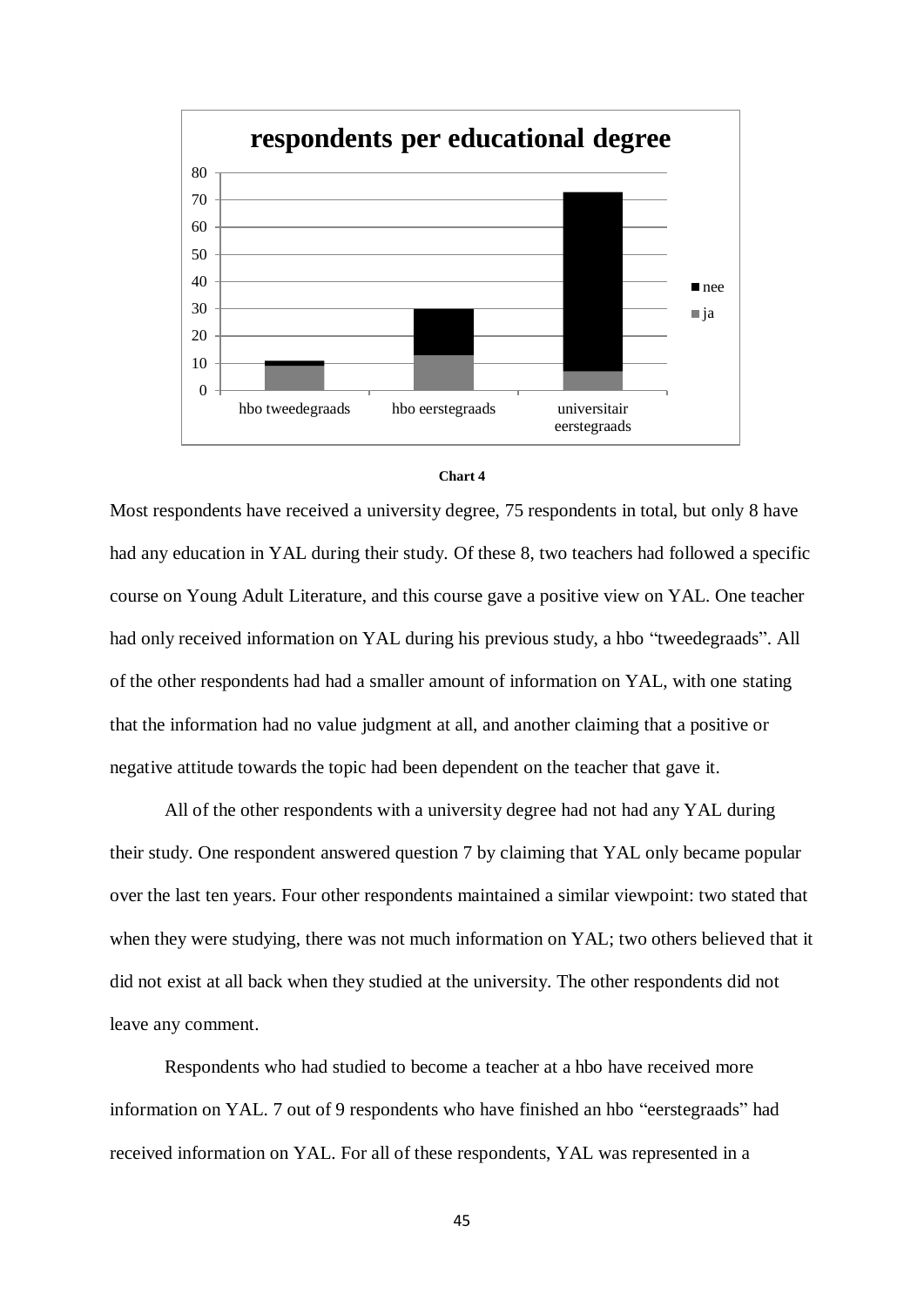**Chart 4**

Most respondents have received a university degree, 75 respondents in total, but only 8 have had any education in YAL during their study. Of these 8, two teachers had followed a specific course on Young Adult Literature, and this course gave a positive view on YAL. One teacher had only received information on YAL during his previous study, a hbo "tweedegraads". All of the other respondents had had a smaller amount of information on YAL, with one stating that the information had no value judgment at all, and another claiming that a positive or negative attitude towards the topic had been dependent on the teacher that gave it.

All of the other respondents with a university degree had not had any YAL during their study. One respondent answered question 7 by claiming that YAL only became popular over the last ten years. Four other respondents maintained a similar viewpoint: two stated that when they were studying, there was not much information on YAL; two others believed that it did not exist at all back when they studied at the university. The other respondents did not leave any comment.

Respondents who had studied to become a teacher at a hbo have received more information on YAL. 7 out of 9 respondents who have finished an hbo "eerstegraads" had received information on YAL. For all of these respondents, YAL was represented in a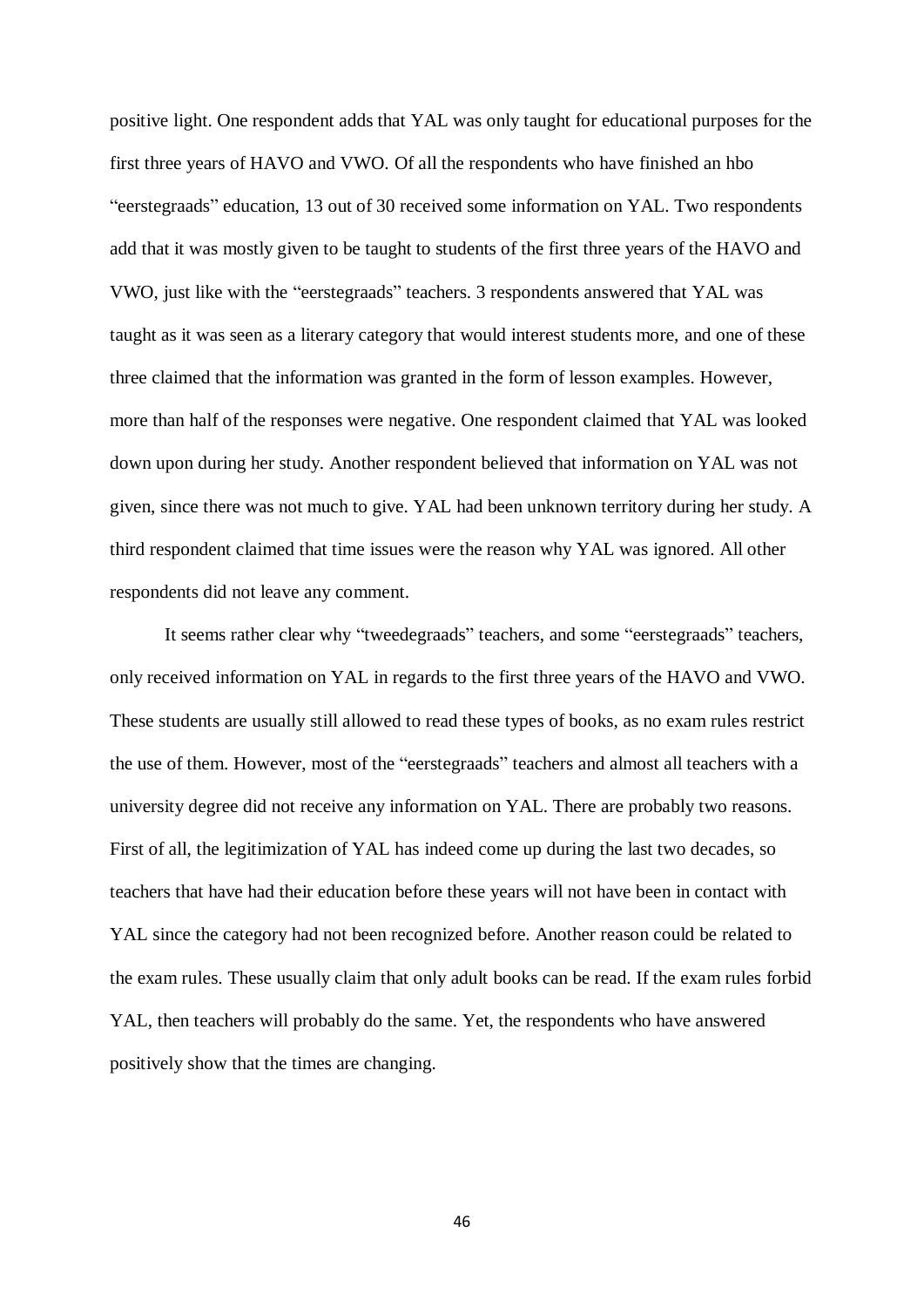positive light. One respondent adds that YAL was only taught for educational purposes for the first three years of HAVO and VWO. Of all the respondents who have finished an hbo "eerstegraads" education, 13 out of 30 received some information on YAL. Two respondents add that it was mostly given to be taught to students of the first three years of the HAVO and VWO, just like with the "eerstegraads" teachers. 3 respondents answered that YAL was taught as it was seen as a literary category that would interest students more, and one of these three claimed that the information was granted in the form of lesson examples. However, more than half of the responses were negative. One respondent claimed that YAL was looked down upon during her study. Another respondent believed that information on YAL was not given, since there was not much to give. YAL had been unknown territory during her study. A third respondent claimed that time issues were the reason why YAL was ignored. All other respondents did not leave any comment.

It seems rather clear why "tweedegraads" teachers, and some "eerstegraads" teachers, only received information on YAL in regards to the first three years of the HAVO and VWO. These students are usually still allowed to read these types of books, as no exam rules restrict the use of them. However, most of the "eerstegraads" teachers and almost all teachers with a university degree did not receive any information on YAL. There are probably two reasons. First of all, the legitimization of YAL has indeed come up during the last two decades, so teachers that have had their education before these years will not have been in contact with YAL since the category had not been recognized before. Another reason could be related to the exam rules. These usually claim that only adult books can be read. If the exam rules forbid YAL, then teachers will probably do the same. Yet, the respondents who have answered positively show that the times are changing.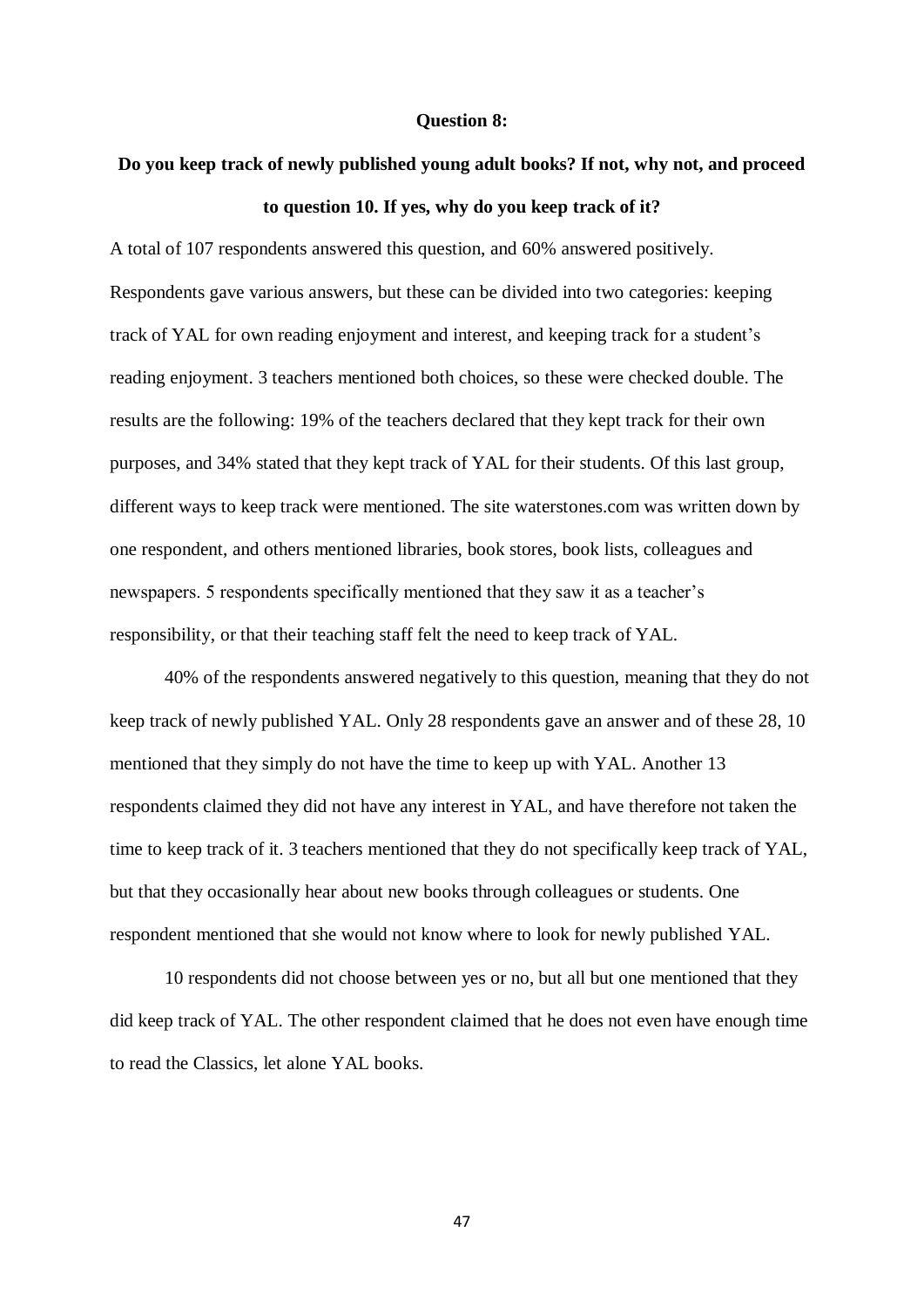**Question 8:**

**Do you keep track of newly published young adult books? If not, why not, and proceed to question 10. If yes, why do you keep track of it?**

A total of 107 respondents answered this question, and 60% answered positively. Respondents gave various answers, but these can be divided into two categories: keeping track of YAL for own reading enjoyment and interest, and keeping track for a student's reading enjoyment. 3 teachers mentioned both choices, so these were checked double. The results are the following: 19% of the teachers declared that they kept track for their own purposes, and 34% stated that they kept track of YAL for their students. Of this last group, different ways to keep track were mentioned. The site waterstones.com was written down by one respondent, and others mentioned libraries, book stores, book lists, colleagues and newspapers. 5 respondents specifically mentioned that they saw it as a teacher's responsibility, or that their teaching staff felt the need to keep track of YAL.

40% of the respondents answered negatively to this question, meaning that they do not keep track of newly published YAL. Only 28 respondents gave an answer and of these 28, 10 mentioned that they simply do not have the time to keep up with YAL. Another 13 respondents claimed they did not have any interest in YAL, and have therefore not taken the time to keep track of it. 3 teachers mentioned that they do not specifically keep track of YAL, but that they occasionally hear about new books through colleagues or students. One respondent mentioned that she would not know where to look for newly published YAL.

10 respondents did not choose between yes or no, but all but one mentioned that they did keep track of YAL. The other respondent claimed that he does not even have enough time to read the Classics, let alone YAL books.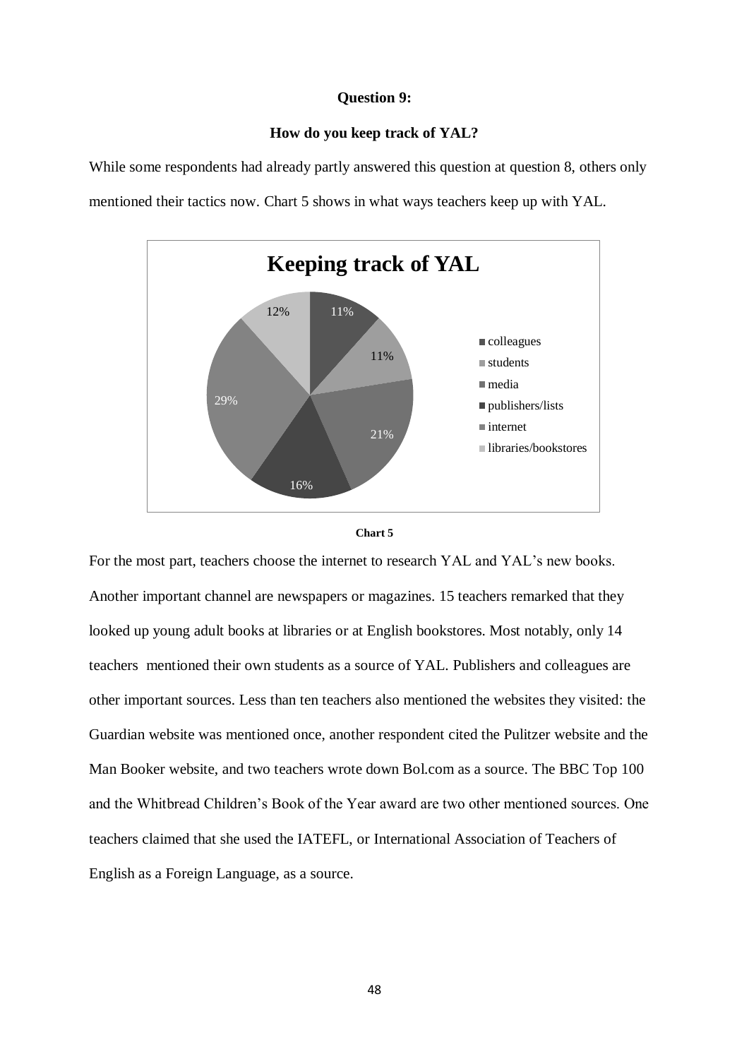**Question 9:**

**How do you keep track of YAL?**

While some respondents had already partly answered this question at question 8, others only mentioned their tactics now. Chart 5 shows in what ways teachers keep up with YAL.

**Keeping track of YAL**

| Source | Percentage |
| --- | --- |
| colleagues | 11% |
| students | 11% |
| media | 21% |
| publishers/lists | 16% |
| internet | 29% |
| libraries/bookstores | 12% |

**Chart 5**

For the most part, teachers choose the internet to research YAL and YAL's new books. Another important channel are newspapers or magazines. 15 teachers remarked that they looked up young adult books at libraries or at English bookstores. Most notably, only 14 teachers mentioned their own students as a source of YAL. Publishers and colleagues are other important sources. Less than ten teachers also mentioned the websites they visited: the Guardian website was mentioned once, another respondent cited the Pulitzer website and the Man Booker website, and two teachers wrote down Bol.com as a source. The BBC Top 100 and the Whitbread Children's Book of the Year award are two other mentioned sources. One teachers claimed that she used the IATEFL, or International Association of Teachers of English as a Foreign Language, as a source.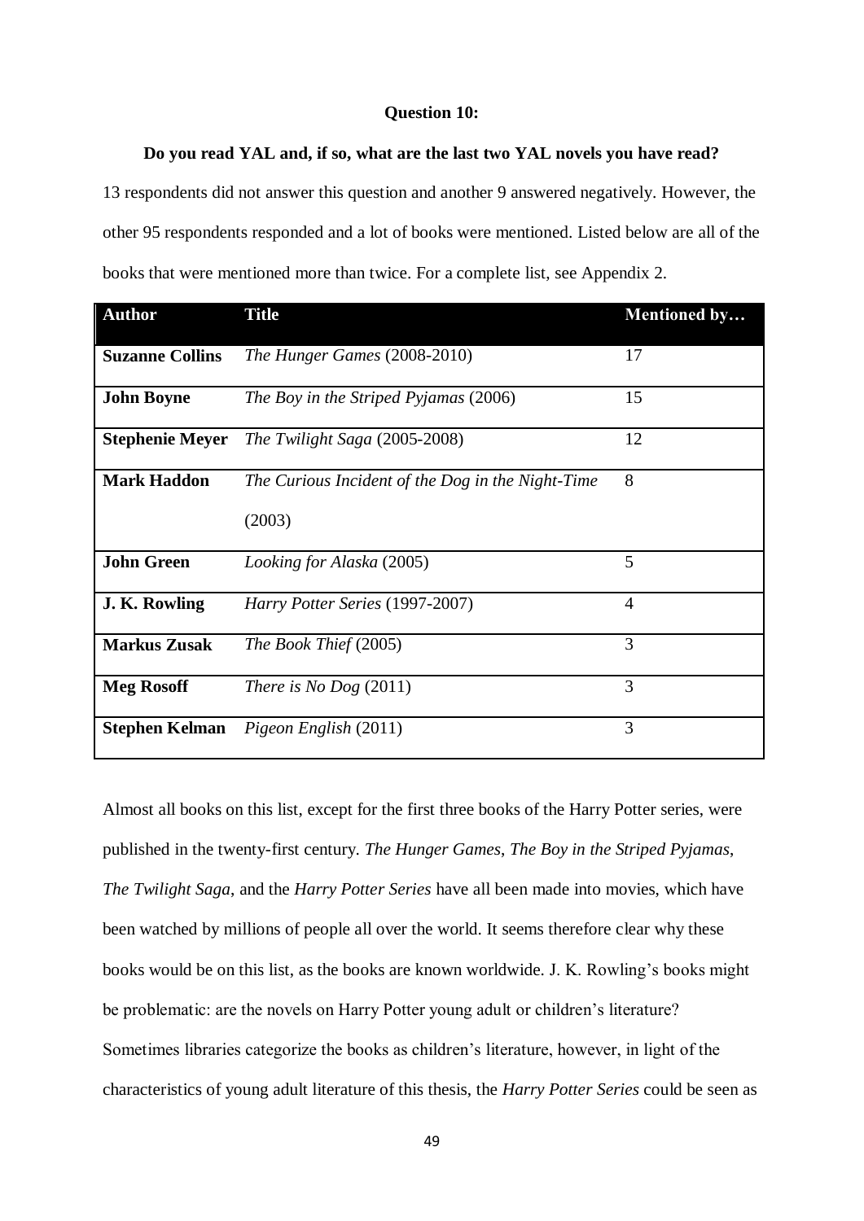**Question 10:**

**Do you read YAL and, if so, what are the last two YAL novels you have read?**

13 respondents did not answer this question and another 9 answered negatively. However, the other 95 respondents responded and a lot of books were mentioned. Listed below are all of the books that were mentioned more than twice. For a complete list, see Appendix 2.

| Author | Title | Mentioned by… |
|---|---|---|
| **Suzanne Collins** | *The Hunger Games* (2008-2010) | 17 |
| **John Boyne** | *The Boy in the Striped Pyjamas* (2006) | 15 |
| **Stephenie Meyer** | *The Twilight Saga* (2005-2008) | 12 |
| **Mark Haddon** | *The Curious Incident of the Dog in the Night-Time* (2003) | 8 |
| **John Green** | *Looking for Alaska* (2005) | 5 |
| **J. K. Rowling** | *Harry Potter Series* (1997-2007) | 4 |
| **Markus Zusak** | *The Book Thief* (2005) | 3 |
| **Meg Rosoff** | *There is No Dog* (2011) | 3 |
| **Stephen Kelman** | *Pigeon English* (2011) | 3 |

Almost all books on this list, except for the first three books of the Harry Potter series, were published in the twenty-first century. *The Hunger Games*, *The Boy in the Striped Pyjamas*, *The Twilight Saga*, and the *Harry Potter Series* have all been made into movies, which have been watched by millions of people all over the world. It seems therefore clear why these books would be on this list, as the books are known worldwide. J. K. Rowling's books might be problematic: are the novels on Harry Potter young adult or children's literature? Sometimes libraries categorize the books as children's literature, however, in light of the characteristics of young adult literature of this thesis, the *Harry Potter Series* could be seen as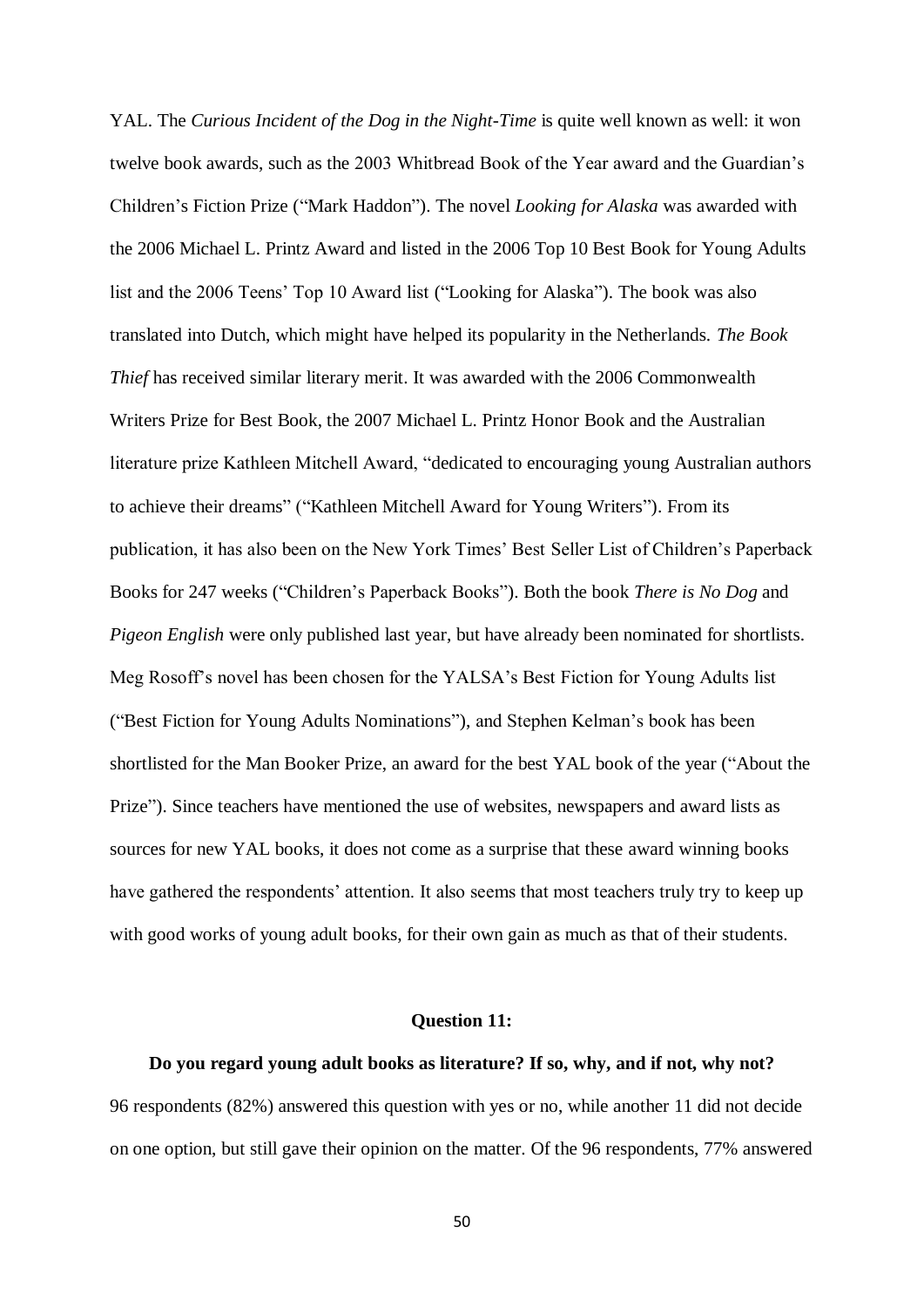YAL. The *Curious Incident of the Dog in the Night-Time* is quite well known as well: it won twelve book awards, such as the 2003 Whitbread Book of the Year award and the Guardian's Children's Fiction Prize ("Mark Haddon"). The novel *Looking for Alaska* was awarded with the 2006 Michael L. Printz Award and listed in the 2006 Top 10 Best Book for Young Adults list and the 2006 Teens' Top 10 Award list ("Looking for Alaska"). The book was also translated into Dutch, which might have helped its popularity in the Netherlands. *The Book Thief* has received similar literary merit. It was awarded with the 2006 Commonwealth Writers Prize for Best Book, the 2007 Michael L. Printz Honor Book and the Australian literature prize Kathleen Mitchell Award, "dedicated to encouraging young Australian authors to achieve their dreams" ("Kathleen Mitchell Award for Young Writers"). From its publication, it has also been on the New York Times' Best Seller List of Children's Paperback Books for 247 weeks ("Children's Paperback Books"). Both the book *There is No Dog* and *Pigeon English* were only published last year, but have already been nominated for shortlists. Meg Rosoff's novel has been chosen for the YALSA's Best Fiction for Young Adults list ("Best Fiction for Young Adults Nominations"), and Stephen Kelman's book has been shortlisted for the Man Booker Prize, an award for the best YAL book of the year ("About the Prize"). Since teachers have mentioned the use of websites, newspapers and award lists as sources for new YAL books, it does not come as a surprise that these award winning books have gathered the respondents' attention. It also seems that most teachers truly try to keep up with good works of young adult books, for their own gain as much as that of their students.

**Question 11:**

**Do you regard young adult books as literature? If so, why, and if not, why not?**

96 respondents (82%) answered this question with yes or no, while another 11 did not decide on one option, but still gave their opinion on the matter. Of the 96 respondents, 77% answered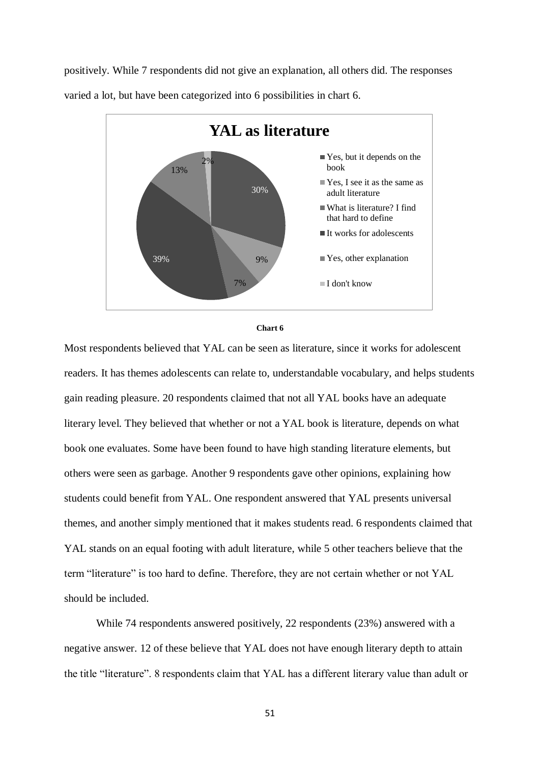positively. While 7 respondents did not give an explanation, all others did. The responses varied a lot, but have been categorized into 6 possibilities in chart 6.

**YAL as literature**

| Response | Percentage |
|---|---|
| Yes, but it depends on the book | 30% |
| Yes, I see it as the same as adult literature | 9% |
| What is literature? I find that hard to define | 7% |
| It works for adolescents | 39% |
| Yes, other explanation | 13% |
| I don't know | 2% |

**Chart 6**

Most respondents believed that YAL can be seen as literature, since it works for adolescent readers. It has themes adolescents can relate to, understandable vocabulary, and helps students gain reading pleasure. 20 respondents claimed that not all YAL books have an adequate literary level. They believed that whether or not a YAL book is literature, depends on what book one evaluates. Some have been found to have high standing literature elements, but others were seen as garbage. Another 9 respondents gave other opinions, explaining how students could benefit from YAL. One respondent answered that YAL presents universal themes, and another simply mentioned that it makes students read. 6 respondents claimed that YAL stands on an equal footing with adult literature, while 5 other teachers believe that the term "literature" is too hard to define. Therefore, they are not certain whether or not YAL should be included.

While 74 respondents answered positively, 22 respondents (23%) answered with a negative answer. 12 of these believe that YAL does not have enough literary depth to attain the title "literature". 8 respondents claim that YAL has a different literary value than adult or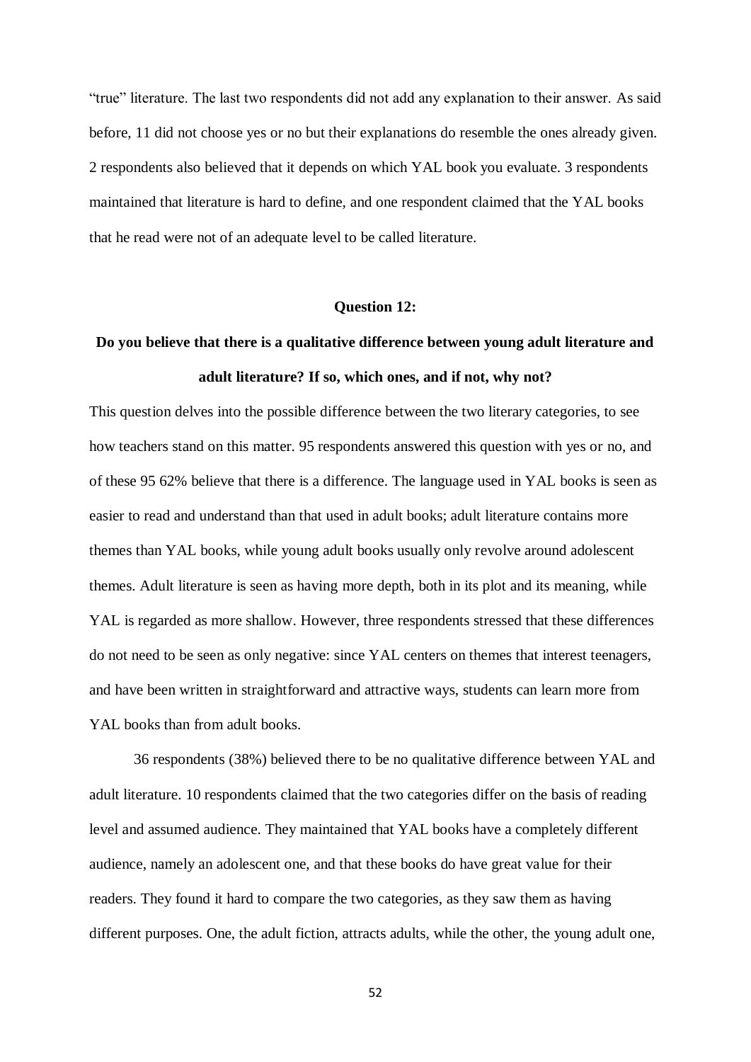"true" literature. The last two respondents did not add any explanation to their answer. As said before, 11 did not choose yes or no but their explanations do resemble the ones already given. 2 respondents also believed that it depends on which YAL book you evaluate. 3 respondents maintained that literature is hard to define, and one respondent claimed that the YAL books that he read were not of an adequate level to be called literature.

**Question 12:**

**Do you believe that there is a qualitative difference between young adult literature and adult literature? If so, which ones, and if not, why not?**

This question delves into the possible difference between the two literary categories, to see how teachers stand on this matter. 95 respondents answered this question with yes or no, and of these 95 62% believe that there is a difference. The language used in YAL books is seen as easier to read and understand than that used in adult books; adult literature contains more themes than YAL books, while young adult books usually only revolve around adolescent themes. Adult literature is seen as having more depth, both in its plot and its meaning, while YAL is regarded as more shallow. However, three respondents stressed that these differences do not need to be seen as only negative: since YAL centers on themes that interest teenagers, and have been written in straightforward and attractive ways, students can learn more from YAL books than from adult books.

36 respondents (38%) believed there to be no qualitative difference between YAL and adult literature. 10 respondents claimed that the two categories differ on the basis of reading level and assumed audience. They maintained that YAL books have a completely different audience, namely an adolescent one, and that these books do have great value for their readers. They found it hard to compare the two categories, as they saw them as having different purposes. One, the adult fiction, attracts adults, while the other, the young adult one,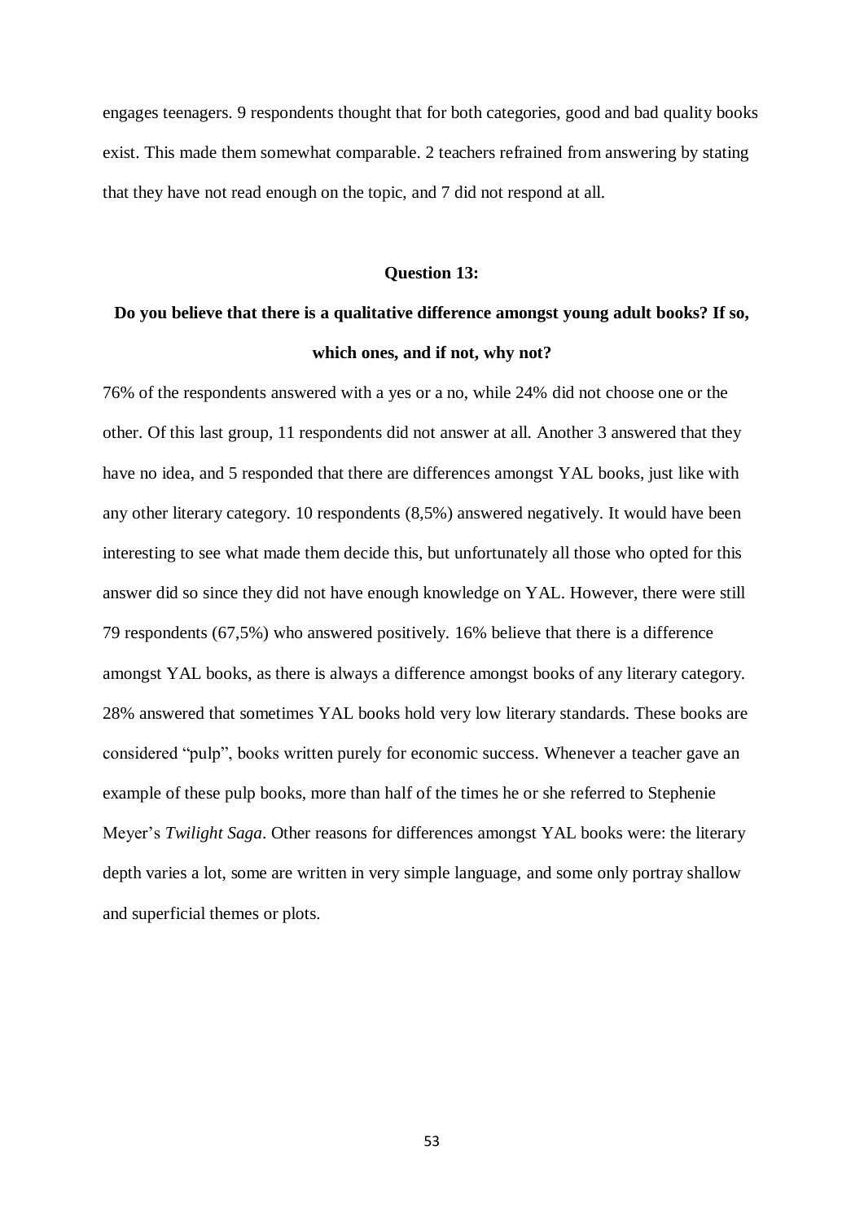engages teenagers. 9 respondents thought that for both categories, good and bad quality books exist. This made them somewhat comparable. 2 teachers refrained from answering by stating that they have not read enough on the topic, and 7 did not respond at all.

**Question 13:**

**Do you believe that there is a qualitative difference amongst young adult books? If so, which ones, and if not, why not?**

76% of the respondents answered with a yes or a no, while 24% did not choose one or the other. Of this last group, 11 respondents did not answer at all. Another 3 answered that they have no idea, and 5 responded that there are differences amongst YAL books, just like with any other literary category. 10 respondents (8,5%) answered negatively. It would have been interesting to see what made them decide this, but unfortunately all those who opted for this answer did so since they did not have enough knowledge on YAL. However, there were still 79 respondents (67,5%) who answered positively. 16% believe that there is a difference amongst YAL books, as there is always a difference amongst books of any literary category. 28% answered that sometimes YAL books hold very low literary standards. These books are considered "pulp", books written purely for economic success. Whenever a teacher gave an example of these pulp books, more than half of the times he or she referred to Stephenie Meyer's *Twilight Saga*. Other reasons for differences amongst YAL books were: the literary depth varies a lot, some are written in very simple language, and some only portray shallow and superficial themes or plots.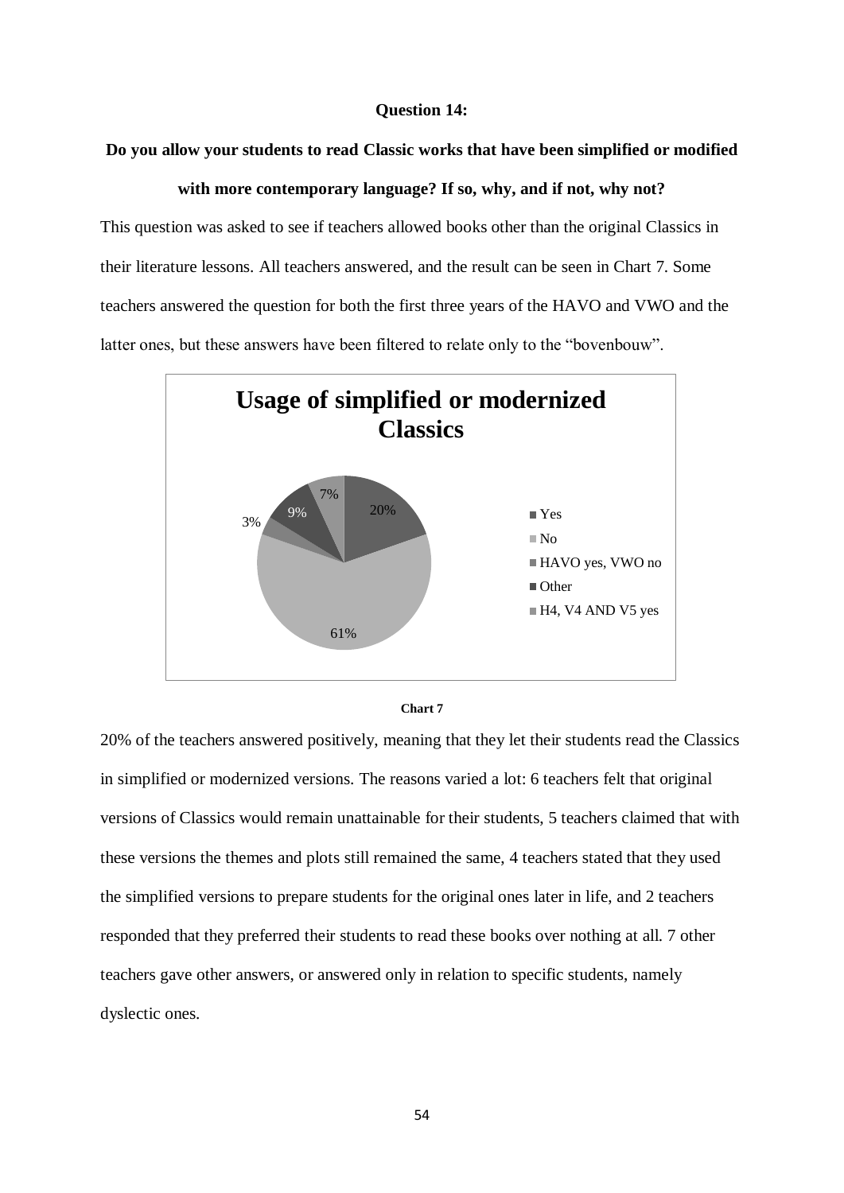**Question 14:**

**Do you allow your students to read Classic works that have been simplified or modified with more contemporary language? If so, why, and if not, why not?**

This question was asked to see if teachers allowed books other than the original Classics in their literature lessons. All teachers answered, and the result can be seen in Chart 7. Some teachers answered the question for both the first three years of the HAVO and VWO and the latter ones, but these answers have been filtered to relate only to the "bovenbouw".

**Usage of simplified or modernized Classics**

| Category | Percentage |
|---|---|
| Yes | 20% |
| No | 61% |
| HAVO yes, VWO no | 3% |
| Other | 9% |
| H4, V4 AND V5 yes | 7% |

**Chart 7**

20% of the teachers answered positively, meaning that they let their students read the Classics in simplified or modernized versions. The reasons varied a lot: 6 teachers felt that original versions of Classics would remain unattainable for their students, 5 teachers claimed that with these versions the themes and plots still remained the same, 4 teachers stated that they used the simplified versions to prepare students for the original ones later in life, and 2 teachers responded that they preferred their students to read these books over nothing at all. 7 other teachers gave other answers, or answered only in relation to specific students, namely dyslectic ones.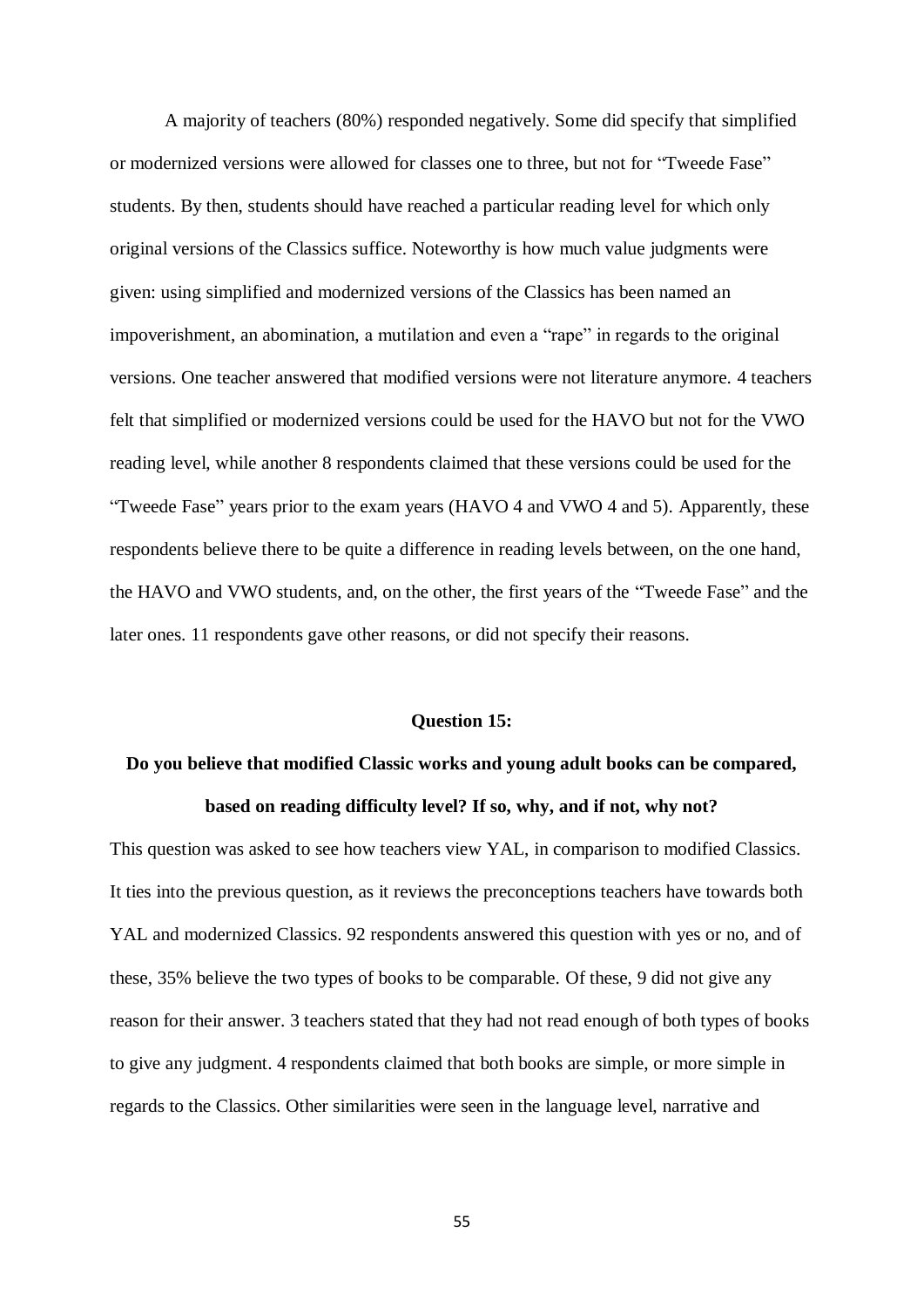A majority of teachers (80%) responded negatively. Some did specify that simplified or modernized versions were allowed for classes one to three, but not for "Tweede Fase" students. By then, students should have reached a particular reading level for which only original versions of the Classics suffice. Noteworthy is how much value judgments were given: using simplified and modernized versions of the Classics has been named an impoverishment, an abomination, a mutilation and even a "rape" in regards to the original versions. One teacher answered that modified versions were not literature anymore. 4 teachers felt that simplified or modernized versions could be used for the HAVO but not for the VWO reading level, while another 8 respondents claimed that these versions could be used for the "Tweede Fase" years prior to the exam years (HAVO 4 and VWO 4 and 5). Apparently, these respondents believe there to be quite a difference in reading levels between, on the one hand, the HAVO and VWO students, and, on the other, the first years of the "Tweede Fase" and the later ones. 11 respondents gave other reasons, or did not specify their reasons.

**Question 15:**

**Do you believe that modified Classic works and young adult books can be compared, based on reading difficulty level? If so, why, and if not, why not?**

This question was asked to see how teachers view YAL, in comparison to modified Classics. It ties into the previous question, as it reviews the preconceptions teachers have towards both YAL and modernized Classics. 92 respondents answered this question with yes or no, and of these, 35% believe the two types of books to be comparable. Of these, 9 did not give any reason for their answer. 3 teachers stated that they had not read enough of both types of books to give any judgment. 4 respondents claimed that both books are simple, or more simple in regards to the Classics. Other similarities were seen in the language level, narrative and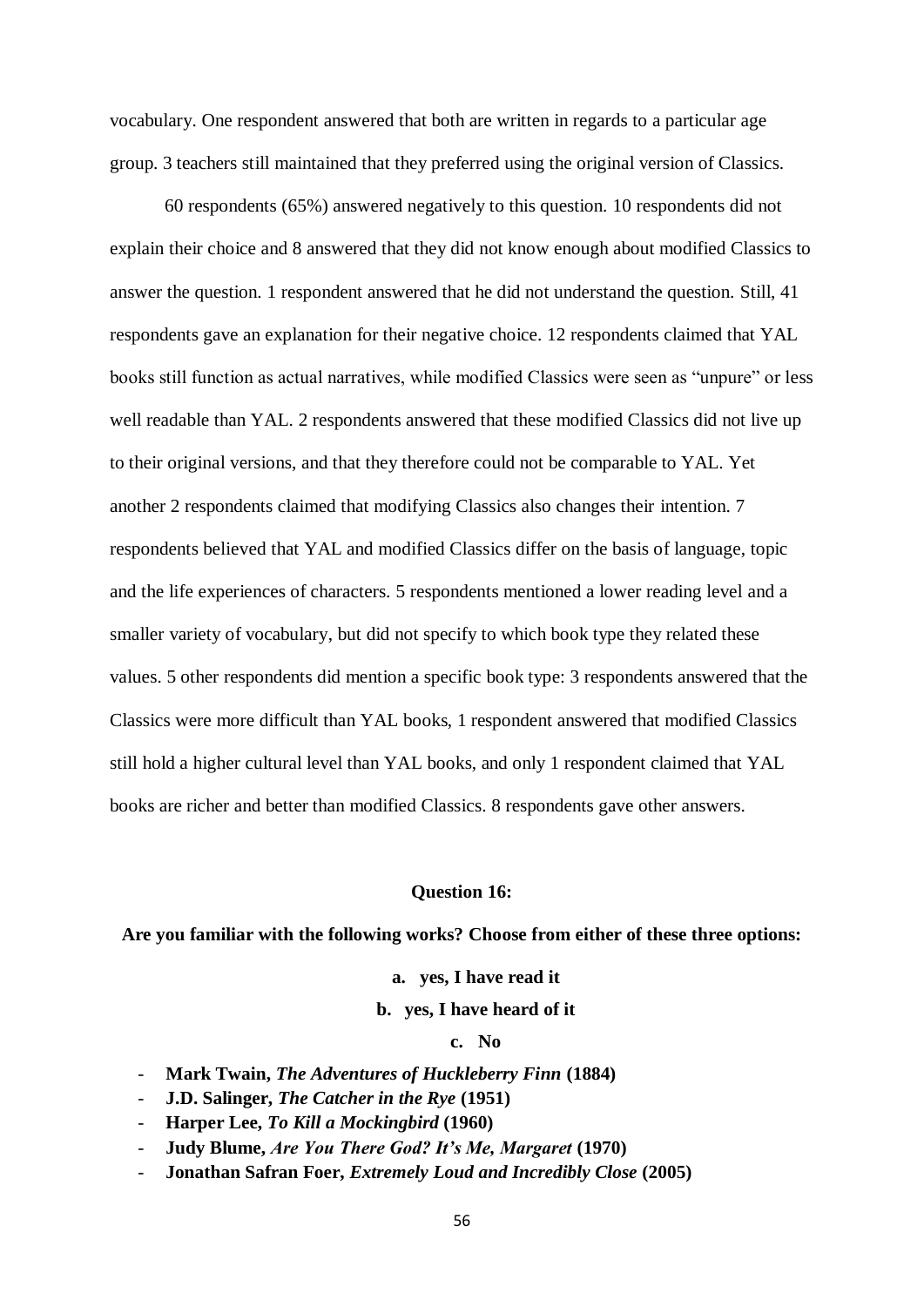vocabulary. One respondent answered that both are written in regards to a particular age group. 3 teachers still maintained that they preferred using the original version of Classics.

60 respondents (65%) answered negatively to this question. 10 respondents did not explain their choice and 8 answered that they did not know enough about modified Classics to answer the question. 1 respondent answered that he did not understand the question. Still, 41 respondents gave an explanation for their negative choice. 12 respondents claimed that YAL books still function as actual narratives, while modified Classics were seen as "unpure" or less well readable than YAL. 2 respondents answered that these modified Classics did not live up to their original versions, and that they therefore could not be comparable to YAL. Yet another 2 respondents claimed that modifying Classics also changes their intention. 7 respondents believed that YAL and modified Classics differ on the basis of language, topic and the life experiences of characters. 5 respondents mentioned a lower reading level and a smaller variety of vocabulary, but did not specify to which book type they related these values. 5 other respondents did mention a specific book type: 3 respondents answered that the Classics were more difficult than YAL books, 1 respondent answered that modified Classics still hold a higher cultural level than YAL books, and only 1 respondent claimed that YAL books are richer and better than modified Classics. 8 respondents gave other answers.

**Question 16:**

**Are you familiar with the following works? Choose from either of these three options:**

**a. yes, I have read it**

**b. yes, I have heard of it**

**c. No**

- **Mark Twain, *The Adventures of Huckleberry Finn* (1884)**
- **J.D. Salinger, *The Catcher in the Rye* (1951)**
- **Harper Lee, *To Kill a Mockingbird* (1960)**
- **Judy Blume, *Are You There God? It's Me, Margaret* (1970)**
- **Jonathan Safran Foer, *Extremely Loud and Incredibly Close* (2005)**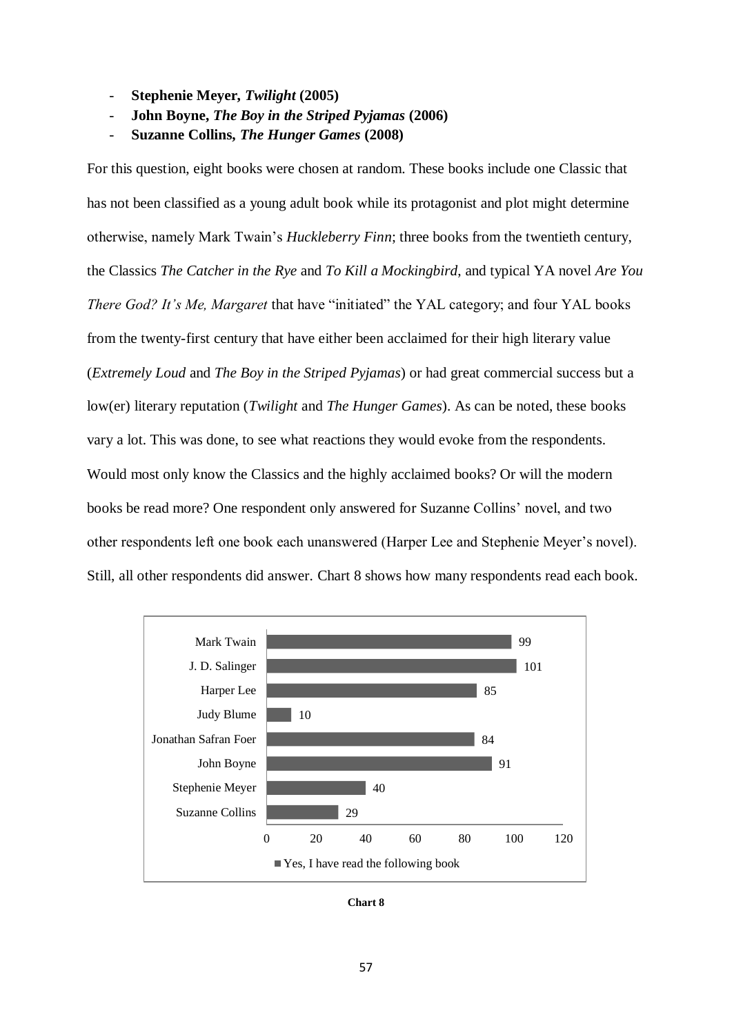- **Stephenie Meyer, *Twilight* (2005)**
- **John Boyne, *The Boy in the Striped Pyjamas* (2006)**
- **Suzanne Collins, *The Hunger Games* (2008)**

For this question, eight books were chosen at random. These books include one Classic that has not been classified as a young adult book while its protagonist and plot might determine otherwise, namely Mark Twain's *Huckleberry Finn*; three books from the twentieth century, the Classics *The Catcher in the Rye* and *To Kill a Mockingbird*, and typical YA novel *Are You There God? It's Me, Margaret* that have "initiated" the YAL category; and four YAL books from the twenty-first century that have either been acclaimed for their high literary value (*Extremely Loud* and *The Boy in the Striped Pyjamas*) or had great commercial success but a low(er) literary reputation (*Twilight* and *The Hunger Games*). As can be noted, these books vary a lot. This was done, to see what reactions they would evoke from the respondents. Would most only know the Classics and the highly acclaimed books? Or will the modern books be read more? One respondent only answered for Suzanne Collins' novel, and two other respondents left one book each unanswered (Harper Lee and Stephenie Meyer's novel). Still, all other respondents did answer. Chart 8 shows how many respondents read each book.

| Author | Yes, I have read the following book |
|---|---|
| Mark Twain | 99 |
| J. D. Salinger | 101 |
| Harper Lee | 85 |
| Judy Blume | 10 |
| Jonathan Safran Foer | 84 |
| John Boyne | 91 |
| Stephenie Meyer | 40 |
| Suzanne Collins | 29 |

**Chart 8**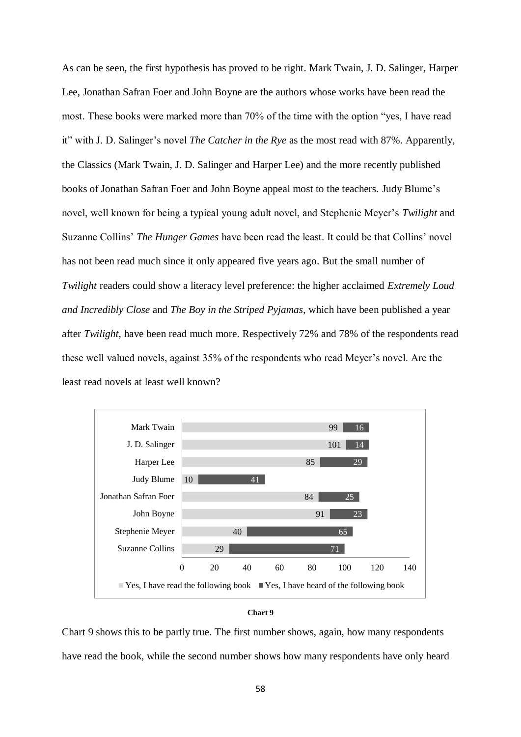As can be seen, the first hypothesis has proved to be right. Mark Twain, J. D. Salinger, Harper Lee, Jonathan Safran Foer and John Boyne are the authors whose works have been read the most. These books were marked more than 70% of the time with the option "yes, I have read it" with J. D. Salinger's novel *The Catcher in the Rye* as the most read with 87%. Apparently, the Classics (Mark Twain, J. D. Salinger and Harper Lee) and the more recently published books of Jonathan Safran Foer and John Boyne appeal most to the teachers. Judy Blume's novel, well known for being a typical young adult novel, and Stephenie Meyer's *Twilight* and Suzanne Collins' *The Hunger Games* have been read the least. It could be that Collins' novel has not been read much since it only appeared five years ago. But the small number of *Twilight* readers could show a literacy level preference: the higher acclaimed *Extremely Loud and Incredibly Close* and *The Boy in the Striped Pyjamas*, which have been published a year after *Twilight*, have been read much more. Respectively 72% and 78% of the respondents read these well valued novels, against 35% of the respondents who read Meyer's novel. Are the least read novels at least well known?

| Author | Yes, I have read the following book | Yes, I have heard of the following book |
| --- | --- | --- |
| Mark Twain | 99 | 16 |
| J. D. Salinger | 101 | 14 |
| Harper Lee | 85 | 29 |
| Judy Blume | 10 | 41 |
| Jonathan Safran Foer | 84 | 25 |
| John Boyne | 91 | 23 |
| Stephenie Meyer | 40 | 65 |
| Suzanne Collins | 29 | 71 |

**Chart 9**

Chart 9 shows this to be partly true. The first number shows, again, how many respondents have read the book, while the second number shows how many respondents have only heard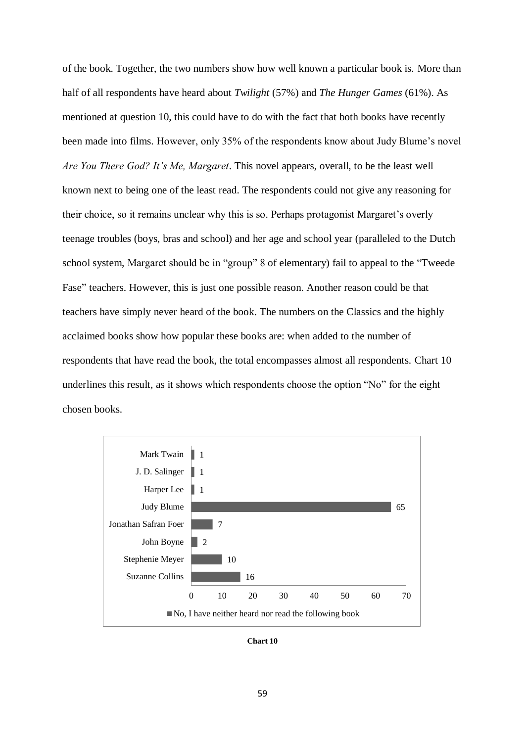of the book. Together, the two numbers show how well known a particular book is. More than half of all respondents have heard about *Twilight* (57%) and *The Hunger Games* (61%). As mentioned at question 10, this could have to do with the fact that both books have recently been made into films. However, only 35% of the respondents know about Judy Blume's novel *Are You There God? It's Me, Margaret*. This novel appears, overall, to be the least well known next to being one of the least read. The respondents could not give any reasoning for their choice, so it remains unclear why this is so. Perhaps protagonist Margaret's overly teenage troubles (boys, bras and school) and her age and school year (paralleled to the Dutch school system, Margaret should be in "group" 8 of elementary) fail to appeal to the "Tweede Fase" teachers. However, this is just one possible reason. Another reason could be that teachers have simply never heard of the book. The numbers on the Classics and the highly acclaimed books show how popular these books are: when added to the number of respondents that have read the book, the total encompasses almost all respondents. Chart 10 underlines this result, as it shows which respondents choose the option "No" for the eight chosen books.

| Author | No, I have neither heard nor read the following book |
|---|---|
| Mark Twain | 1 |
| J. D. Salinger | 1 |
| Harper Lee | 1 |
| Judy Blume | 65 |
| Jonathan Safran Foer | 7 |
| John Boyne | 2 |
| Stephenie Meyer | 10 |
| Suzanne Collins | 16 |

**Chart 10**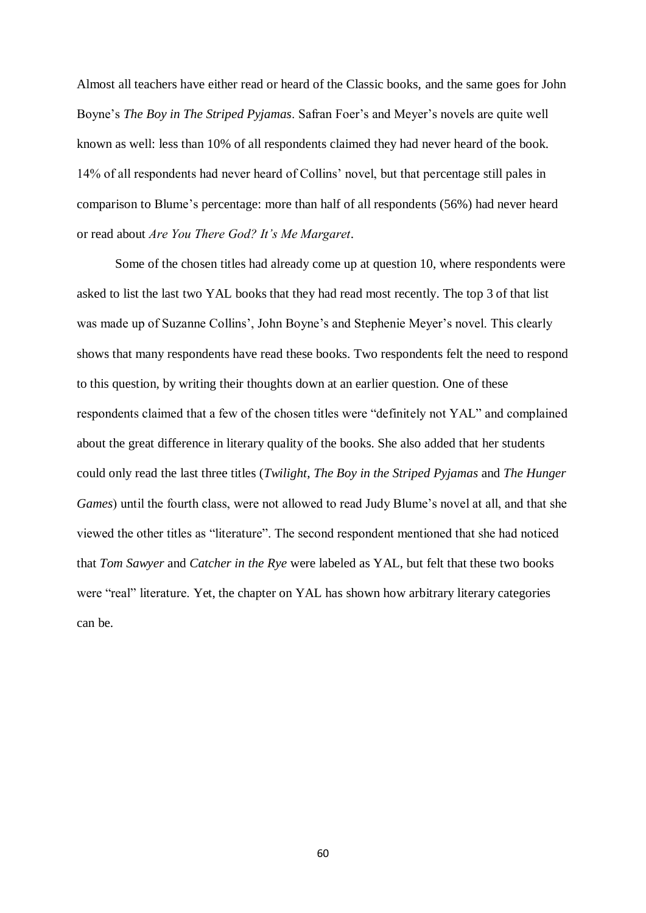Almost all teachers have either read or heard of the Classic books, and the same goes for John Boyne's *The Boy in The Striped Pyjamas*. Safran Foer's and Meyer's novels are quite well known as well: less than 10% of all respondents claimed they had never heard of the book. 14% of all respondents had never heard of Collins' novel, but that percentage still pales in comparison to Blume's percentage: more than half of all respondents (56%) had never heard or read about *Are You There God? It's Me Margaret*.

Some of the chosen titles had already come up at question 10, where respondents were asked to list the last two YAL books that they had read most recently. The top 3 of that list was made up of Suzanne Collins', John Boyne's and Stephenie Meyer's novel. This clearly shows that many respondents have read these books. Two respondents felt the need to respond to this question, by writing their thoughts down at an earlier question. One of these respondents claimed that a few of the chosen titles were "definitely not YAL" and complained about the great difference in literary quality of the books. She also added that her students could only read the last three titles (*Twilight*, *The Boy in the Striped Pyjamas* and *The Hunger Games*) until the fourth class, were not allowed to read Judy Blume's novel at all, and that she viewed the other titles as "literature". The second respondent mentioned that she had noticed that *Tom Sawyer* and *Catcher in the Rye* were labeled as YAL, but felt that these two books were "real" literature. Yet, the chapter on YAL has shown how arbitrary literary categories can be.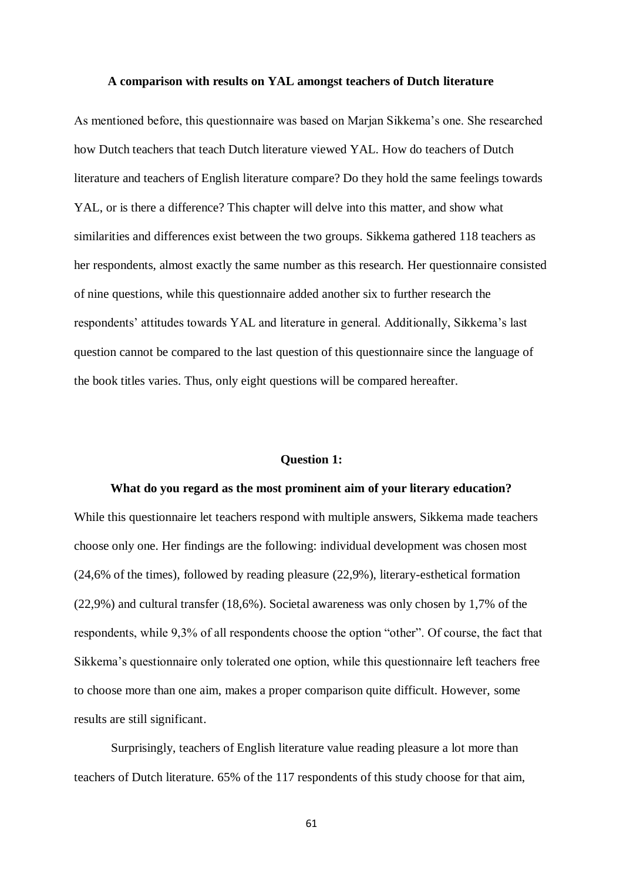### A comparison with results on YAL amongst teachers of Dutch literature

As mentioned before, this questionnaire was based on Marjan Sikkema's one. She researched how Dutch teachers that teach Dutch literature viewed YAL. How do teachers of Dutch literature and teachers of English literature compare? Do they hold the same feelings towards YAL, or is there a difference? This chapter will delve into this matter, and show what similarities and differences exist between the two groups. Sikkema gathered 118 teachers as her respondents, almost exactly the same number as this research. Her questionnaire consisted of nine questions, while this questionnaire added another six to further research the respondents' attitudes towards YAL and literature in general. Additionally, Sikkema's last question cannot be compared to the last question of this questionnaire since the language of the book titles varies. Thus, only eight questions will be compared hereafter.

#### Question 1:

#### What do you regard as the most prominent aim of your literary education?

While this questionnaire let teachers respond with multiple answers, Sikkema made teachers choose only one. Her findings are the following: individual development was chosen most (24,6% of the times), followed by reading pleasure (22,9%), literary-esthetical formation (22,9%) and cultural transfer (18,6%). Societal awareness was only chosen by 1,7% of the respondents, while 9,3% of all respondents choose the option "other". Of course, the fact that Sikkema's questionnaire only tolerated one option, while this questionnaire left teachers free to choose more than one aim, makes a proper comparison quite difficult. However, some results are still significant.

Surprisingly, teachers of English literature value reading pleasure a lot more than teachers of Dutch literature. 65% of the 117 respondents of this study choose for that aim,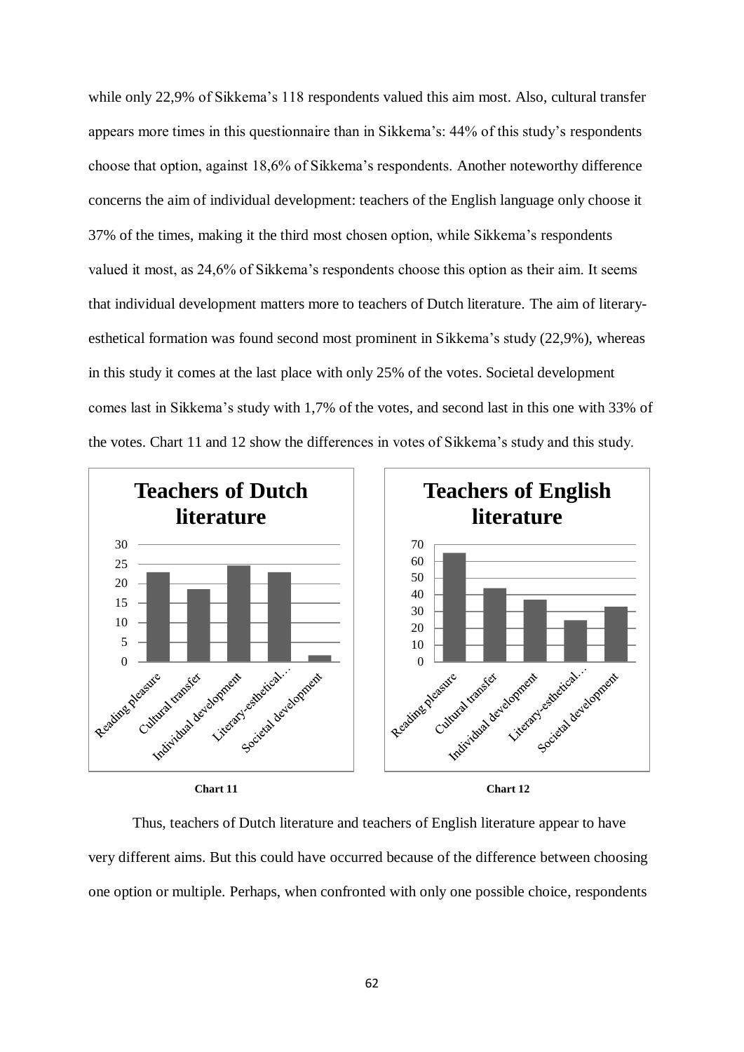while only 22,9% of Sikkema's 118 respondents valued this aim most. Also, cultural transfer appears more times in this questionnaire than in Sikkema's: 44% of this study's respondents choose that option, against 18,6% of Sikkema's respondents. Another noteworthy difference concerns the aim of individual development: teachers of the English language only choose it 37% of the times, making it the third most chosen option, while Sikkema's respondents valued it most, as 24,6% of Sikkema's respondents choose this option as their aim. It seems that individual development matters more to teachers of Dutch literature. The aim of literary-esthetical formation was found second most prominent in Sikkema's study (22,9%), whereas in this study it comes at the last place with only 25% of the votes. Societal development comes last in Sikkema's study with 1,7% of the votes, and second last in this one with 33% of the votes. Chart 11 and 12 show the differences in votes of Sikkema's study and this study.

**Teachers of Dutch literature**

| Aim | Value |
|---|---|
| Reading pleasure | 22,9 |
| Cultural transfer | 18,6 |
| Individual development | 24,6 |
| Literary-esthetical… | 22,9 |
| Societal development | 1,7 |

**Chart 11**

**Teachers of English literature**

| Aim | Value |
|---|---|
| Reading pleasure | 65 |
| Cultural transfer | 44 |
| Individual development | 37 |
| Literary-esthetical… | 25 |
| Societal development | 33 |

**Chart 12**

Thus, teachers of Dutch literature and teachers of English literature appear to have very different aims. But this could have occurred because of the difference between choosing one option or multiple. Perhaps, when confronted with only one possible choice, respondents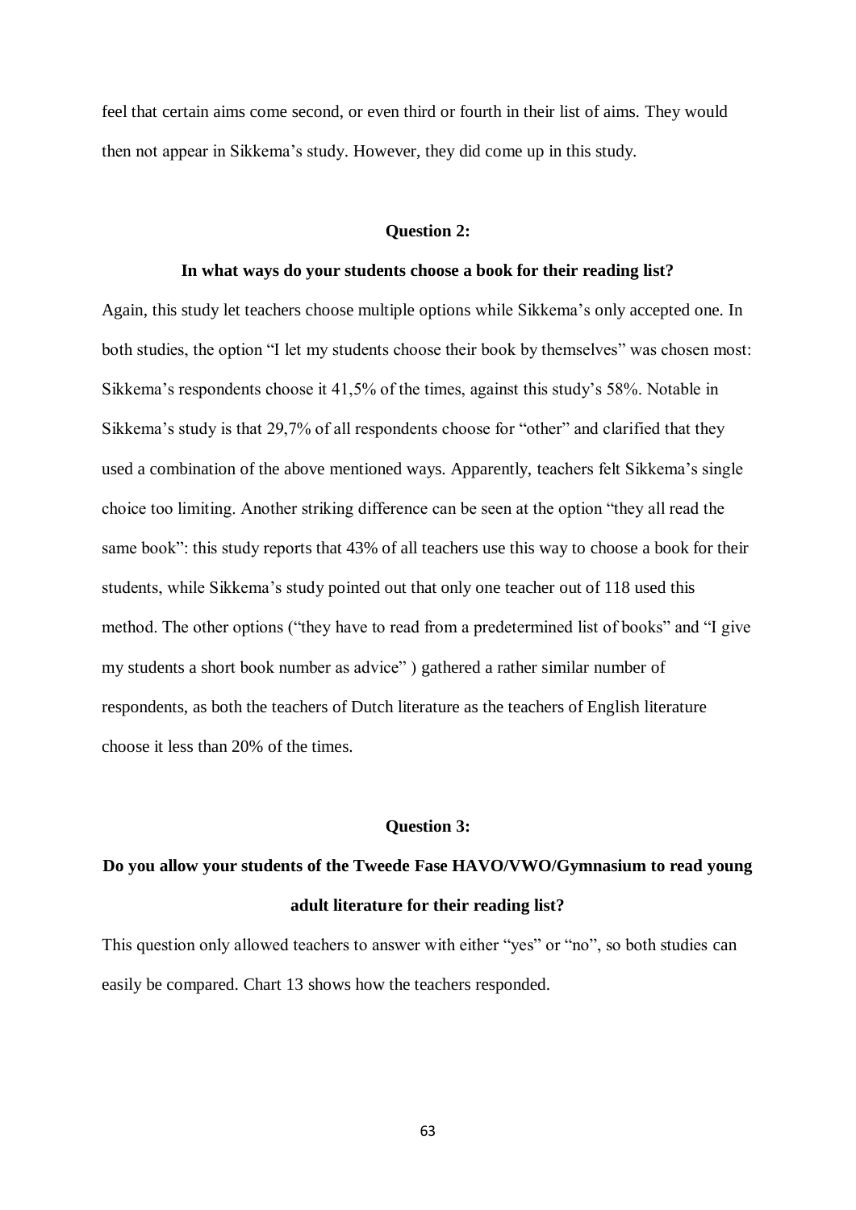feel that certain aims come second, or even third or fourth in their list of aims. They would then not appear in Sikkema's study. However, they did come up in this study.

**Question 2:**

**In what ways do your students choose a book for their reading list?**

Again, this study let teachers choose multiple options while Sikkema's only accepted one. In both studies, the option "I let my students choose their book by themselves" was chosen most: Sikkema's respondents choose it 41,5% of the times, against this study's 58%. Notable in Sikkema's study is that 29,7% of all respondents choose for "other" and clarified that they used a combination of the above mentioned ways. Apparently, teachers felt Sikkema's single choice too limiting. Another striking difference can be seen at the option "they all read the same book": this study reports that 43% of all teachers use this way to choose a book for their students, while Sikkema's study pointed out that only one teacher out of 118 used this method. The other options ("they have to read from a predetermined list of books" and "I give my students a short book number as advice" ) gathered a rather similar number of respondents, as both the teachers of Dutch literature as the teachers of English literature choose it less than 20% of the times.

**Question 3:**

**Do you allow your students of the Tweede Fase HAVO/VWO/Gymnasium to read young adult literature for their reading list?**

This question only allowed teachers to answer with either "yes" or "no", so both studies can easily be compared. Chart 13 shows how the teachers responded.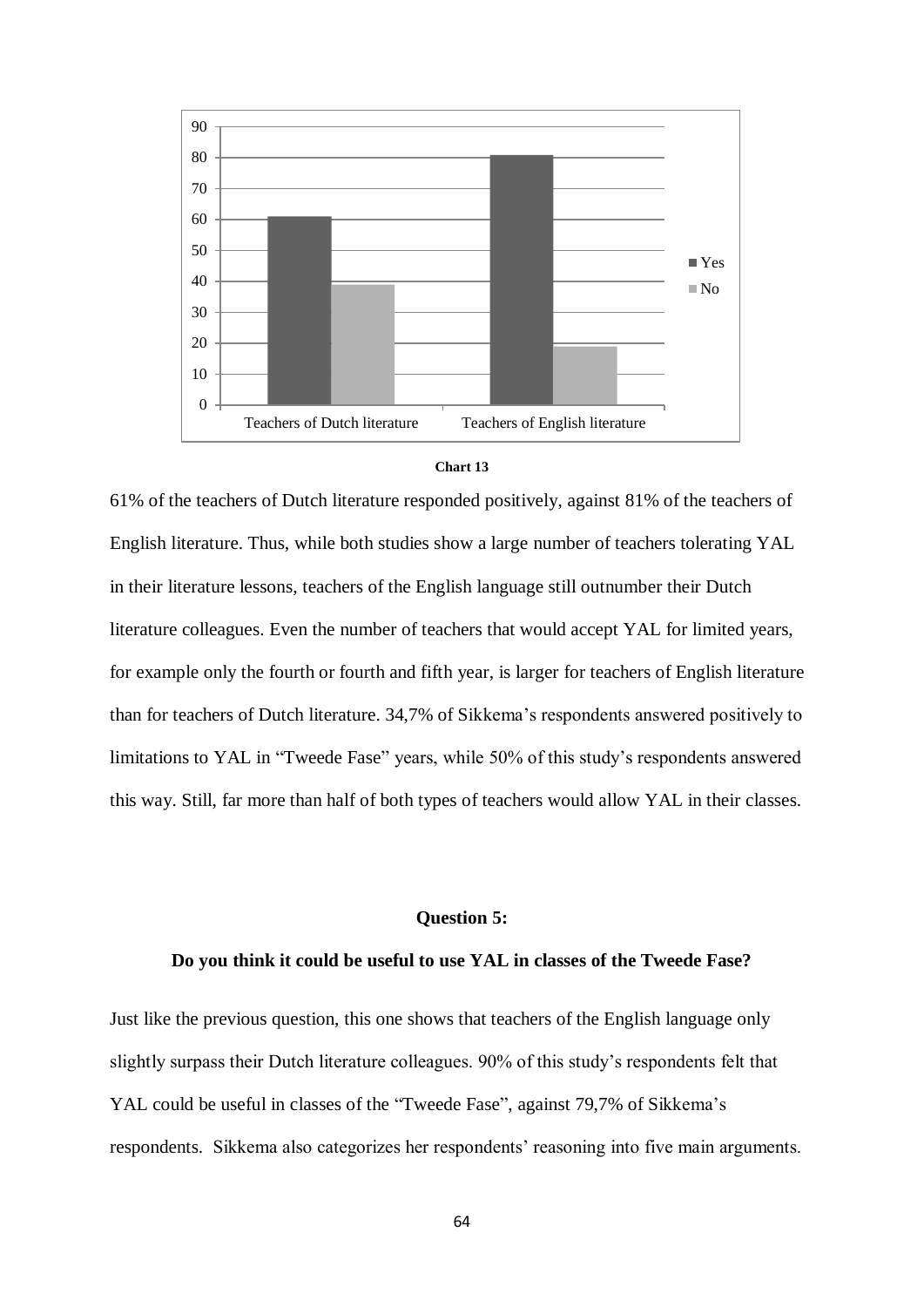Chart 13

61% of the teachers of Dutch literature responded positively, against 81% of the teachers of English literature. Thus, while both studies show a large number of teachers tolerating YAL in their literature lessons, teachers of the English language still outnumber their Dutch literature colleagues. Even the number of teachers that would accept YAL for limited years, for example only the fourth or fourth and fifth year, is larger for teachers of English literature than for teachers of Dutch literature. 34,7% of Sikkema's respondents answered positively to limitations to YAL in "Tweede Fase" years, while 50% of this study's respondents answered this way. Still, far more than half of both types of teachers would allow YAL in their classes.

**Question 5:**

**Do you think it could be useful to use YAL in classes of the Tweede Fase?**

Just like the previous question, this one shows that teachers of the English language only slightly surpass their Dutch literature colleagues. 90% of this study's respondents felt that YAL could be useful in classes of the "Tweede Fase", against 79,7% of Sikkema's respondents. Sikkema also categorizes her respondents' reasoning into five main arguments.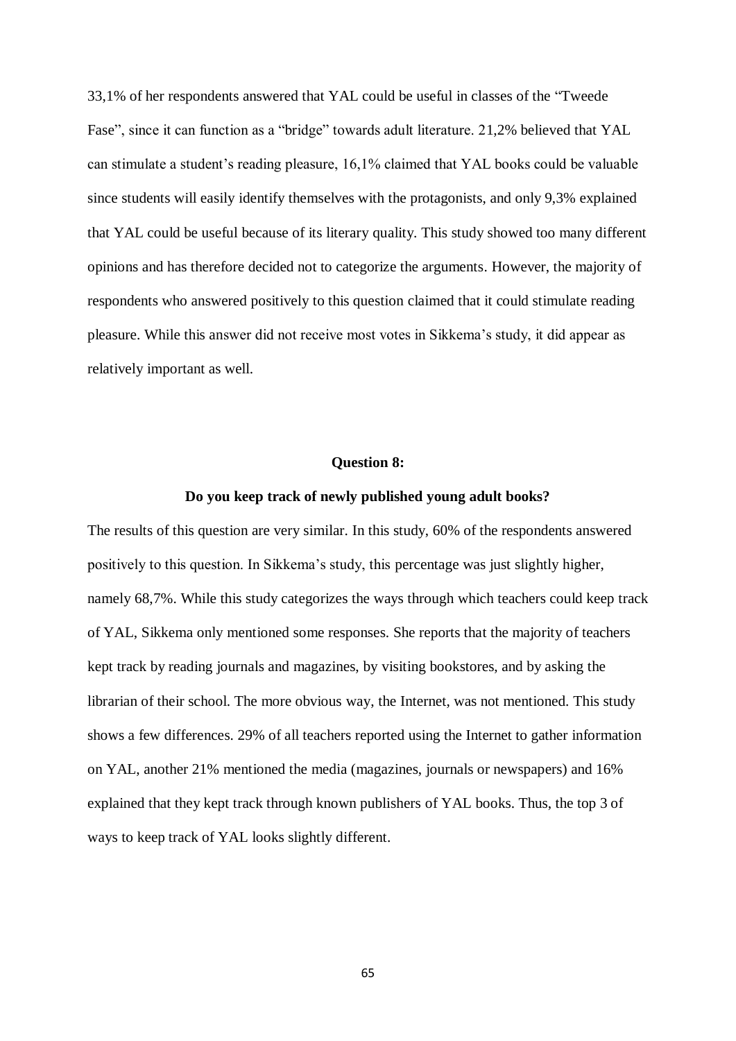33,1% of her respondents answered that YAL could be useful in classes of the "Tweede Fase", since it can function as a "bridge" towards adult literature. 21,2% believed that YAL can stimulate a student's reading pleasure, 16,1% claimed that YAL books could be valuable since students will easily identify themselves with the protagonists, and only 9,3% explained that YAL could be useful because of its literary quality. This study showed too many different opinions and has therefore decided not to categorize the arguments. However, the majority of respondents who answered positively to this question claimed that it could stimulate reading pleasure. While this answer did not receive most votes in Sikkema's study, it did appear as relatively important as well.

**Question 8:**

**Do you keep track of newly published young adult books?**

The results of this question are very similar. In this study, 60% of the respondents answered positively to this question. In Sikkema's study, this percentage was just slightly higher, namely 68,7%. While this study categorizes the ways through which teachers could keep track of YAL, Sikkema only mentioned some responses. She reports that the majority of teachers kept track by reading journals and magazines, by visiting bookstores, and by asking the librarian of their school. The more obvious way, the Internet, was not mentioned. This study shows a few differences. 29% of all teachers reported using the Internet to gather information on YAL, another 21% mentioned the media (magazines, journals or newspapers) and 16% explained that they kept track through known publishers of YAL books. Thus, the top 3 of ways to keep track of YAL looks slightly different.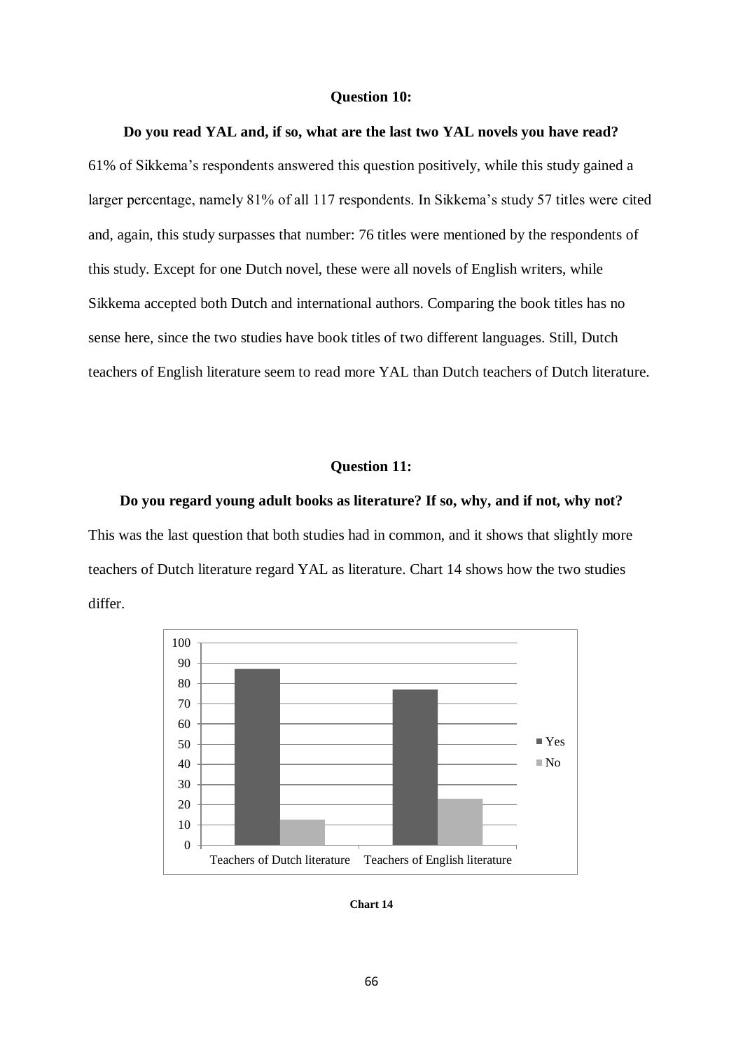### Question 10:

**Do you read YAL and, if so, what are the last two YAL novels you have read?**

61% of Sikkema's respondents answered this question positively, while this study gained a larger percentage, namely 81% of all 117 respondents. In Sikkema's study 57 titles were cited and, again, this study surpasses that number: 76 titles were mentioned by the respondents of this study. Except for one Dutch novel, these were all novels of English writers, while Sikkema accepted both Dutch and international authors. Comparing the book titles has no sense here, since the two studies have book titles of two different languages. Still, Dutch teachers of English literature seem to read more YAL than Dutch teachers of Dutch literature.

### Question 11:

**Do you regard young adult books as literature? If so, why, and if not, why not?**

This was the last question that both studies had in common, and it shows that slightly more teachers of Dutch literature regard YAL as literature. Chart 14 shows how the two studies differ.

**Chart 14**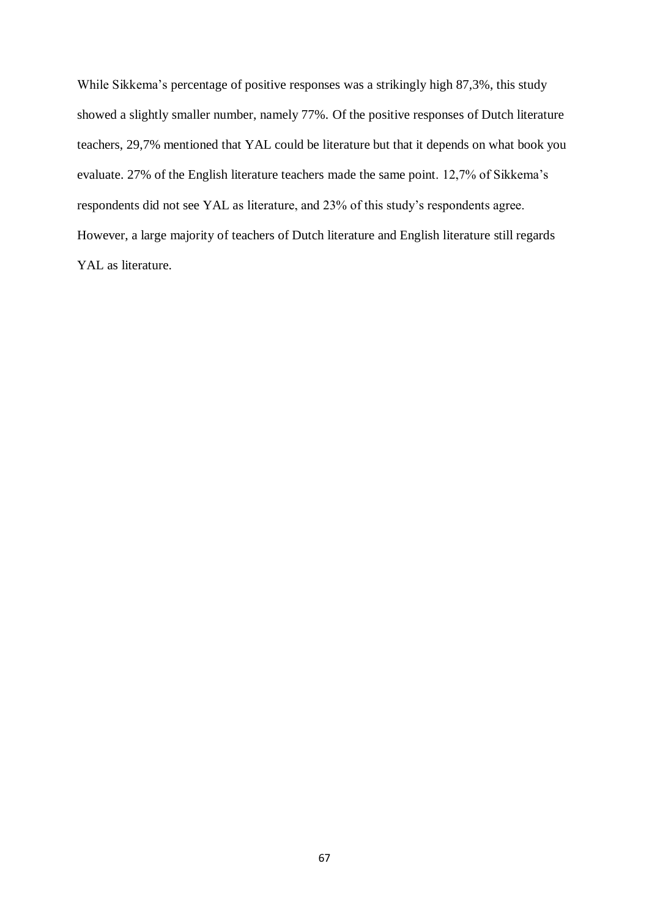While Sikkema's percentage of positive responses was a strikingly high 87,3%, this study showed a slightly smaller number, namely 77%. Of the positive responses of Dutch literature teachers, 29,7% mentioned that YAL could be literature but that it depends on what book you evaluate. 27% of the English literature teachers made the same point. 12,7% of Sikkema's respondents did not see YAL as literature, and 23% of this study's respondents agree. However, a large majority of teachers of Dutch literature and English literature still regards YAL as literature.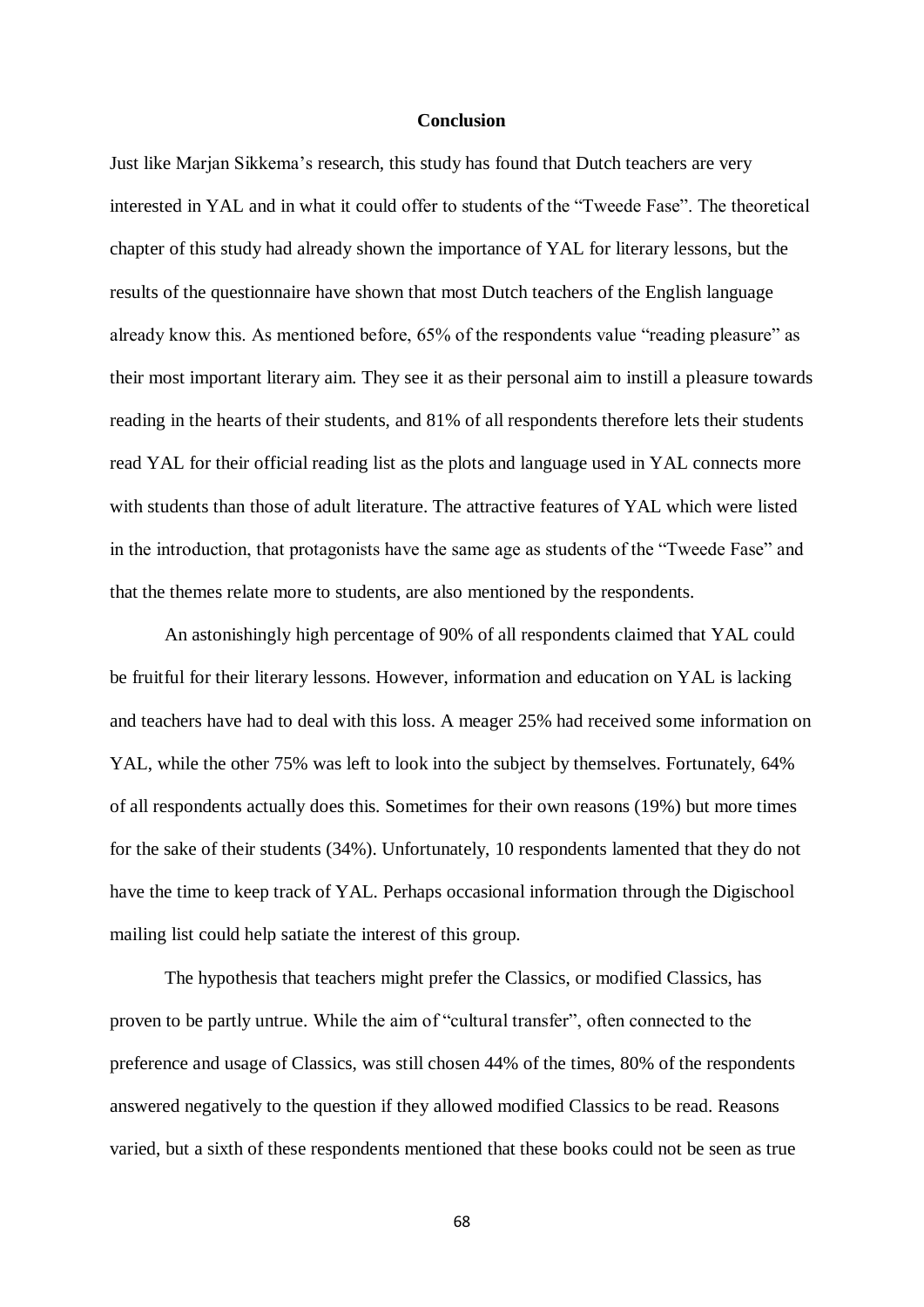# Conclusion

Just like Marjan Sikkema's research, this study has found that Dutch teachers are very interested in YAL and in what it could offer to students of the "Tweede Fase". The theoretical chapter of this study had already shown the importance of YAL for literary lessons, but the results of the questionnaire have shown that most Dutch teachers of the English language already know this. As mentioned before, 65% of the respondents value "reading pleasure" as their most important literary aim. They see it as their personal aim to instill a pleasure towards reading in the hearts of their students, and 81% of all respondents therefore lets their students read YAL for their official reading list as the plots and language used in YAL connects more with students than those of adult literature. The attractive features of YAL which were listed in the introduction, that protagonists have the same age as students of the "Tweede Fase" and that the themes relate more to students, are also mentioned by the respondents.

An astonishingly high percentage of 90% of all respondents claimed that YAL could be fruitful for their literary lessons. However, information and education on YAL is lacking and teachers have had to deal with this loss. A meager 25% had received some information on YAL, while the other 75% was left to look into the subject by themselves. Fortunately, 64% of all respondents actually does this. Sometimes for their own reasons (19%) but more times for the sake of their students (34%). Unfortunately, 10 respondents lamented that they do not have the time to keep track of YAL. Perhaps occasional information through the Digischool mailing list could help satiate the interest of this group.

The hypothesis that teachers might prefer the Classics, or modified Classics, has proven to be partly untrue. While the aim of "cultural transfer", often connected to the preference and usage of Classics, was still chosen 44% of the times, 80% of the respondents answered negatively to the question if they allowed modified Classics to be read. Reasons varied, but a sixth of these respondents mentioned that these books could not be seen as true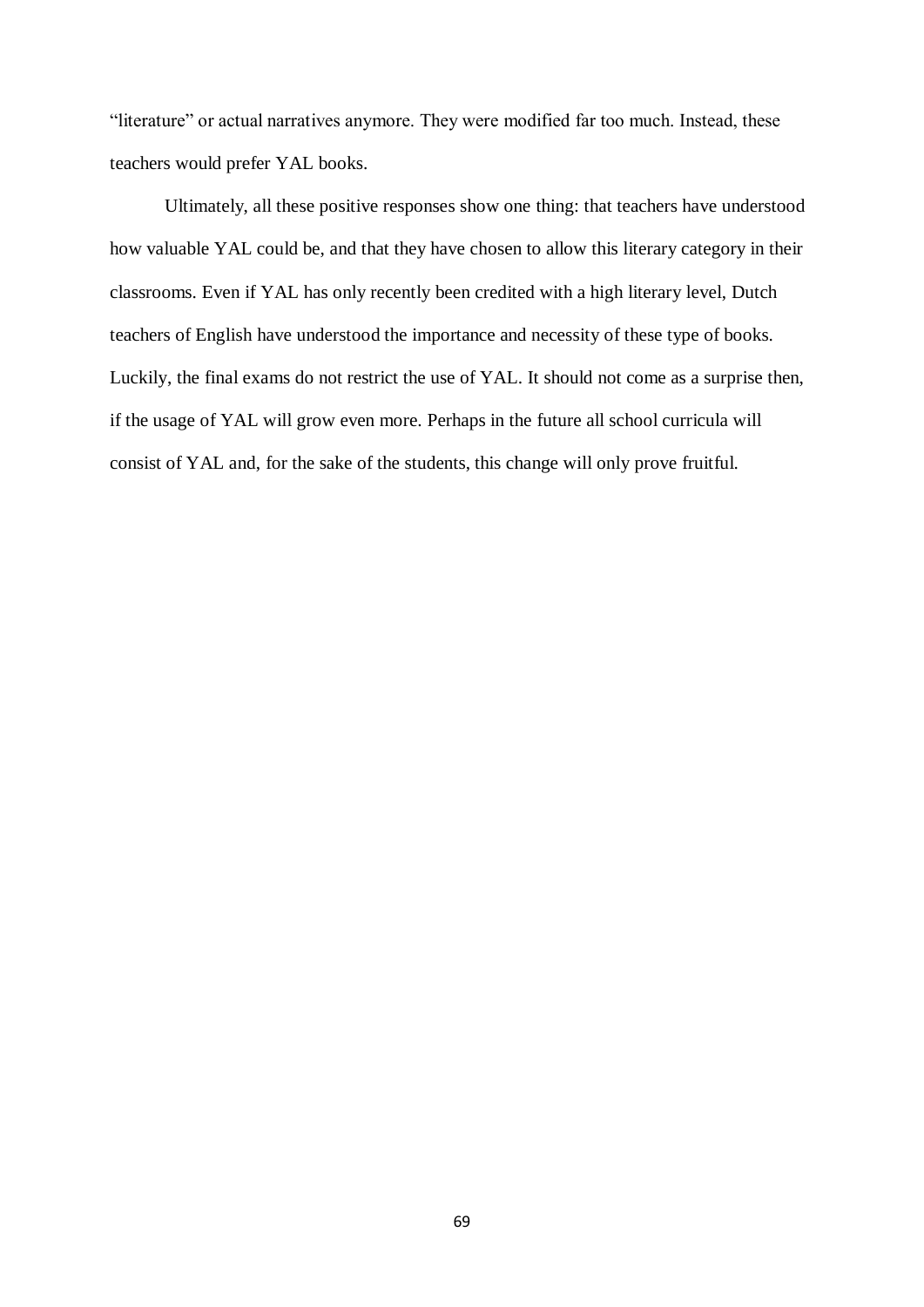"literature" or actual narratives anymore. They were modified far too much. Instead, these teachers would prefer YAL books.

Ultimately, all these positive responses show one thing: that teachers have understood how valuable YAL could be, and that they have chosen to allow this literary category in their classrooms. Even if YAL has only recently been credited with a high literary level, Dutch teachers of English have understood the importance and necessity of these type of books. Luckily, the final exams do not restrict the use of YAL. It should not come as a surprise then, if the usage of YAL will grow even more. Perhaps in the future all school curricula will consist of YAL and, for the sake of the students, this change will only prove fruitful.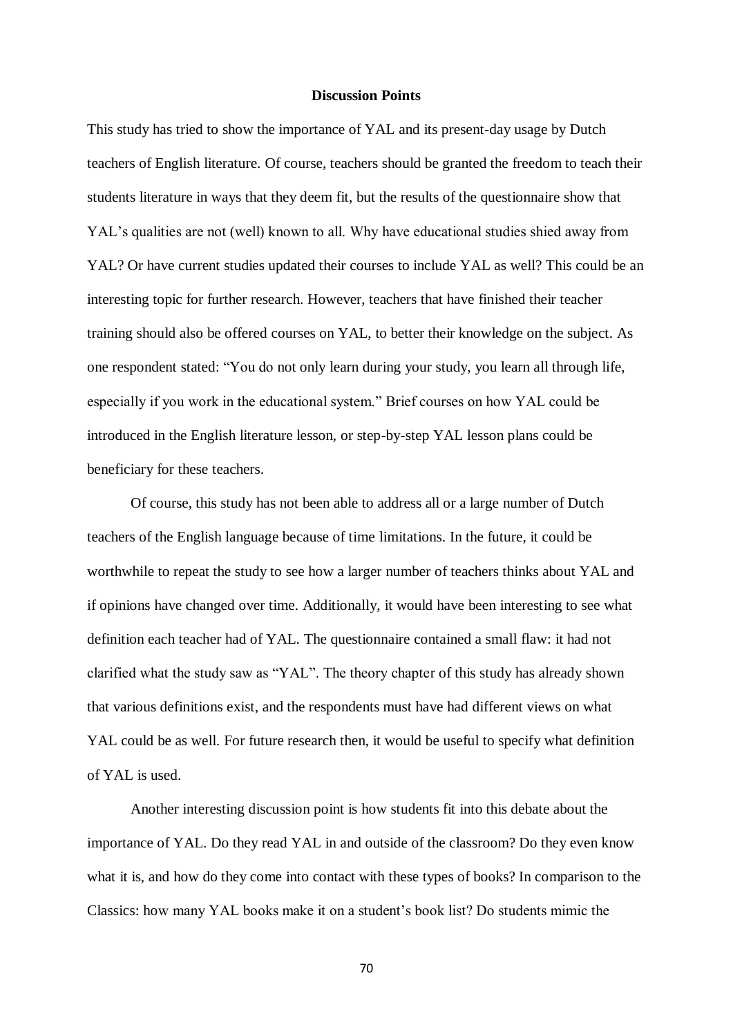## Discussion Points

This study has tried to show the importance of YAL and its present-day usage by Dutch teachers of English literature. Of course, teachers should be granted the freedom to teach their students literature in ways that they deem fit, but the results of the questionnaire show that YAL's qualities are not (well) known to all. Why have educational studies shied away from YAL? Or have current studies updated their courses to include YAL as well? This could be an interesting topic for further research. However, teachers that have finished their teacher training should also be offered courses on YAL, to better their knowledge on the subject. As one respondent stated: "You do not only learn during your study, you learn all through life, especially if you work in the educational system." Brief courses on how YAL could be introduced in the English literature lesson, or step-by-step YAL lesson plans could be beneficiary for these teachers.

Of course, this study has not been able to address all or a large number of Dutch teachers of the English language because of time limitations. In the future, it could be worthwhile to repeat the study to see how a larger number of teachers thinks about YAL and if opinions have changed over time. Additionally, it would have been interesting to see what definition each teacher had of YAL. The questionnaire contained a small flaw: it had not clarified what the study saw as "YAL". The theory chapter of this study has already shown that various definitions exist, and the respondents must have had different views on what YAL could be as well. For future research then, it would be useful to specify what definition of YAL is used.

Another interesting discussion point is how students fit into this debate about the importance of YAL. Do they read YAL in and outside of the classroom? Do they even know what it is, and how do they come into contact with these types of books? In comparison to the Classics: how many YAL books make it on a student's book list? Do students mimic the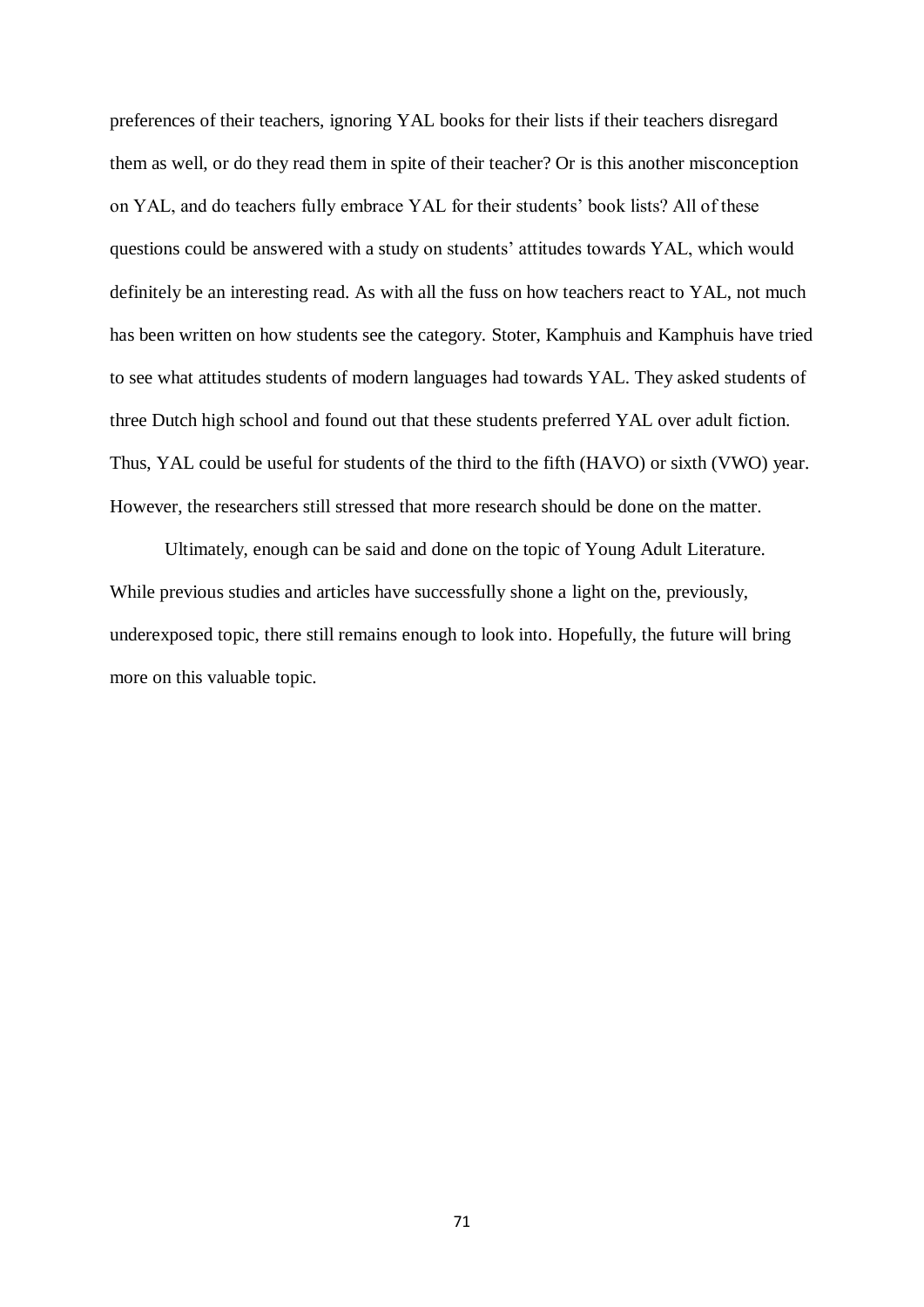preferences of their teachers, ignoring YAL books for their lists if their teachers disregard them as well, or do they read them in spite of their teacher? Or is this another misconception on YAL, and do teachers fully embrace YAL for their students' book lists? All of these questions could be answered with a study on students' attitudes towards YAL, which would definitely be an interesting read. As with all the fuss on how teachers react to YAL, not much has been written on how students see the category. Stoter, Kamphuis and Kamphuis have tried to see what attitudes students of modern languages had towards YAL. They asked students of three Dutch high school and found out that these students preferred YAL over adult fiction. Thus, YAL could be useful for students of the third to the fifth (HAVO) or sixth (VWO) year. However, the researchers still stressed that more research should be done on the matter.

Ultimately, enough can be said and done on the topic of Young Adult Literature. While previous studies and articles have successfully shone a light on the, previously, underexposed topic, there still remains enough to look into. Hopefully, the future will bring more on this valuable topic.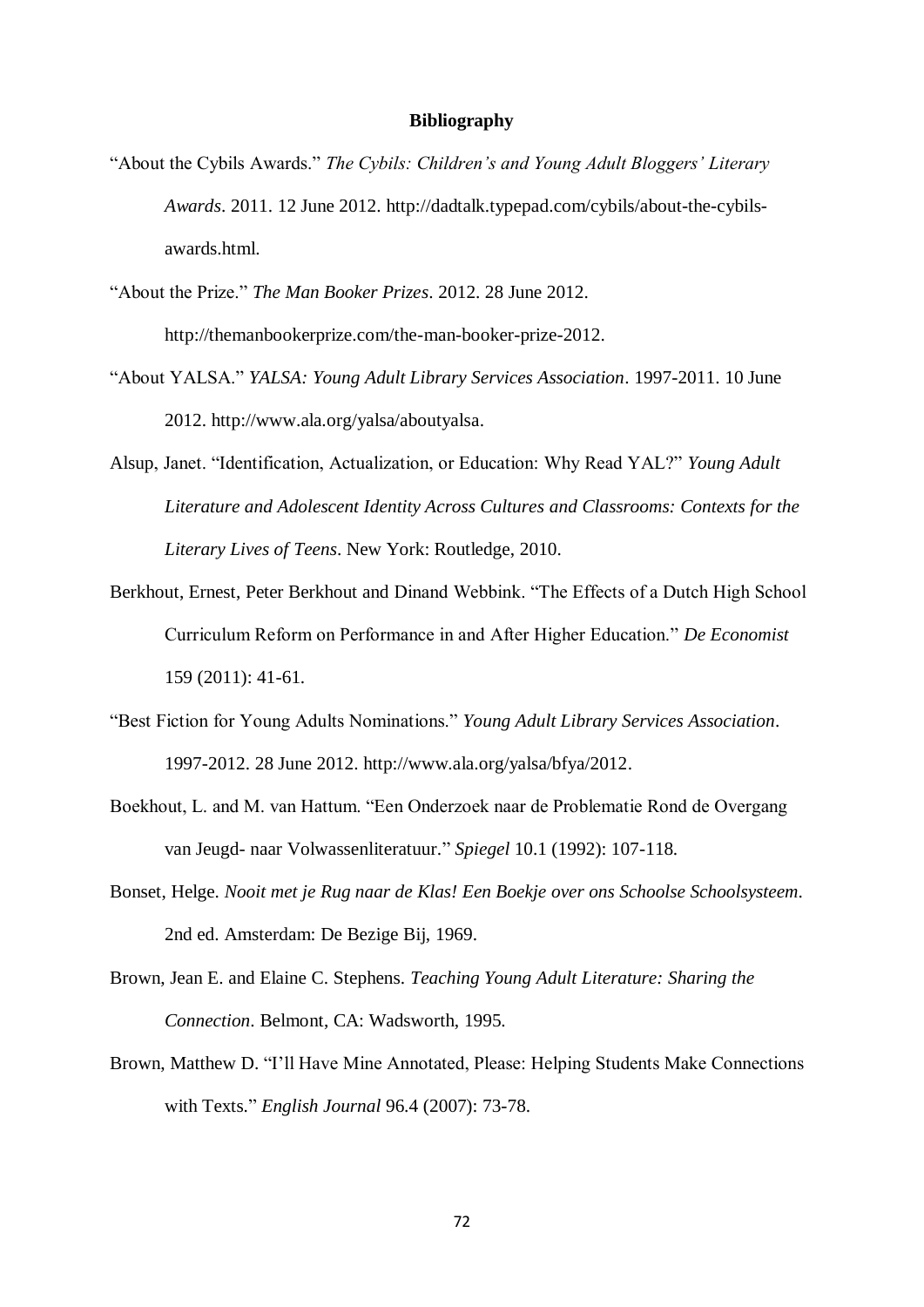# Bibliography

"About the Cybils Awards." *The Cybils: Children's and Young Adult Bloggers' Literary Awards*. 2011. 12 June 2012. http://dadtalk.typepad.com/cybils/about-the-cybils-awards.html.

"About the Prize." *The Man Booker Prizes*. 2012. 28 June 2012. http://themanbookerprize.com/the-man-booker-prize-2012.

"About YALSA." *YALSA: Young Adult Library Services Association*. 1997-2011. 10 June 2012. http://www.ala.org/yalsa/aboutyalsa.

Alsup, Janet. "Identification, Actualization, or Education: Why Read YAL?" *Young Adult Literature and Adolescent Identity Across Cultures and Classrooms: Contexts for the Literary Lives of Teens*. New York: Routledge, 2010.

Berkhout, Ernest, Peter Berkhout and Dinand Webbink. "The Effects of a Dutch High School Curriculum Reform on Performance in and After Higher Education." *De Economist* 159 (2011): 41-61.

"Best Fiction for Young Adults Nominations." *Young Adult Library Services Association*. 1997-2012. 28 June 2012. http://www.ala.org/yalsa/bfya/2012.

Boekhout, L. and M. van Hattum. "Een Onderzoek naar de Problematie Rond de Overgang van Jeugd- naar Volwassenliteratuur." *Spiegel* 10.1 (1992): 107-118.

Bonset, Helge. *Nooit met je Rug naar de Klas! Een Boekje over ons Schoolse Schoolsysteem*. 2nd ed. Amsterdam: De Bezige Bij, 1969.

Brown, Jean E. and Elaine C. Stephens. *Teaching Young Adult Literature: Sharing the Connection*. Belmont, CA: Wadsworth, 1995.

Brown, Matthew D. "I'll Have Mine Annotated, Please: Helping Students Make Connections with Texts." *English Journal* 96.4 (2007): 73-78.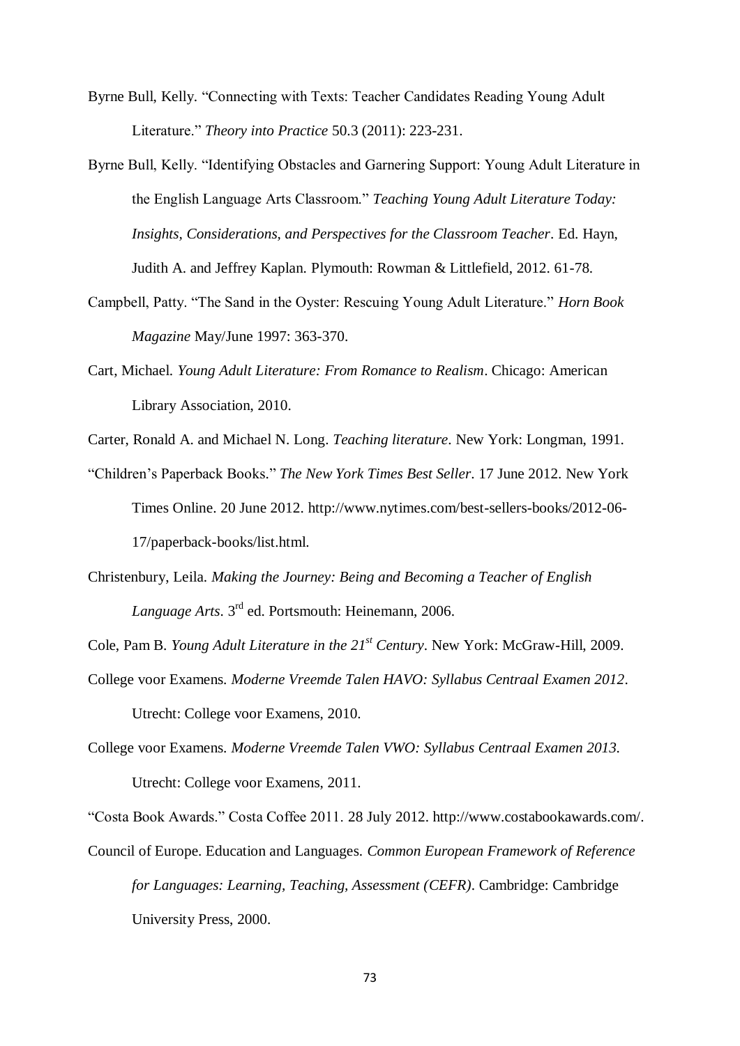Byrne Bull, Kelly. “Connecting with Texts: Teacher Candidates Reading Young Adult Literature.” *Theory into Practice* 50.3 (2011): 223-231.

Byrne Bull, Kelly. “Identifying Obstacles and Garnering Support: Young Adult Literature in the English Language Arts Classroom.” *Teaching Young Adult Literature Today: Insights, Considerations, and Perspectives for the Classroom Teacher*. Ed. Hayn, Judith A. and Jeffrey Kaplan. Plymouth: Rowman & Littlefield, 2012. 61-78.

Campbell, Patty. “The Sand in the Oyster: Rescuing Young Adult Literature.” *Horn Book Magazine* May/June 1997: 363-370.

Cart, Michael. *Young Adult Literature: From Romance to Realism*. Chicago: American Library Association, 2010.

Carter, Ronald A. and Michael N. Long. *Teaching literature*. New York: Longman, 1991.

“Children’s Paperback Books.” *The New York Times Best Seller*. 17 June 2012. New York Times Online. 20 June 2012. http://www.nytimes.com/best-sellers-books/2012-06-17/paperback-books/list.html.

Christenbury, Leila. *Making the Journey: Being and Becoming a Teacher of English Language Arts*. 3rd ed. Portsmouth: Heinemann, 2006.

Cole, Pam B. *Young Adult Literature in the 21st Century*. New York: McGraw-Hill, 2009.

College voor Examens. *Moderne Vreemde Talen HAVO: Syllabus Centraal Examen 2012*. Utrecht: College voor Examens, 2010.

College voor Examens. *Moderne Vreemde Talen VWO: Syllabus Centraal Examen 2013*. Utrecht: College voor Examens, 2011.

“Costa Book Awards.” Costa Coffee 2011. 28 July 2012. http://www.costabookawards.com/.

Council of Europe. Education and Languages. *Common European Framework of Reference for Languages: Learning, Teaching, Assessment (CEFR)*. Cambridge: Cambridge University Press, 2000.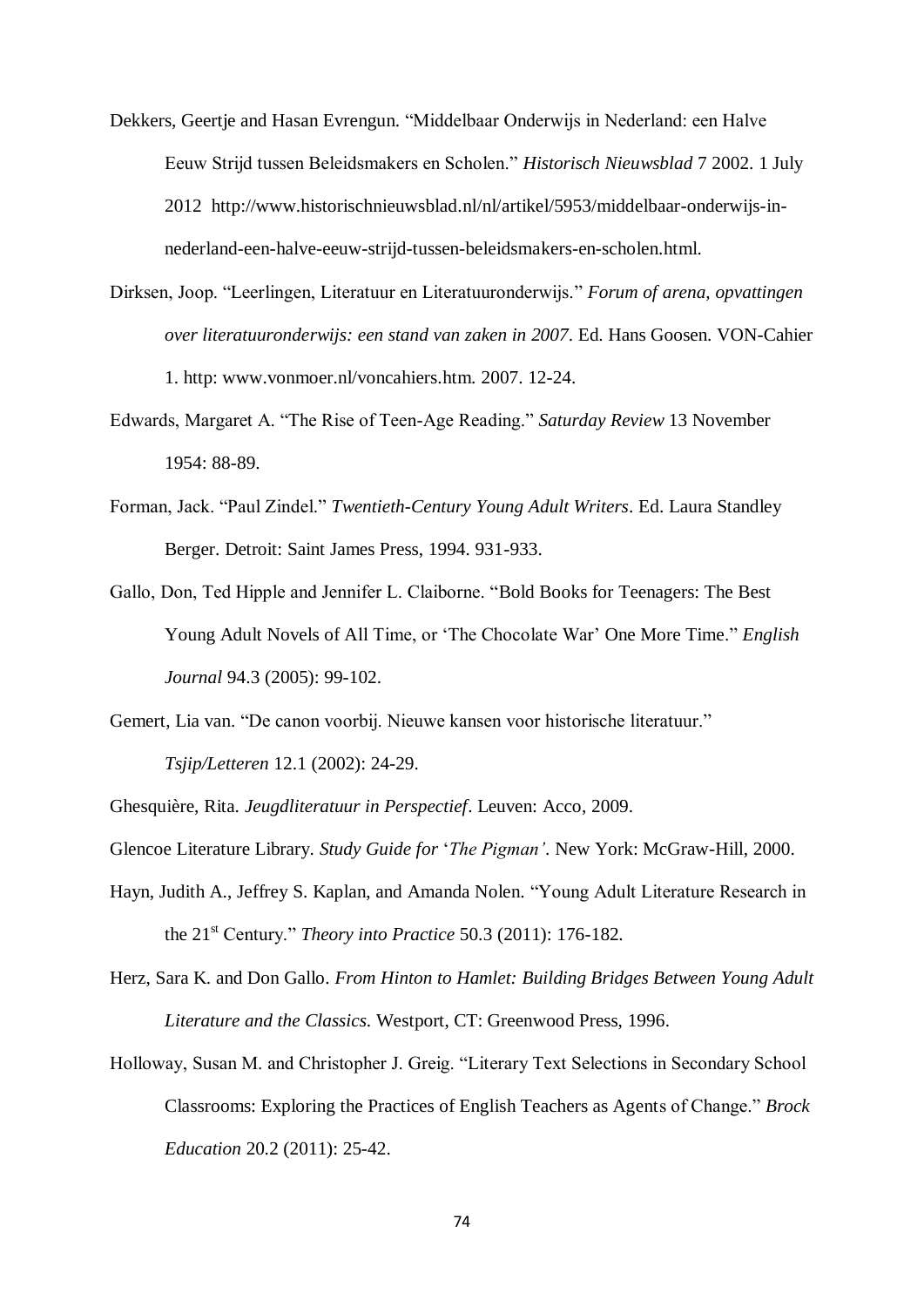Dekkers, Geertje and Hasan Evrengun. "Middelbaar Onderwijs in Nederland: een Halve Eeuw Strijd tussen Beleidsmakers en Scholen." *Historisch Nieuwsblad* 7 2002. 1 July 2012 http://www.historischnieuwsblad.nl/nl/artikel/5953/middelbaar-onderwijs-in-nederland-een-halve-eeuw-strijd-tussen-beleidsmakers-en-scholen.html.

Dirksen, Joop. "Leerlingen, Literatuur en Literatuuronderwijs." *Forum of arena, opvattingen over literatuuronderwijs: een stand van zaken in 2007*. Ed. Hans Goosen. VON-Cahier 1. http: www.vonmoer.nl/voncahiers.htm. 2007. 12-24.

Edwards, Margaret A. "The Rise of Teen-Age Reading." *Saturday Review* 13 November 1954: 88-89.

Forman, Jack. "Paul Zindel." *Twentieth-Century Young Adult Writers*. Ed. Laura Standley Berger. Detroit: Saint James Press, 1994. 931-933.

Gallo, Don, Ted Hipple and Jennifer L. Claiborne. "Bold Books for Teenagers: The Best Young Adult Novels of All Time, or 'The Chocolate War' One More Time." *English Journal* 94.3 (2005): 99-102.

Gemert, Lia van. "De canon voorbij. Nieuwe kansen voor historische literatuur." *Tsjip/Letteren* 12.1 (2002): 24-29.

Ghesquière, Rita. *Jeugdliteratuur in Perspectief*. Leuven: Acco, 2009.

Glencoe Literature Library. *Study Guide for 'The Pigman'*. New York: McGraw-Hill, 2000.

Hayn, Judith A., Jeffrey S. Kaplan, and Amanda Nolen. "Young Adult Literature Research in the 21st Century." *Theory into Practice* 50.3 (2011): 176-182.

Herz, Sara K. and Don Gallo. *From Hinton to Hamlet: Building Bridges Between Young Adult Literature and the Classics*. Westport, CT: Greenwood Press, 1996.

Holloway, Susan M. and Christopher J. Greig. "Literary Text Selections in Secondary School Classrooms: Exploring the Practices of English Teachers as Agents of Change." *Brock Education* 20.2 (2011): 25-42.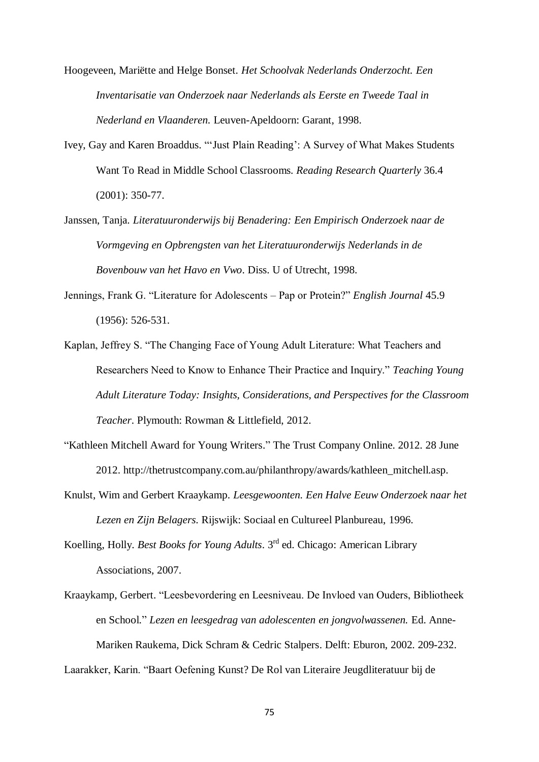Hoogeveen, Mariëtte and Helge Bonset. *Het Schoolvak Nederlands Onderzocht. Een Inventarisatie van Onderzoek naar Nederlands als Eerste en Tweede Taal in Nederland en Vlaanderen.* Leuven-Apeldoorn: Garant, 1998.

Ivey, Gay and Karen Broaddus. "'Just Plain Reading': A Survey of What Makes Students Want To Read in Middle School Classrooms. *Reading Research Quarterly* 36.4 (2001): 350-77.

Janssen, Tanja. *Literatuuronderwijs bij Benadering: Een Empirisch Onderzoek naar de Vormgeving en Opbrengsten van het Literatuuronderwijs Nederlands in de Bovenbouw van het Havo en Vwo*. Diss. U of Utrecht, 1998.

Jennings, Frank G. "Literature for Adolescents – Pap or Protein?" *English Journal* 45.9 (1956): 526-531.

Kaplan, Jeffrey S. "The Changing Face of Young Adult Literature: What Teachers and Researchers Need to Know to Enhance Their Practice and Inquiry." *Teaching Young Adult Literature Today: Insights, Considerations, and Perspectives for the Classroom Teacher*. Plymouth: Rowman & Littlefield, 2012.

"Kathleen Mitchell Award for Young Writers." The Trust Company Online. 2012. 28 June 2012. http://thetrustcompany.com.au/philanthropy/awards/kathleen_mitchell.asp.

Knulst, Wim and Gerbert Kraaykamp. *Leesgewoonten. Een Halve Eeuw Onderzoek naar het Lezen en Zijn Belagers*. Rijswijk: Sociaal en Cultureel Planbureau, 1996.

Koelling, Holly. *Best Books for Young Adults*. 3rd ed. Chicago: American Library Associations, 2007.

Kraaykamp, Gerbert. "Leesbevordering en Leesniveau. De Invloed van Ouders, Bibliotheek en School." *Lezen en leesgedrag van adolescenten en jongvolwassenen.* Ed. Anne-Mariken Raukema, Dick Schram & Cedric Stalpers. Delft: Eburon, 2002. 209-232.

Laarakker, Karin. "Baart Oefening Kunst? De Rol van Literaire Jeugdliteratuur bij de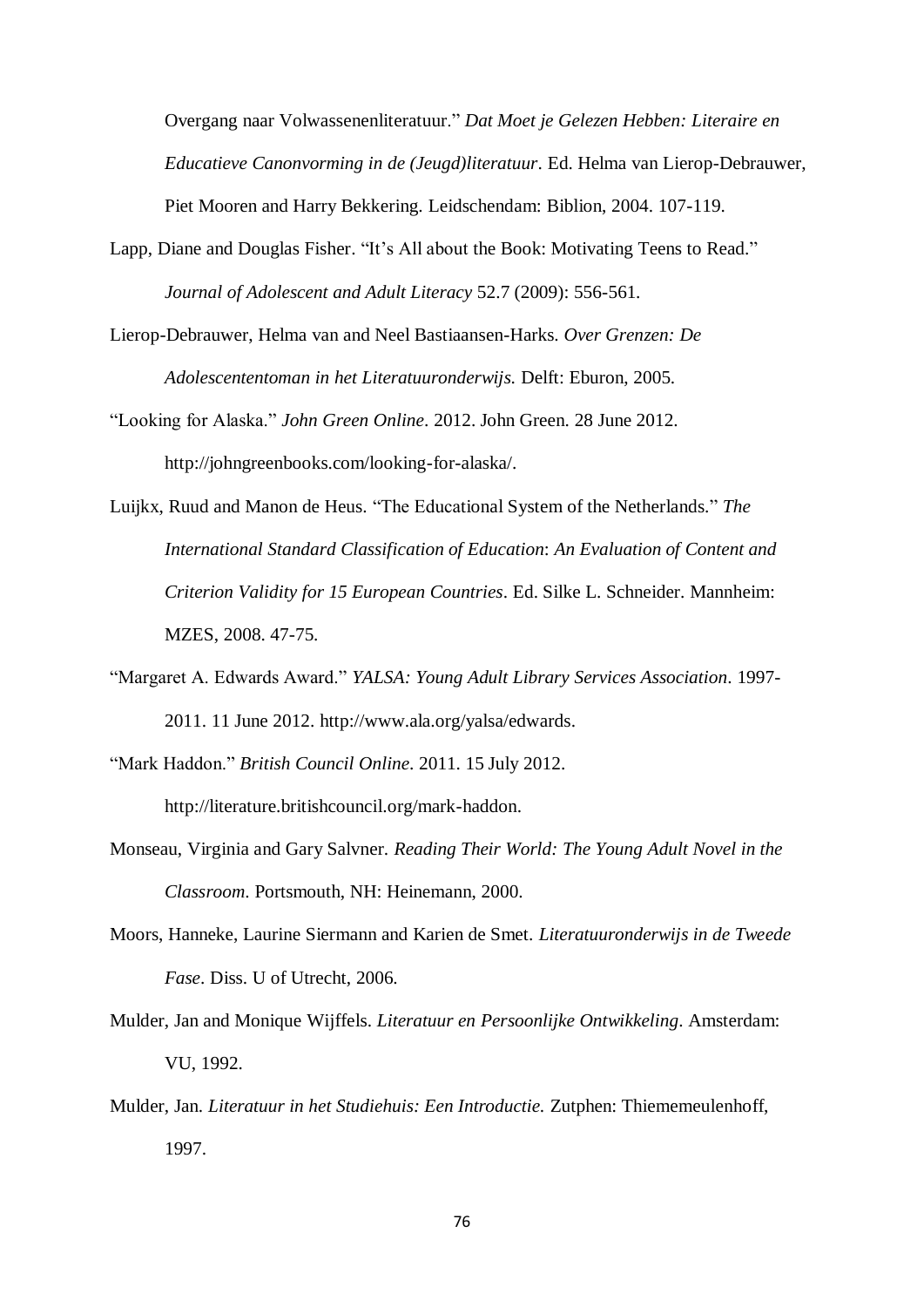Overgang naar Volwassenenliteratuur." *Dat Moet je Gelezen Hebben: Literaire en Educatieve Canonvorming in de (Jeugd)literatuur*. Ed. Helma van Lierop-Debrauwer, Piet Mooren and Harry Bekkering. Leidschendam: Biblion, 2004. 107-119.

Lapp, Diane and Douglas Fisher. "It's All about the Book: Motivating Teens to Read." *Journal of Adolescent and Adult Literacy* 52.7 (2009): 556-561.

Lierop-Debrauwer, Helma van and Neel Bastiaansen-Harks. *Over Grenzen: De Adolescentenroman in het Literatuuronderwijs.* Delft: Eburon, 2005.

"Looking for Alaska." *John Green Online*. 2012. John Green. 28 June 2012. http://johngreenbooks.com/looking-for-alaska/.

Luijkx, Ruud and Manon de Heus. "The Educational System of the Netherlands." *The International Standard Classification of Education*: *An Evaluation of Content and Criterion Validity for 15 European Countries*. Ed. Silke L. Schneider. Mannheim: MZES, 2008. 47-75.

"Margaret A. Edwards Award." *YALSA: Young Adult Library Services Association*. 1997-2011. 11 June 2012. http://www.ala.org/yalsa/edwards.

"Mark Haddon." *British Council Online*. 2011. 15 July 2012. http://literature.britishcouncil.org/mark-haddon.

Monseau, Virginia and Gary Salvner. *Reading Their World: The Young Adult Novel in the Classroom*. Portsmouth, NH: Heinemann, 2000.

Moors, Hanneke, Laurine Siermann and Karien de Smet. *Literatuuronderwijs in de Tweede Fase*. Diss. U of Utrecht, 2006.

Mulder, Jan and Monique Wijffels. *Literatuur en Persoonlijke Ontwikkeling*. Amsterdam: VU, 1992.

Mulder, Jan. *Literatuur in het Studiehuis: Een Introductie.* Zutphen: Thiememeulenhoff, 1997.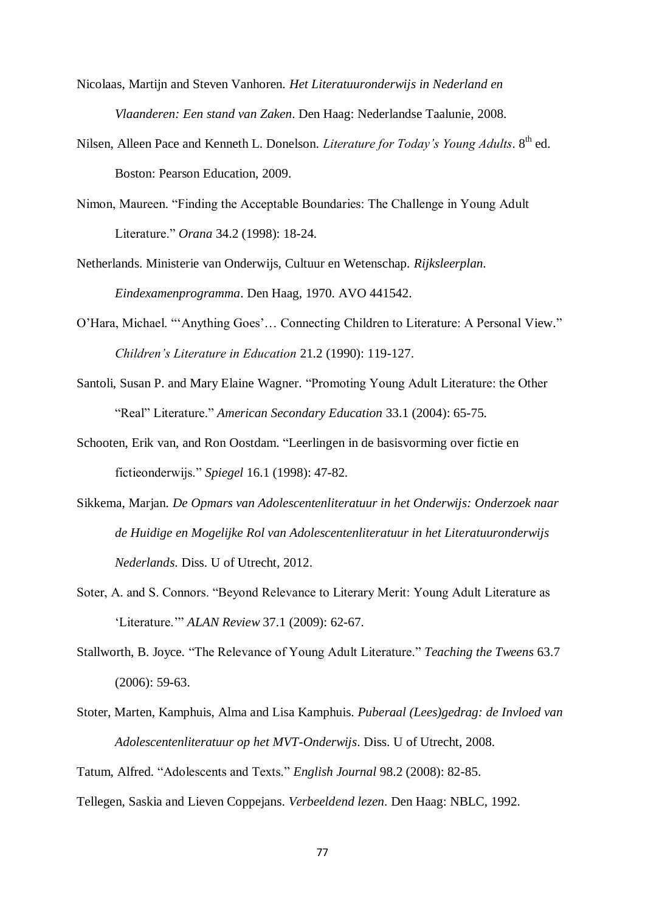Nicolaas, Martijn and Steven Vanhoren. *Het Literatuuronderwijs in Nederland en Vlaanderen: Een stand van Zaken*. Den Haag: Nederlandse Taalunie, 2008.

Nilsen, Alleen Pace and Kenneth L. Donelson. *Literature for Today's Young Adults*. 8th ed. Boston: Pearson Education, 2009.

Nimon, Maureen. "Finding the Acceptable Boundaries: The Challenge in Young Adult Literature." *Orana* 34.2 (1998): 18-24.

Netherlands. Ministerie van Onderwijs, Cultuur en Wetenschap. *Rijksleerplan. Eindexamenprogramma*. Den Haag, 1970. AVO 441542.

O'Hara, Michael. "'Anything Goes'… Connecting Children to Literature: A Personal View." *Children's Literature in Education* 21.2 (1990): 119-127.

Santoli, Susan P. and Mary Elaine Wagner. "Promoting Young Adult Literature: the Other "Real" Literature." *American Secondary Education* 33.1 (2004): 65-75.

Schooten, Erik van, and Ron Oostdam. "Leerlingen in de basisvorming over fictie en fictieonderwijs." *Spiegel* 16.1 (1998): 47-82.

Sikkema, Marjan. *De Opmars van Adolescentenliteratuur in het Onderwijs: Onderzoek naar de Huidige en Mogelijke Rol van Adolescentenliteratuur in het Literatuuronderwijs Nederlands*. Diss. U of Utrecht, 2012.

Soter, A. and S. Connors. "Beyond Relevance to Literary Merit: Young Adult Literature as 'Literature.'" *ALAN Review* 37.1 (2009): 62-67.

Stallworth, B. Joyce. "The Relevance of Young Adult Literature." *Teaching the Tweens* 63.7 (2006): 59-63.

Stoter, Marten, Kamphuis, Alma and Lisa Kamphuis. *Puberaal (Lees)gedrag: de Invloed van Adolescentenliteratuur op het MVT-Onderwijs*. Diss. U of Utrecht, 2008.

Tatum, Alfred. "Adolescents and Texts." *English Journal* 98.2 (2008): 82-85.

Tellegen, Saskia and Lieven Coppejans. *Verbeeldend lezen*. Den Haag: NBLC, 1992.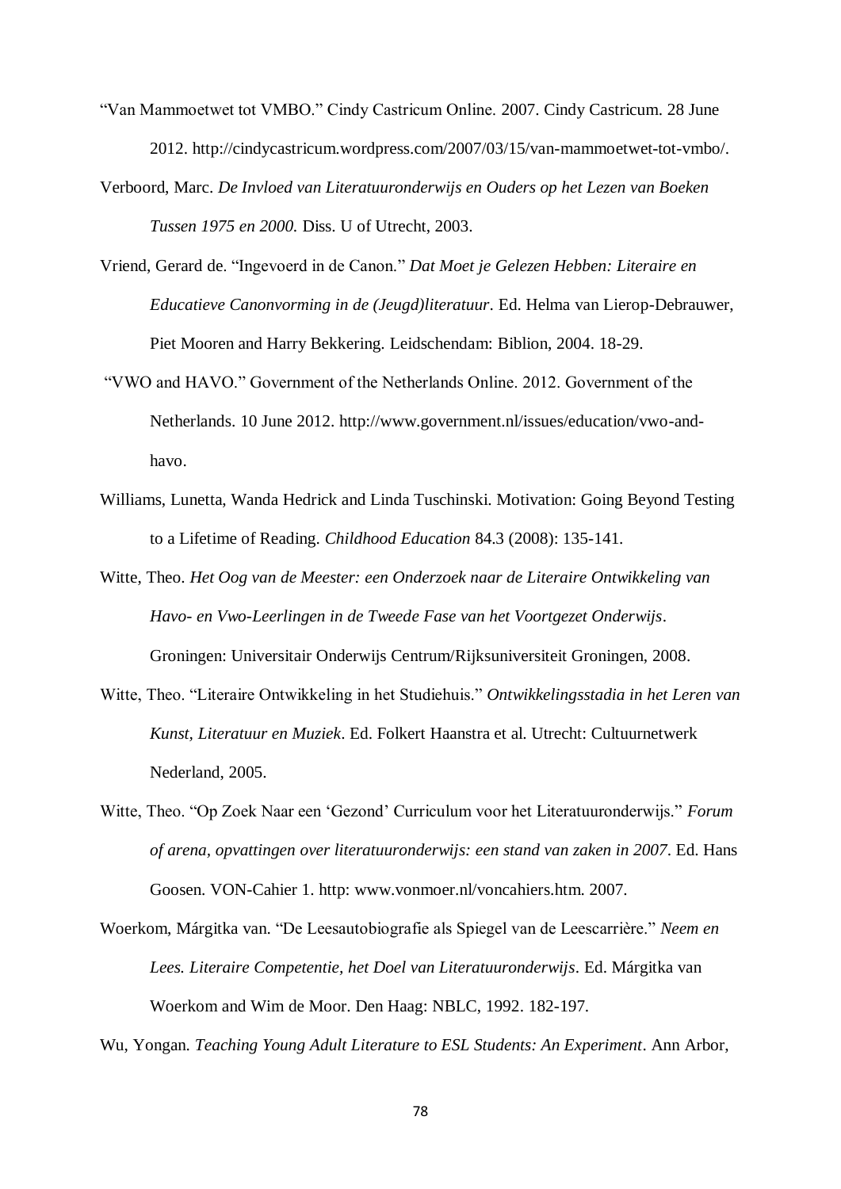“Van Mammoetwet tot VMBO.” Cindy Castricum Online. 2007. Cindy Castricum. 28 June 2012. http://cindycastricum.wordpress.com/2007/03/15/van-mammoetwet-tot-vmbo/.

Verboord, Marc. *De Invloed van Literatuuronderwijs en Ouders op het Lezen van Boeken Tussen 1975 en 2000.* Diss. U of Utrecht, 2003.

Vriend, Gerard de. “Ingevoerd in de Canon.” *Dat Moet je Gelezen Hebben: Literaire en Educatieve Canonvorming in de (Jeugd)literatuur*. Ed. Helma van Lierop-Debrauwer, Piet Mooren and Harry Bekkering. Leidschendam: Biblion, 2004. 18-29.

“VWO and HAVO.” Government of the Netherlands Online. 2012. Government of the Netherlands. 10 June 2012. http://www.government.nl/issues/education/vwo-and-havo.

Williams, Lunetta, Wanda Hedrick and Linda Tuschinski. Motivation: Going Beyond Testing to a Lifetime of Reading. *Childhood Education* 84.3 (2008): 135-141.

Witte, Theo. *Het Oog van de Meester: een Onderzoek naar de Literaire Ontwikkeling van Havo- en Vwo-Leerlingen in de Tweede Fase van het Voortgezet Onderwijs*. Groningen: Universitair Onderwijs Centrum/Rijksuniversiteit Groningen, 2008.

Witte, Theo. “Literaire Ontwikkeling in het Studiehuis.” *Ontwikkelingsstadia in het Leren van Kunst, Literatuur en Muziek*. Ed. Folkert Haanstra et al. Utrecht: Cultuurnetwerk Nederland, 2005.

Witte, Theo. “Op Zoek Naar een ‘Gezond’ Curriculum voor het Literatuuronderwijs.” *Forum of arena, opvattingen over literatuuronderwijs: een stand van zaken in 2007*. Ed. Hans Goosen. VON-Cahier 1. http: www.vonmoer.nl/voncahiers.htm. 2007.

Woerkom, Márgitka van. “De Leesautobiografie als Spiegel van de Leescarrière.” *Neem en Lees. Literaire Competentie, het Doel van Literatuuronderwijs*. Ed. Márgitka van Woerkom and Wim de Moor. Den Haag: NBLC, 1992. 182-197.

Wu, Yongan. *Teaching Young Adult Literature to ESL Students: An Experiment*. Ann Arbor,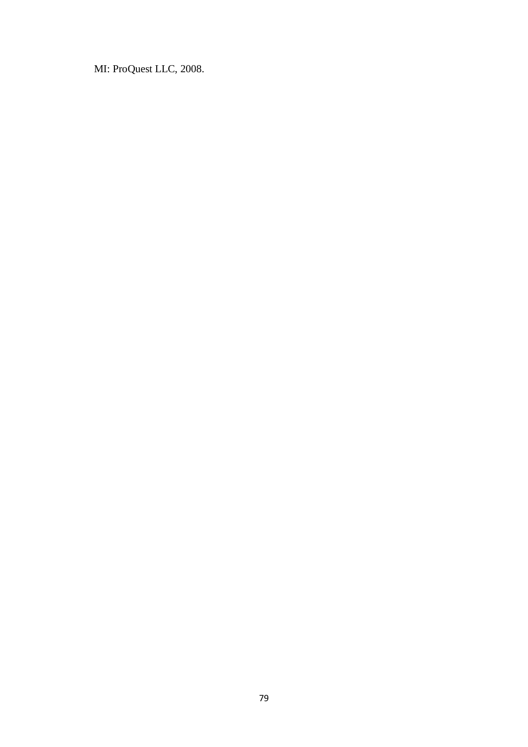MI: ProQuest LLC, 2008.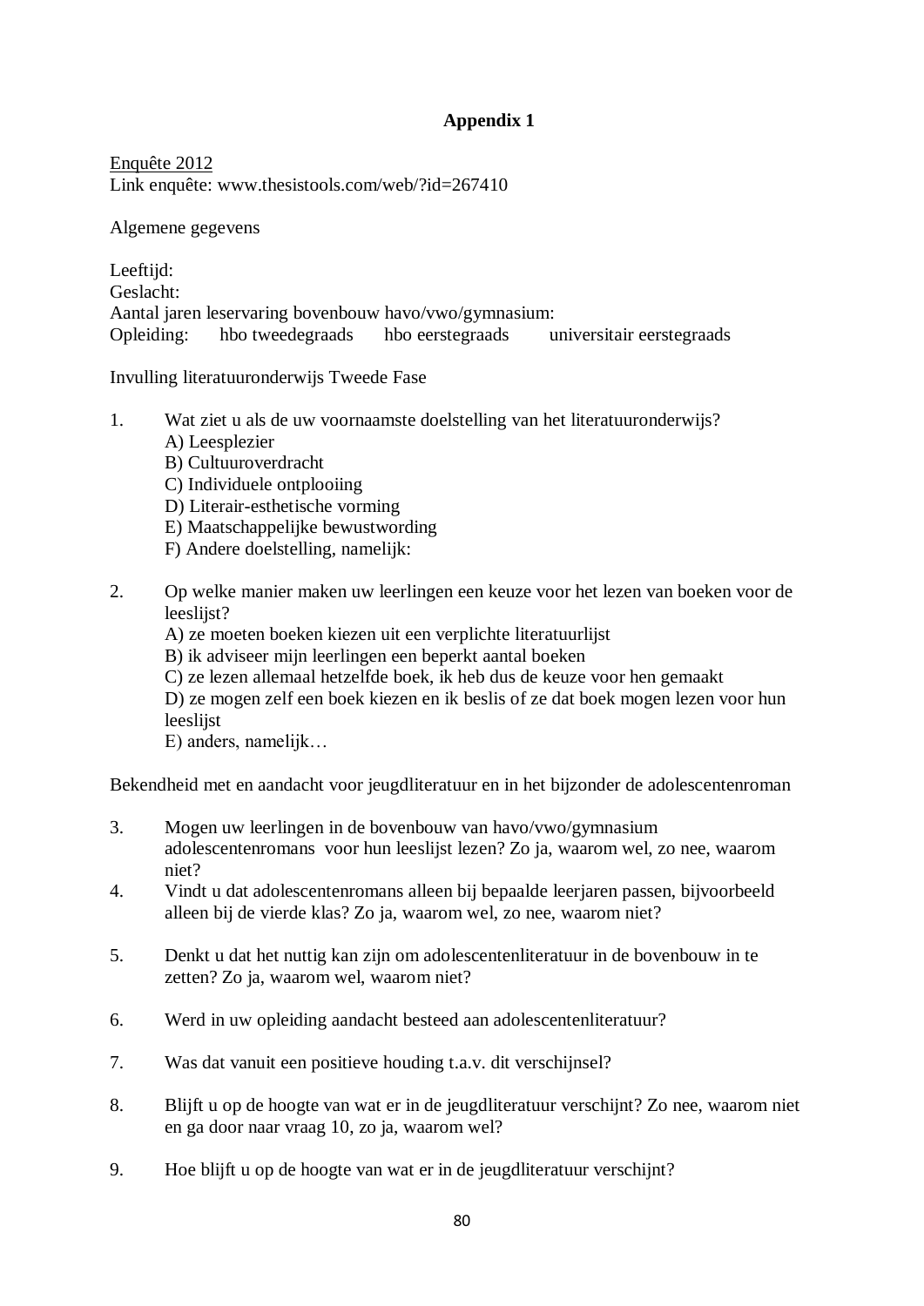**Appendix 1**

Enquête 2012
Link enquête: www.thesistools.com/web/?id=267410

Algemene gegevens

Leeftijd:
Geslacht:
Aantal jaren leservaring bovenbouw havo/vwo/gymnasium:
Opleiding: hbo tweedegraads hbo eerstegraads universitair eerstegraads

Invulling literatuuronderwijs Tweede Fase

1. Wat ziet u als de uw voornaamste doelstelling van het literatuuronderwijs?
   A) Leesplezier
   B) Cultuuroverdracht
   C) Individuele ontplooiing
   D) Literair-esthetische vorming
   E) Maatschappelijke bewustwording
   F) Andere doelstelling, namelijk:

2. Op welke manier maken uw leerlingen een keuze voor het lezen van boeken voor de leeslijst?
   A) ze moeten boeken kiezen uit een verplichte literatuurlijst
   B) ik adviseer mijn leerlingen een beperkt aantal boeken
   C) ze lezen allemaal hetzelfde boek, ik heb dus de keuze voor hen gemaakt
   D) ze mogen zelf een boek kiezen en ik beslis of ze dat boek mogen lezen voor hun leeslijst
   E) anders, namelijk…

Bekendheid met en aandacht voor jeugdliteratuur en in het bijzonder de adolescentenroman

3. Mogen uw leerlingen in de bovenbouw van havo/vwo/gymnasium adolescentenromans voor hun leeslijst lezen? Zo ja, waarom wel, zo nee, waarom niet?
4. Vindt u dat adolescentenromans alleen bij bepaalde leerjaren passen, bijvoorbeeld alleen bij de vierde klas? Zo ja, waarom wel, zo nee, waarom niet?
5. Denkt u dat het nuttig kan zijn om adolescentenliteratuur in de bovenbouw in te zetten? Zo ja, waarom wel, waarom niet?
6. Werd in uw opleiding aandacht besteed aan adolescentenliteratuur?
7. Was dat vanuit een positieve houding t.a.v. dit verschijnsel?
8. Blijft u op de hoogte van wat er in de jeugdliteratuur verschijnt? Zo nee, waarom niet en ga door naar vraag 10, zo ja, waarom wel?
9. Hoe blijft u op de hoogte van wat er in de jeugdliteratuur verschijnt?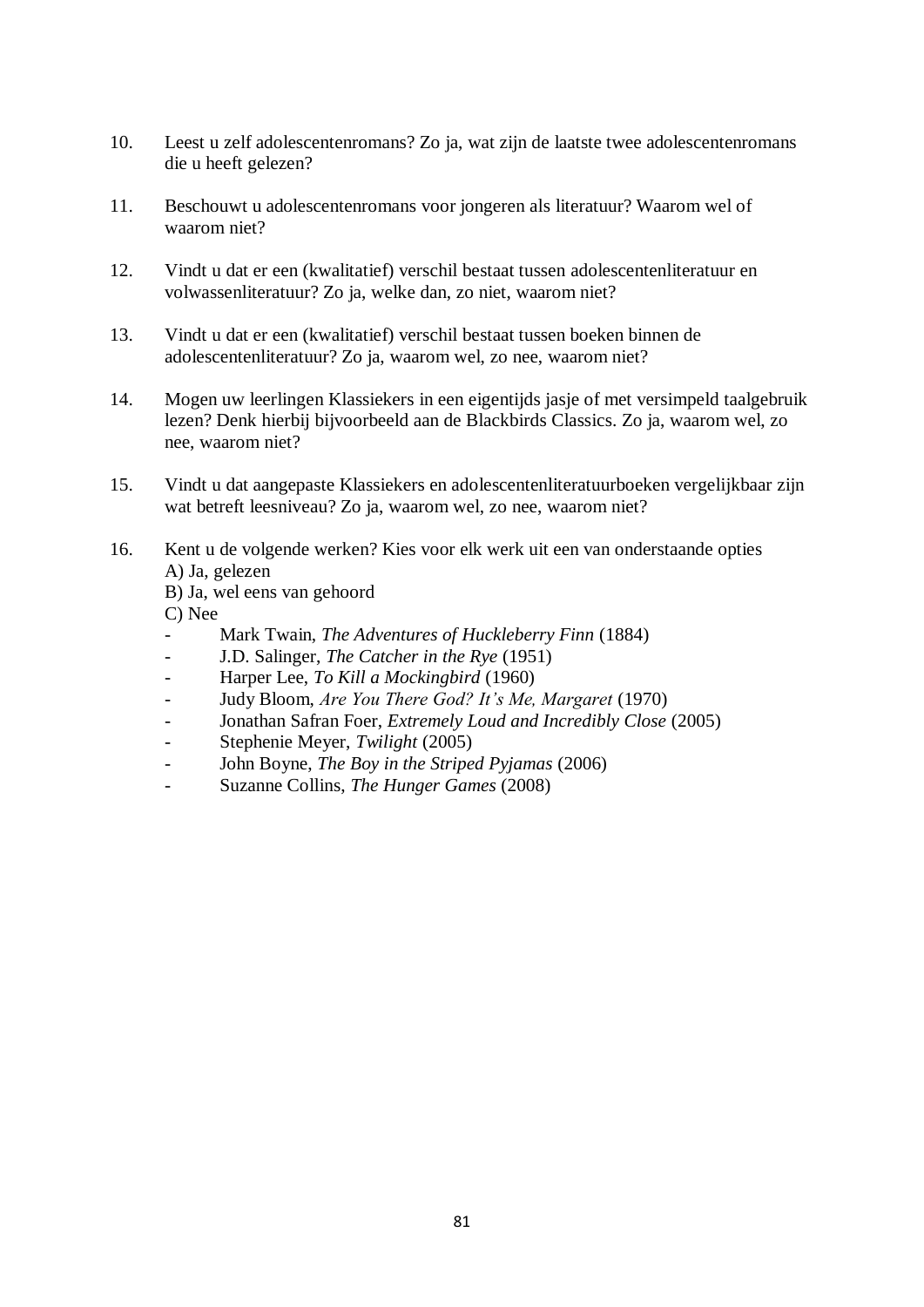10. Leest u zelf adolescentenromans? Zo ja, wat zijn de laatste twee adolescentenromans die u heeft gelezen?

11. Beschouwt u adolescentenromans voor jongeren als literatuur? Waarom wel of waarom niet?

12. Vindt u dat er een (kwalitatief) verschil bestaat tussen adolescentenliteratuur en volwassenliteratuur? Zo ja, welke dan, zo niet, waarom niet?

13. Vindt u dat er een (kwalitatief) verschil bestaat tussen boeken binnen de adolescentenliteratuur? Zo ja, waarom wel, zo nee, waarom niet?

14. Mogen uw leerlingen Klassiekers in een eigentijds jasje of met versimpeld taalgebruik lezen? Denk hierbij bijvoorbeeld aan de Blackbirds Classics. Zo ja, waarom wel, zo nee, waarom niet?

15. Vindt u dat aangepaste Klassiekers en adolescentenliteratuurboeken vergelijkbaar zijn wat betreft leesniveau? Zo ja, waarom wel, zo nee, waarom niet?

16. Kent u de volgende werken? Kies voor elk werk uit een van onderstaande opties
    A) Ja, gelezen
    B) Ja, wel eens van gehoord
    C) Nee
    - Mark Twain, *The Adventures of Huckleberry Finn* (1884)
    - J.D. Salinger, *The Catcher in the Rye* (1951)
    - Harper Lee, *To Kill a Mockingbird* (1960)
    - Judy Bloom, *Are You There God? It's Me, Margaret* (1970)
    - Jonathan Safran Foer, *Extremely Loud and Incredibly Close* (2005)
    - Stephenie Meyer, *Twilight* (2005)
    - John Boyne, *The Boy in the Striped Pyjamas* (2006)
    - Suzanne Collins, *The Hunger Games* (2008)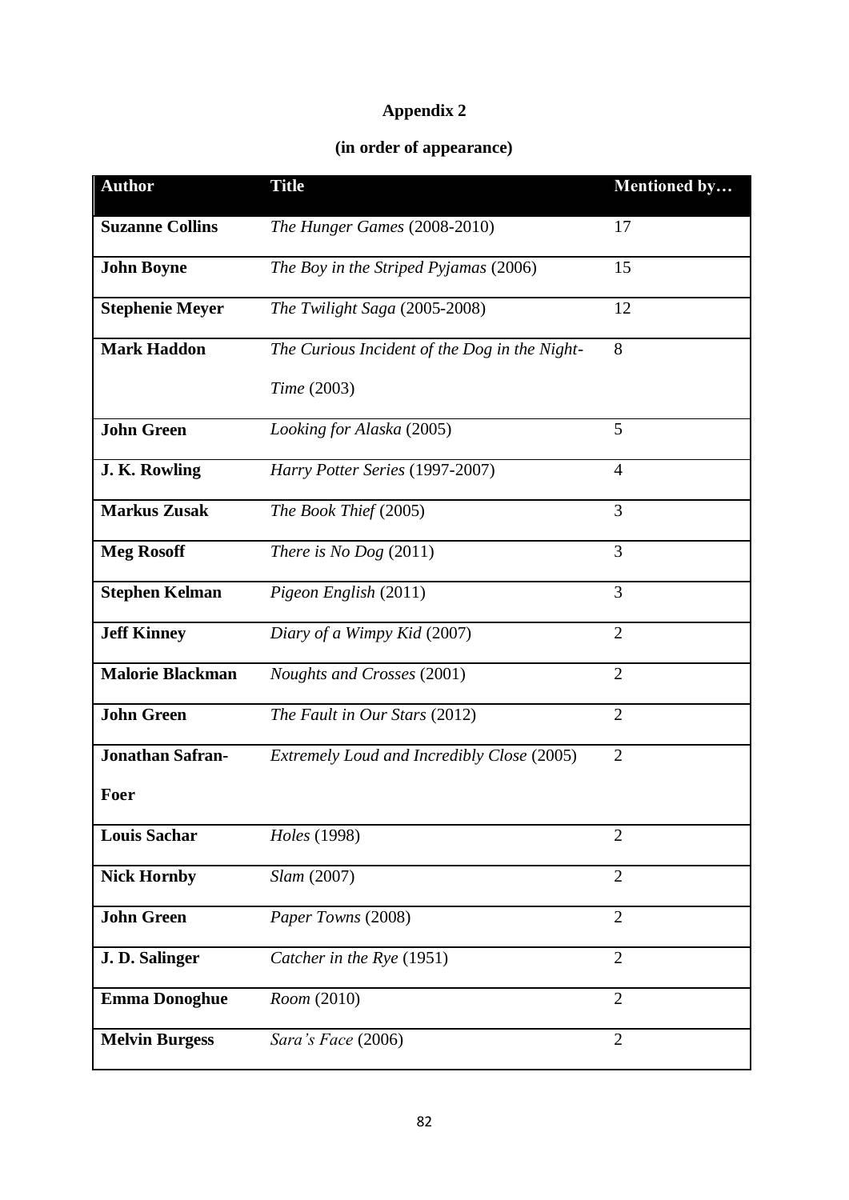# Appendix 2

## (in order of appearance)

| Author | Title | Mentioned by… |
|---|---|---|
| **Suzanne Collins** | *The Hunger Games* (2008-2010) | 17 |
| **John Boyne** | *The Boy in the Striped Pyjamas* (2006) | 15 |
| **Stephenie Meyer** | *The Twilight Saga* (2005-2008) | 12 |
| **Mark Haddon** | *The Curious Incident of the Dog in the Night-Time* (2003) | 8 |
| **John Green** | *Looking for Alaska* (2005) | 5 |
| **J. K. Rowling** | *Harry Potter Series* (1997-2007) | 4 |
| **Markus Zusak** | *The Book Thief* (2005) | 3 |
| **Meg Rosoff** | *There is No Dog* (2011) | 3 |
| **Stephen Kelman** | *Pigeon English* (2011) | 3 |
| **Jeff Kinney** | *Diary of a Wimpy Kid* (2007) | 2 |
| **Malorie Blackman** | *Noughts and Crosses* (2001) | 2 |
| **John Green** | *The Fault in Our Stars* (2012) | 2 |
| **Jonathan Safran-Foer** | *Extremely Loud and Incredibly Close* (2005) | 2 |
| **Louis Sachar** | *Holes* (1998) | 2 |
| **Nick Hornby** | *Slam* (2007) | 2 |
| **John Green** | *Paper Towns* (2008) | 2 |
| **J. D. Salinger** | *Catcher in the Rye* (1951) | 2 |
| **Emma Donoghue** | *Room* (2010) | 2 |
| **Melvin Burgess** | *Sara's Face* (2006) | 2 |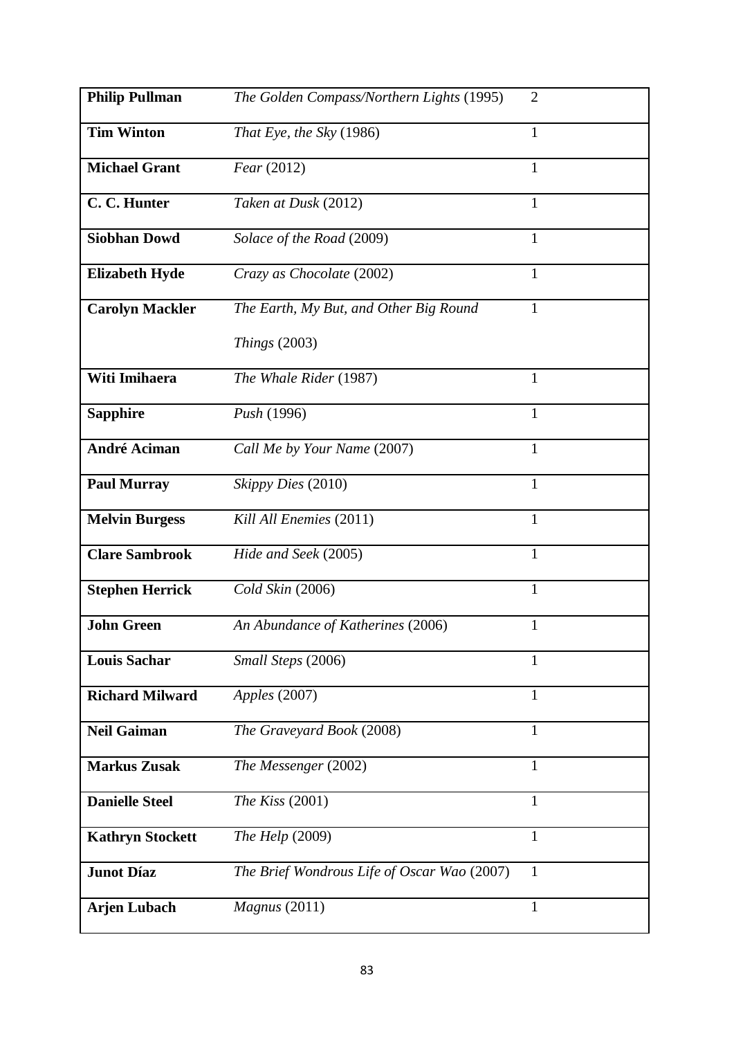| | | |
|---|---|---|
| **Philip Pullman** | *The Golden Compass/Northern Lights* (1995) | 2 |
| **Tim Winton** | *That Eye, the Sky* (1986) | 1 |
| **Michael Grant** | *Fear* (2012) | 1 |
| **C. C. Hunter** | *Taken at Dusk* (2012) | 1 |
| **Siobhan Dowd** | *Solace of the Road* (2009) | 1 |
| **Elizabeth Hyde** | *Crazy as Chocolate* (2002) | 1 |
| **Carolyn Mackler** | *The Earth, My But, and Other Big Round Things* (2003) | 1 |
| **Witi Imihaera** | *The Whale Rider* (1987) | 1 |
| **Sapphire** | *Push* (1996) | 1 |
| **André Aciman** | *Call Me by Your Name* (2007) | 1 |
| **Paul Murray** | *Skippy Dies* (2010) | 1 |
| **Melvin Burgess** | *Kill All Enemies* (2011) | 1 |
| **Clare Sambrook** | *Hide and Seek* (2005) | 1 |
| **Stephen Herrick** | *Cold Skin* (2006) | 1 |
| **John Green** | *An Abundance of Katherines* (2006) | 1 |
| **Louis Sachar** | *Small Steps* (2006) | 1 |
| **Richard Milward** | *Apples* (2007) | 1 |
| **Neil Gaiman** | *The Graveyard Book* (2008) | 1 |
| **Markus Zusak** | *The Messenger* (2002) | 1 |
| **Danielle Steel** | *The Kiss* (2001) | 1 |
| **Kathryn Stockett** | *The Help* (2009) | 1 |
| **Junot Díaz** | *The Brief Wondrous Life of Oscar Wao* (2007) | 1 |
| **Arjen Lubach** | *Magnus* (2011) | 1 |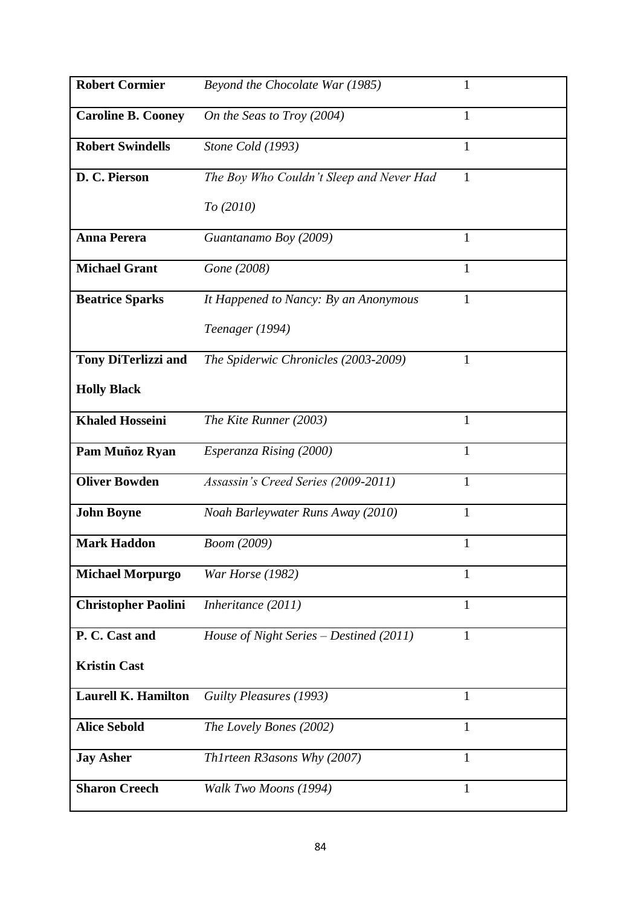| | | |
|---|---|---|
| **Robert Cormier** | *Beyond the Chocolate War (1985)* | 1 |
| **Caroline B. Cooney** | *On the Seas to Troy (2004)* | 1 |
| **Robert Swindells** | *Stone Cold (1993)* | 1 |
| **D. C. Pierson** | *The Boy Who Couldn't Sleep and Never Had To (2010)* | 1 |
| **Anna Perera** | *Guantanamo Boy (2009)* | 1 |
| **Michael Grant** | *Gone (2008)* | 1 |
| **Beatrice Sparks** | *It Happened to Nancy: By an Anonymous Teenager (1994)* | 1 |
| **Tony DiTerlizzi and Holly Black** | *The Spiderwic Chronicles (2003-2009)* | 1 |
| **Khaled Hosseini** | *The Kite Runner (2003)* | 1 |
| **Pam Muñoz Ryan** | *Esperanza Rising (2000)* | 1 |
| **Oliver Bowden** | *Assassin's Creed Series (2009-2011)* | 1 |
| **John Boyne** | *Noah Barleywater Runs Away (2010)* | 1 |
| **Mark Haddon** | *Boom (2009)* | 1 |
| **Michael Morpurgo** | *War Horse (1982)* | 1 |
| **Christopher Paolini** | *Inheritance (2011)* | 1 |
| **P. C. Cast and Kristin Cast** | *House of Night Series – Destined (2011)* | 1 |
| **Laurell K. Hamilton** | *Guilty Pleasures (1993)* | 1 |
| **Alice Sebold** | *The Lovely Bones (2002)* | 1 |
| **Jay Asher** | *Th1rteen R3asons Why (2007)* | 1 |
| **Sharon Creech** | *Walk Two Moons (1994)* | 1 |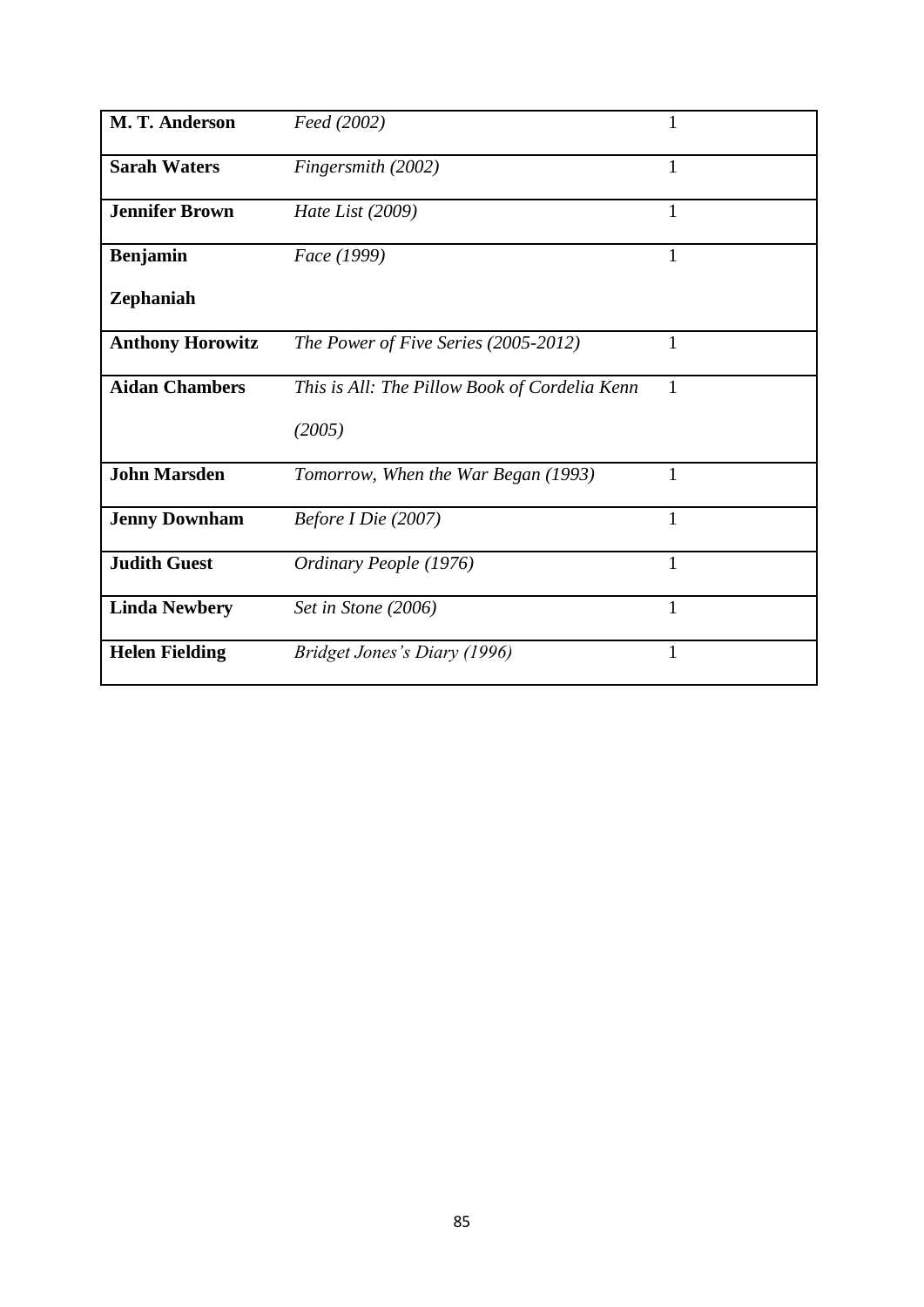| | | |
|---|---|---|
| **M. T. Anderson** | *Feed (2002)* | 1 |
| **Sarah Waters** | *Fingersmith (2002)* | 1 |
| **Jennifer Brown** | *Hate List (2009)* | 1 |
| **Benjamin Zephaniah** | *Face (1999)* | 1 |
| **Anthony Horowitz** | *The Power of Five Series (2005-2012)* | 1 |
| **Aidan Chambers** | *This is All: The Pillow Book of Cordelia Kenn (2005)* | 1 |
| **John Marsden** | *Tomorrow, When the War Began (1993)* | 1 |
| **Jenny Downham** | *Before I Die (2007)* | 1 |
| **Judith Guest** | *Ordinary People (1976)* | 1 |
| **Linda Newbery** | *Set in Stone (2006)* | 1 |
| **Helen Fielding** | *Bridget Jones's Diary (1996)* | 1 |